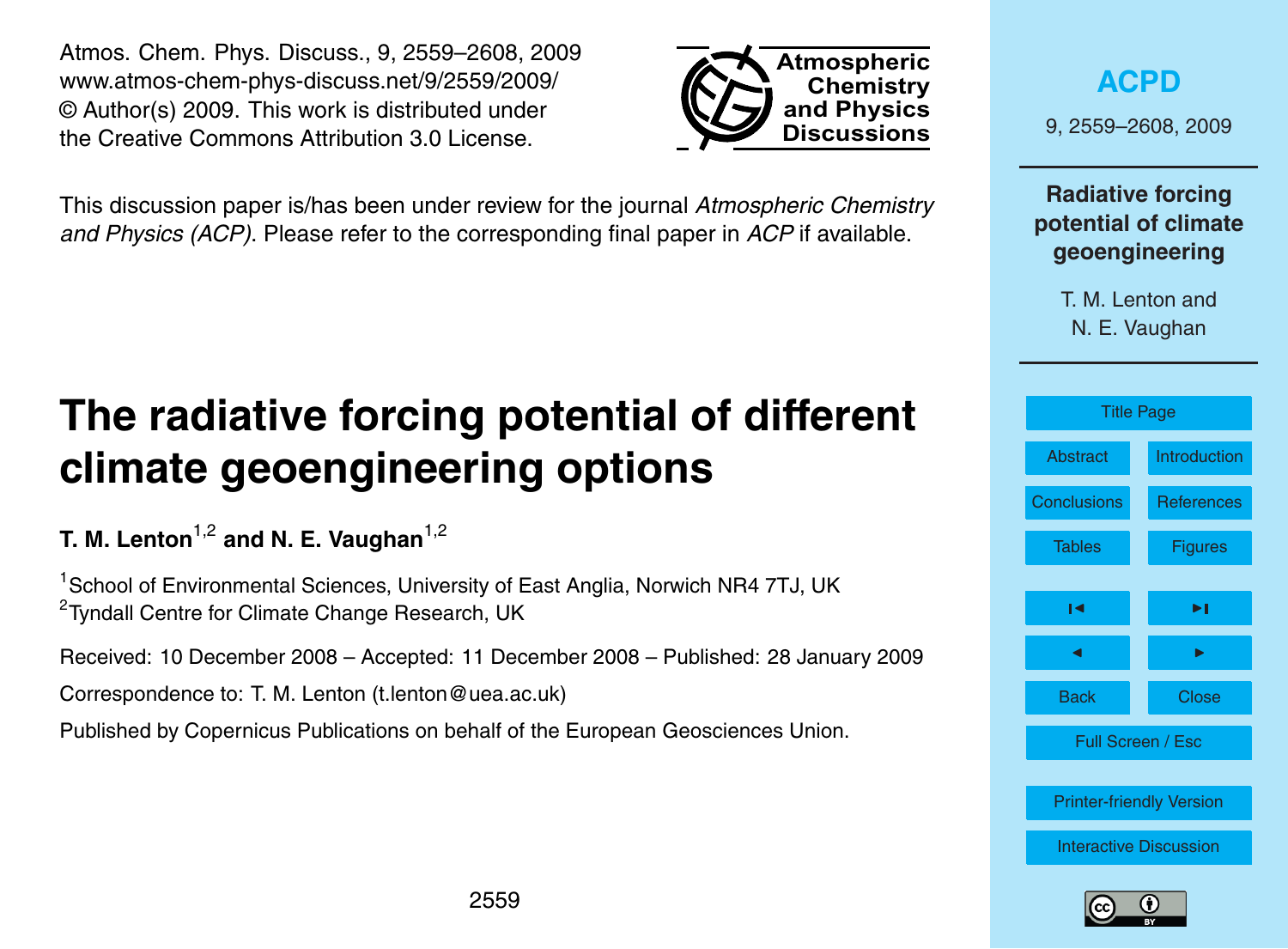This discussion paper is/has been under review for the journal *Atmospheric Chemistry and Physics (ACP)*. Please refer to the corresponding final paper in *ACP* if available.

# The radiative forcing potential of different climate geoengineering options

**T. M. Lenton[1,2] and N. E. Vaughan[1,2]**

[1]School of Environmental Sciences, University of East Anglia, Norwich NR4 7TJ, UK
[2]Tyndall Centre for Climate Change Research, UK

Received: 10 December 2008 – Accepted: 11 December 2008 – Published: 28 January 2009

Correspondence to: T. M. Lenton (t.lenton@uea.ac.uk)

Published by Copernicus Publications on behalf of the European Geosciences Union.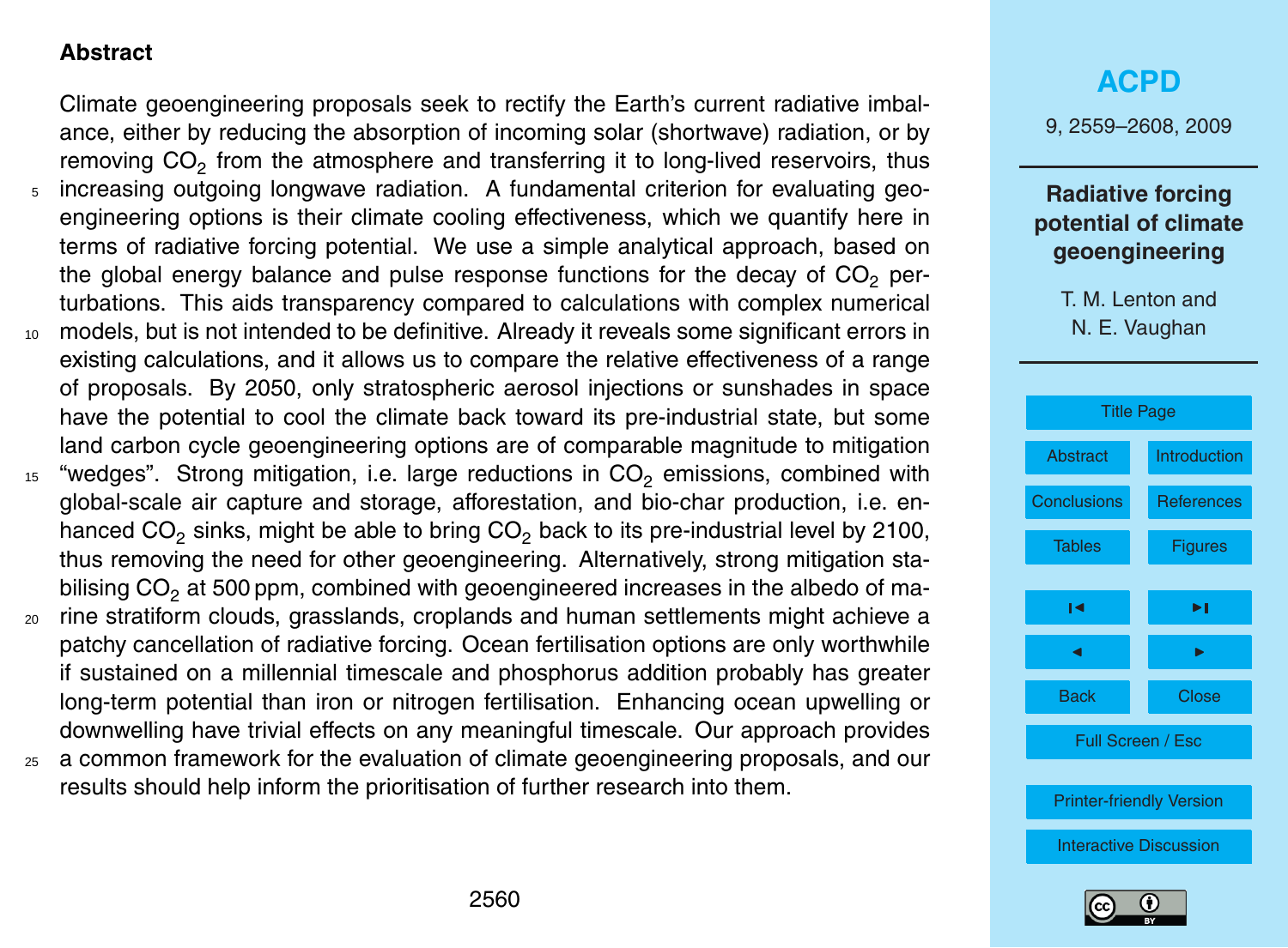## Abstract

Climate geoengineering proposals seek to rectify the Earth's current radiative imbalance, either by reducing the absorption of incoming solar (shortwave) radiation, or by removing $CO_2$ from the atmosphere and transferring it to long-lived reservoirs, thus increasing outgoing longwave radiation. A fundamental criterion for evaluating geoengineering options is their climate cooling effectiveness, which we quantify here in terms of radiative forcing potential. We use a simple analytical approach, based on the global energy balance and pulse response functions for the decay of $CO_2$ perturbations. This aids transparency compared to calculations with complex numerical models, but is not intended to be definitive. Already it reveals some significant errors in existing calculations, and it allows us to compare the relative effectiveness of a range of proposals. By 2050, only stratospheric aerosol injections or sunshades in space have the potential to cool the climate back toward its pre-industrial state, but some land carbon cycle geoengineering options are of comparable magnitude to mitigation "wedges". Strong mitigation, i.e. large reductions in $CO_2$ emissions, combined with global-scale air capture and storage, afforestation, and bio-char production, i.e. enhanced $CO_2$ sinks, might be able to bring $CO_2$ back to its pre-industrial level by 2100, thus removing the need for other geoengineering. Alternatively, strong mitigation stabilising $CO_2$ at 500 ppm, combined with geoengineered increases in the albedo of marine stratiform clouds, grasslands, croplands and human settlements might achieve a patchy cancellation of radiative forcing. Ocean fertilisation options are only worthwhile if sustained on a millennial timescale and phosphorus addition probably has greater long-term potential than iron or nitrogen fertilisation. Enhancing ocean upwelling or downwelling have trivial effects on any meaningful timescale. Our approach provides a common framework for the evaluation of climate geoengineering proposals, and our results should help inform the prioritisation of further research into them.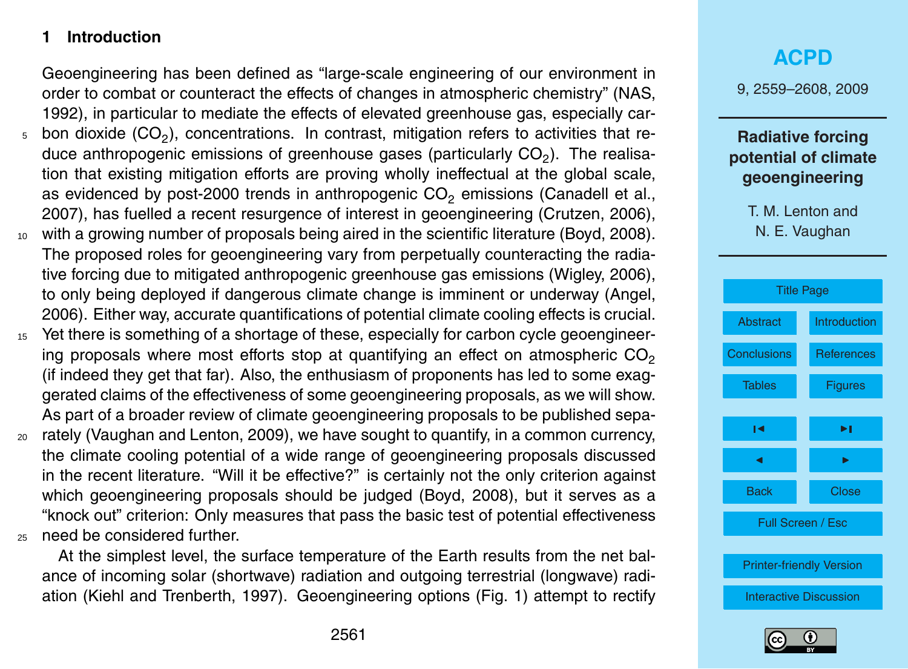## 1 Introduction

Geoengineering has been defined as "large-scale engineering of our environment in order to combat or counteract the effects of changes in atmospheric chemistry" (NAS, 1992), in particular to mediate the effects of elevated greenhouse gas, especially carbon dioxide ($CO_2$), concentrations. In contrast, mitigation refers to activities that reduce anthropogenic emissions of greenhouse gases (particularly $CO_2$). The realisation that existing mitigation efforts are proving wholly ineffectual at the global scale, as evidenced by post-2000 trends in anthropogenic $CO_2$ emissions (Canadell et al., 2007), has fuelled a recent resurgence of interest in geoengineering (Crutzen, 2006), with a growing number of proposals being aired in the scientific literature (Boyd, 2008). The proposed roles for geoengineering vary from perpetually counteracting the radiative forcing due to mitigated anthropogenic greenhouse gas emissions (Wigley, 2006), to only being deployed if dangerous climate change is imminent or underway (Angel, 2006). Either way, accurate quantifications of potential climate cooling effects is crucial. Yet there is something of a shortage of these, especially for carbon cycle geoengineering proposals where most efforts stop at quantifying an effect on atmospheric $CO_2$ (if indeed they get that far). Also, the enthusiasm of proponents has led to some exaggerated claims of the effectiveness of some geoengineering proposals, as we will show. As part of a broader review of climate geoengineering proposals to be published separately (Vaughan and Lenton, 2009), we have sought to quantify, in a common currency, the climate cooling potential of a wide range of geoengineering proposals discussed in the recent literature. "Will it be effective?" is certainly not the only criterion against which geoengineering proposals should be judged (Boyd, 2008), but it serves as a "knock out" criterion: Only measures that pass the basic test of potential effectiveness need be considered further.

At the simplest level, the surface temperature of the Earth results from the net balance of incoming solar (shortwave) radiation and outgoing terrestrial (longwave) radiation (Kiehl and Trenberth, 1997). Geoengineering options (Fig. 1) attempt to rectify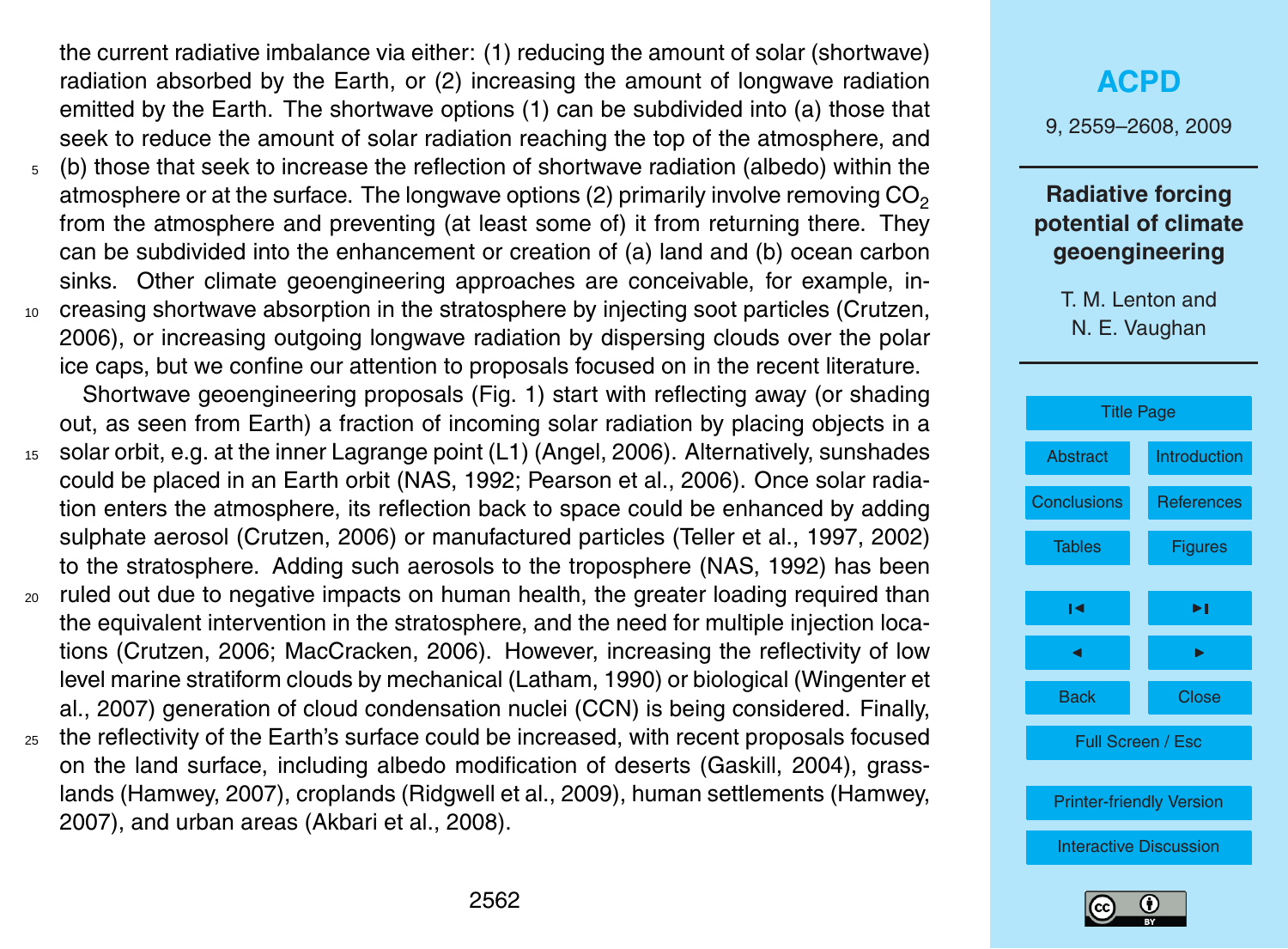the current radiative imbalance via either: (1) reducing the amount of solar (shortwave) radiation absorbed by the Earth, or (2) increasing the amount of longwave radiation emitted by the Earth. The shortwave options (1) can be subdivided into (a) those that seek to reduce the amount of solar radiation reaching the top of the atmosphere, and (b) those that seek to increase the reflection of shortwave radiation (albedo) within the atmosphere or at the surface. The longwave options (2) primarily involve removing $CO_2$ from the atmosphere and preventing (at least some of) it from returning there. They can be subdivided into the enhancement or creation of (a) land and (b) ocean carbon sinks. Other climate geoengineering approaches are conceivable, for example, increasing shortwave absorption in the stratosphere by injecting soot particles (Crutzen, 2006), or increasing outgoing longwave radiation by dispersing clouds over the polar ice caps, but we confine our attention to proposals focused on in the recent literature.

Shortwave geoengineering proposals (Fig. 1) start with reflecting away (or shading out, as seen from Earth) a fraction of incoming solar radiation by placing objects in a solar orbit, e.g. at the inner Lagrange point (L1) (Angel, 2006). Alternatively, sunshades could be placed in an Earth orbit (NAS, 1992; Pearson et al., 2006). Once solar radiation enters the atmosphere, its reflection back to space could be enhanced by adding sulphate aerosol (Crutzen, 2006) or manufactured particles (Teller et al., 1997, 2002) to the stratosphere. Adding such aerosols to the troposphere (NAS, 1992) has been ruled out due to negative impacts on human health, the greater loading required than the equivalent intervention in the stratosphere, and the need for multiple injection locations (Crutzen, 2006; MacCracken, 2006). However, increasing the reflectivity of low level marine stratiform clouds by mechanical (Latham, 1990) or biological (Wingenter et al., 2007) generation of cloud condensation nuclei (CCN) is being considered. Finally, the reflectivity of the Earth's surface could be increased, with recent proposals focused on the land surface, including albedo modification of deserts (Gaskill, 2004), grasslands (Hamwey, 2007), croplands (Ridgwell et al., 2009), human settlements (Hamwey, 2007), and urban areas (Akbari et al., 2008).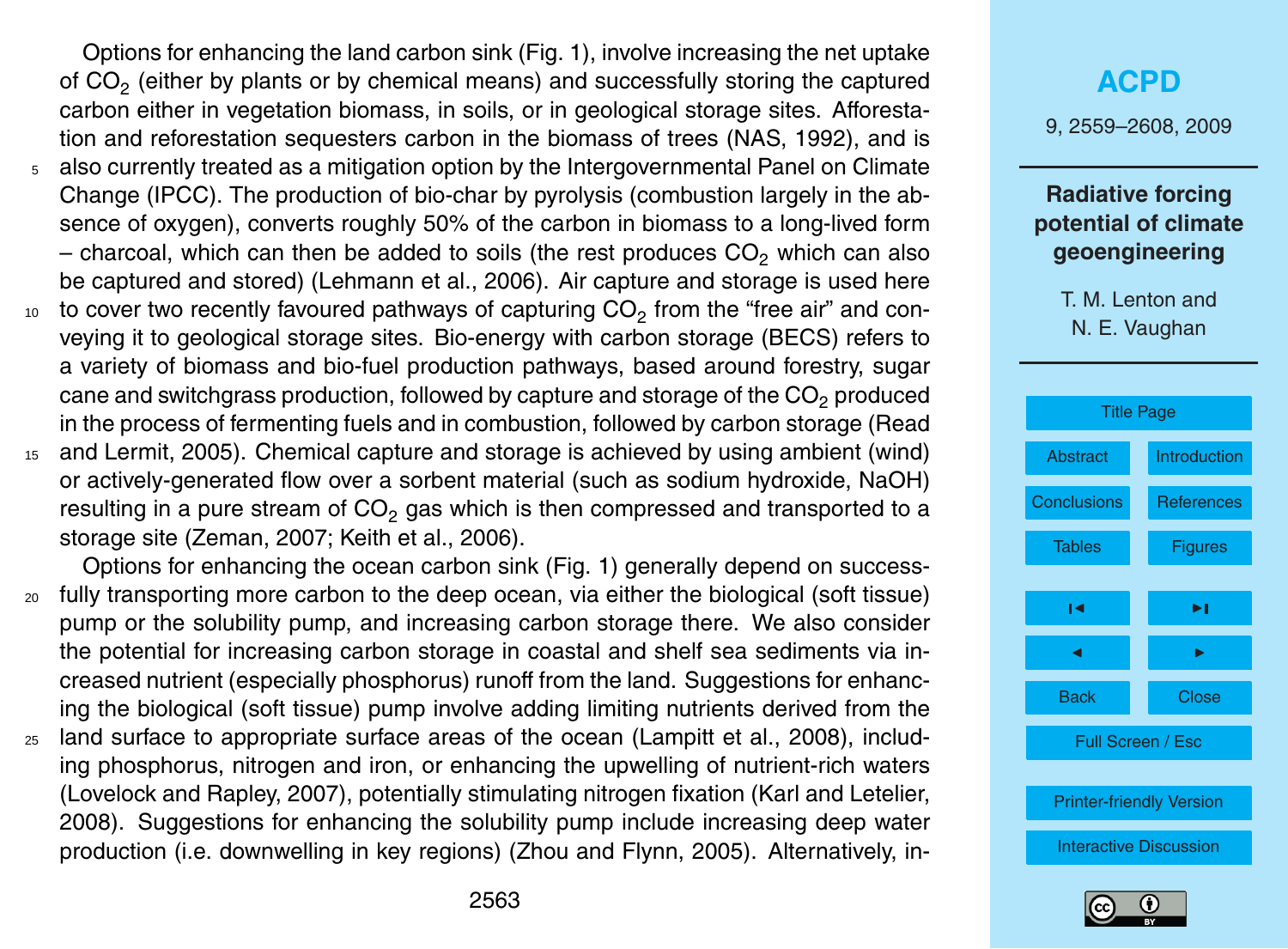Options for enhancing the land carbon sink (Fig. 1), involve increasing the net uptake of $CO_2$ (either by plants or by chemical means) and successfully storing the captured carbon either in vegetation biomass, in soils, or in geological storage sites. Afforestation and reforestation sequesters carbon in the biomass of trees (NAS, 1992), and is also currently treated as a mitigation option by the Intergovernmental Panel on Climate Change (IPCC). The production of bio-char by pyrolysis (combustion largely in the absence of oxygen), converts roughly 50% of the carbon in biomass to a long-lived form – charcoal, which can then be added to soils (the rest produces $CO_2$ which can also be captured and stored) (Lehmann et al., 2006). Air capture and storage is used here to cover two recently favoured pathways of capturing $CO_2$ from the "free air" and conveying it to geological storage sites. Bio-energy with carbon storage (BECS) refers to a variety of biomass and bio-fuel production pathways, based around forestry, sugar cane and switchgrass production, followed by capture and storage of the $CO_2$ produced in the process of fermenting fuels and in combustion, followed by carbon storage (Read and Lermit, 2005). Chemical capture and storage is achieved by using ambient (wind) or actively-generated flow over a sorbent material (such as sodium hydroxide, NaOH) resulting in a pure stream of $CO_2$ gas which is then compressed and transported to a storage site (Zeman, 2007; Keith et al., 2006).

Options for enhancing the ocean carbon sink (Fig. 1) generally depend on successfully transporting more carbon to the deep ocean, via either the biological (soft tissue) pump or the solubility pump, and increasing carbon storage there. We also consider the potential for increasing carbon storage in coastal and shelf sea sediments via increased nutrient (especially phosphorus) runoff from the land. Suggestions for enhancing the biological (soft tissue) pump involve adding limiting nutrients derived from the land surface to appropriate surface areas of the ocean (Lampitt et al., 2008), including phosphorus, nitrogen and iron, or enhancing the upwelling of nutrient-rich waters (Lovelock and Rapley, 2007), potentially stimulating nitrogen fixation (Karl and Letelier, 2008). Suggestions for enhancing the solubility pump include increasing deep water production (i.e. downwelling in key regions) (Zhou and Flynn, 2005). Alternatively, in-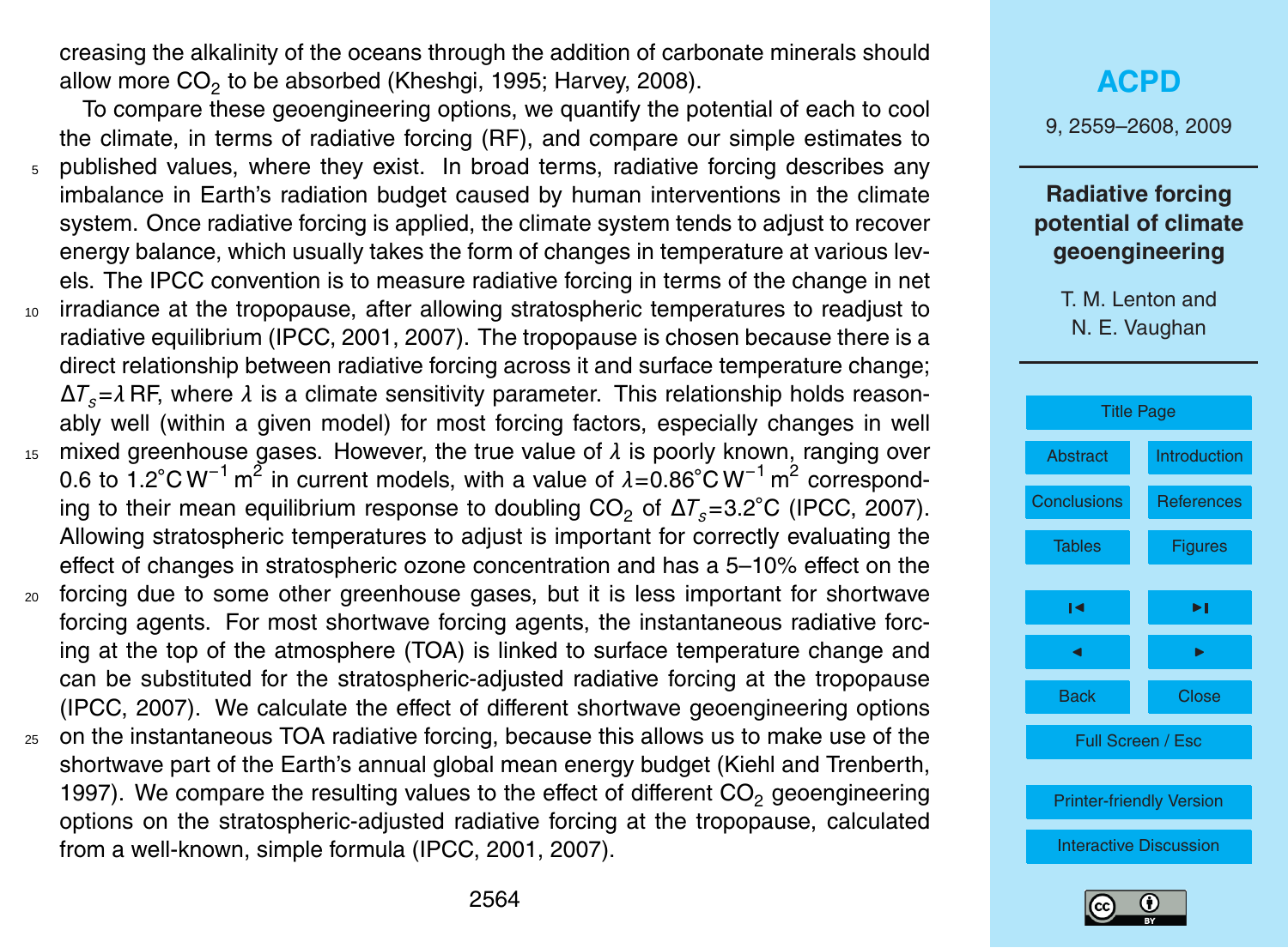creasing the alkalinity of the oceans through the addition of carbonate minerals should allow more $CO_2$ to be absorbed (Kheshgi, 1995; Harvey, 2008).

To compare these geoengineering options, we quantify the potential of each to cool the climate, in terms of radiative forcing (RF), and compare our simple estimates to published values, where they exist. In broad terms, radiative forcing describes any imbalance in Earth's radiation budget caused by human interventions in the climate system. Once radiative forcing is applied, the climate system tends to adjust to recover energy balance, which usually takes the form of changes in temperature at various levels. The IPCC convention is to measure radiative forcing in terms of the change in net irradiance at the tropopause, after allowing stratospheric temperatures to readjust to radiative equilibrium (IPCC, 2001, 2007). The tropopause is chosen because there is a direct relationship between radiative forcing across it and surface temperature change; $\Delta T_s = \lambda$ RF, where $\lambda$ is a climate sensitivity parameter. This relationship holds reasonably well (within a given model) for most forcing factors, especially changes in well mixed greenhouse gases. However, the true value of $\lambda$ is poorly known, ranging over 0.6 to 1.2°C $W^{-1}$ $m^2$ in current models, with a value of $\lambda$=0.86°C $W^{-1}$ $m^2$ corresponding to their mean equilibrium response to doubling $CO_2$ of $\Delta T_s$=3.2°C (IPCC, 2007). Allowing stratospheric temperatures to adjust is important for correctly evaluating the effect of changes in stratospheric ozone concentration and has a 5–10% effect on the forcing due to some other greenhouse gases, but it is less important for shortwave forcing agents. For most shortwave forcing agents, the instantaneous radiative forcing at the top of the atmosphere (TOA) is linked to surface temperature change and can be substituted for the stratospheric-adjusted radiative forcing at the tropopause (IPCC, 2007). We calculate the effect of different shortwave geoengineering options on the instantaneous TOA radiative forcing, because this allows us to make use of the shortwave part of the Earth's annual global mean energy budget (Kiehl and Trenberth, 1997). We compare the resulting values to the effect of different $CO_2$ geoengineering options on the stratospheric-adjusted radiative forcing at the tropopause, calculated from a well-known, simple formula (IPCC, 2001, 2007).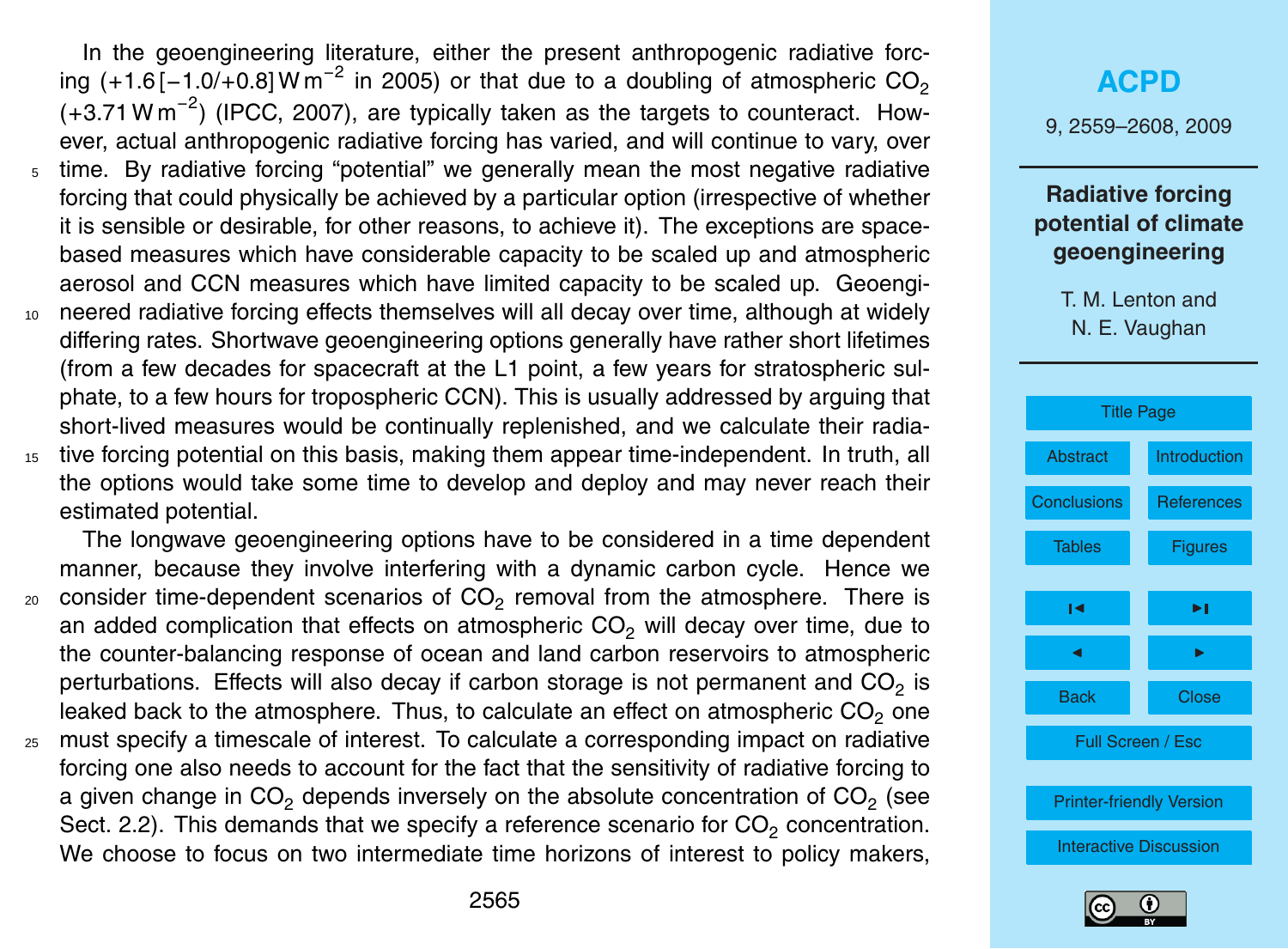In the geoengineering literature, either the present anthropogenic radiative forcing (+1.6 [−1.0/+0.8] $W m^{-2}$ in 2005) or that due to a doubling of atmospheric $CO_2$ (+3.71 $W m^{-2}$) (IPCC, 2007), are typically taken as the targets to counteract. However, actual anthropogenic radiative forcing has varied, and will continue to vary, over time. By radiative forcing "potential" we generally mean the most negative radiative forcing that could physically be achieved by a particular option (irrespective of whether it is sensible or desirable, for other reasons, to achieve it). The exceptions are space-based measures which have considerable capacity to be scaled up and atmospheric aerosol and CCN measures which have limited capacity to be scaled up. Geoengineered radiative forcing effects themselves will all decay over time, although at widely differing rates. Shortwave geoengineering options generally have rather short lifetimes (from a few decades for spacecraft at the L1 point, a few years for stratospheric sulphate, to a few hours for tropospheric CCN). This is usually addressed by arguing that short-lived measures would be continually replenished, and we calculate their radiative forcing potential on this basis, making them appear time-independent. In truth, all the options would take some time to develop and deploy and may never reach their estimated potential.

The longwave geoengineering options have to be considered in a time dependent manner, because they involve interfering with a dynamic carbon cycle. Hence we consider time-dependent scenarios of $CO_2$ removal from the atmosphere. There is an added complication that effects on atmospheric $CO_2$ will decay over time, due to the counter-balancing response of ocean and land carbon reservoirs to atmospheric perturbations. Effects will also decay if carbon storage is not permanent and $CO_2$ is leaked back to the atmosphere. Thus, to calculate an effect on atmospheric $CO_2$ one must specify a timescale of interest. To calculate a corresponding impact on radiative forcing one also needs to account for the fact that the sensitivity of radiative forcing to a given change in $CO_2$ depends inversely on the absolute concentration of $CO_2$ (see Sect. 2.2). This demands that we specify a reference scenario for $CO_2$ concentration. We choose to focus on two intermediate time horizons of interest to policy makers,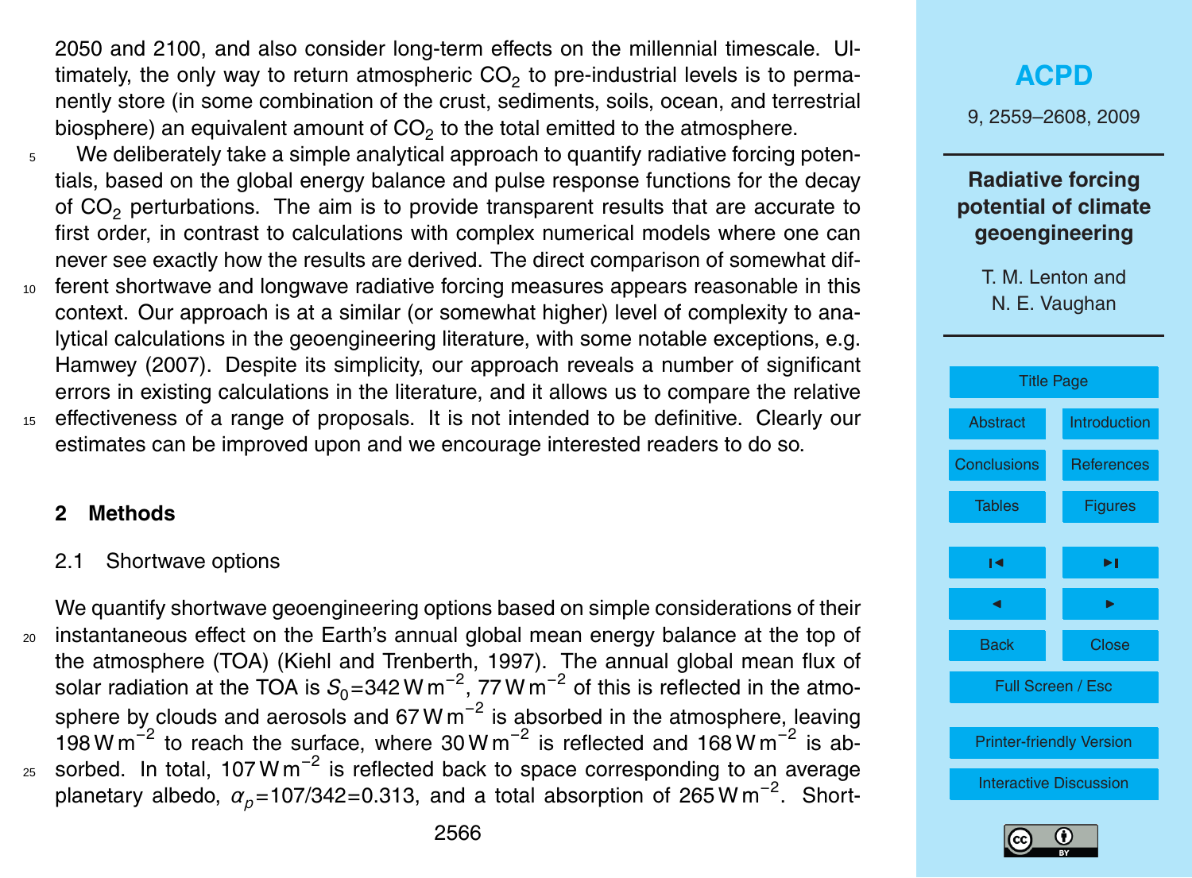2050 and 2100, and also consider long-term effects on the millennial timescale. Ultimately, the only way to return atmospheric $CO_2$ to pre-industrial levels is to permanently store (in some combination of the crust, sediments, soils, ocean, and terrestrial biosphere) an equivalent amount of $CO_2$ to the total emitted to the atmosphere.

We deliberately take a simple analytical approach to quantify radiative forcing potentials, based on the global energy balance and pulse response functions for the decay of $CO_2$ perturbations. The aim is to provide transparent results that are accurate to first order, in contrast to calculations with complex numerical models where one can never see exactly how the results are derived. The direct comparison of somewhat different shortwave and longwave radiative forcing measures appears reasonable in this context. Our approach is at a similar (or somewhat higher) level of complexity to analytical calculations in the geoengineering literature, with some notable exceptions, e.g. Hamwey (2007). Despite its simplicity, our approach reveals a number of significant errors in existing calculations in the literature, and it allows us to compare the relative effectiveness of a range of proposals. It is not intended to be definitive. Clearly our estimates can be improved upon and we encourage interested readers to do so.

## 2 Methods

### 2.1 Shortwave options

We quantify shortwave geoengineering options based on simple considerations of their instantaneous effect on the Earth's annual global mean energy balance at the top of the atmosphere (TOA) (Kiehl and Trenberth, 1997). The annual global mean flux of solar radiation at the TOA is $S_0$=342 W m$^{-2}$, 77 W m$^{-2}$ of this is reflected in the atmosphere by clouds and aerosols and 67 W m$^{-2}$ is absorbed in the atmosphere, leaving 198 W m$^{-2}$ to reach the surface, where 30 W m$^{-2}$ is reflected and 168 W m$^{-2}$ is absorbed. In total, 107 W m$^{-2}$ is reflected back to space corresponding to an average planetary albedo, $\alpha_p$=107/342=0.313, and a total absorption of 265 W m$^{-2}$. Short-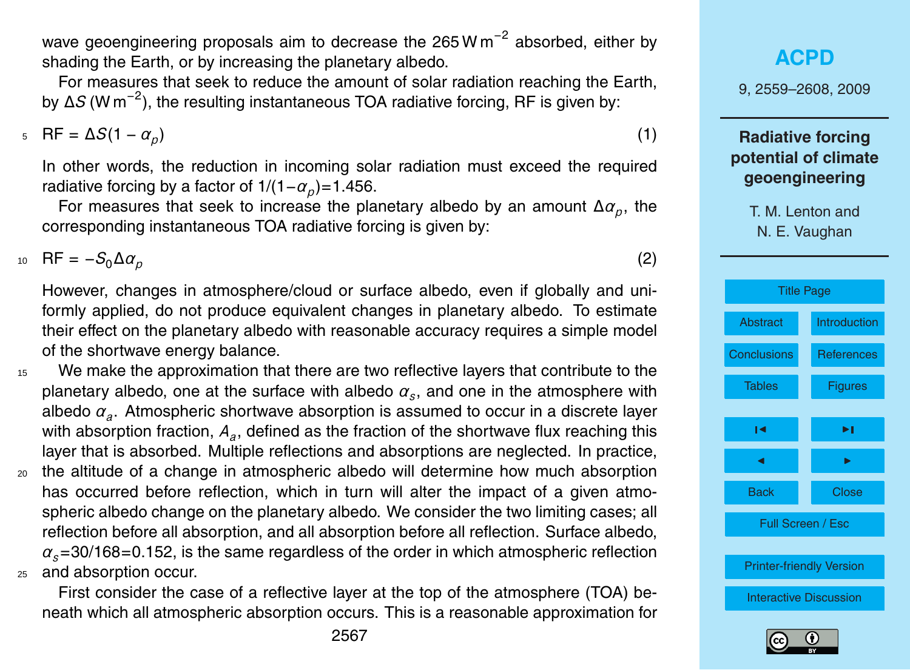wave geoengineering proposals aim to decrease the 265 W m$^{-2}$ absorbed, either by shading the Earth, or by increasing the planetary albedo.

For measures that seek to reduce the amount of solar radiation reaching the Earth, by $\Delta S$ (W m$^{-2}$), the resulting instantaneous TOA radiative forcing, RF is given by:

$$\mathrm{RF} = \Delta S(1 - \alpha_p) \tag{1}$$

In other words, the reduction in incoming solar radiation must exceed the required radiative forcing by a factor of $1/(1-\alpha_p)=1.456$.

For measures that seek to increase the planetary albedo by an amount $\Delta\alpha_p$, the corresponding instantaneous TOA radiative forcing is given by:

$$\mathrm{RF} = -S_0 \Delta\alpha_p \tag{2}$$

However, changes in atmosphere/cloud or surface albedo, even if globally and uniformly applied, do not produce equivalent changes in planetary albedo. To estimate their effect on the planetary albedo with reasonable accuracy requires a simple model of the shortwave energy balance.

We make the approximation that there are two reflective layers that contribute to the planetary albedo, one at the surface with albedo $\alpha_s$, and one in the atmosphere with albedo $\alpha_a$. Atmospheric shortwave absorption is assumed to occur in a discrete layer with absorption fraction, $A_a$, defined as the fraction of the shortwave flux reaching this layer that is absorbed. Multiple reflections and absorptions are neglected. In practice, the altitude of a change in atmospheric albedo will determine how much absorption has occurred before reflection, which in turn will alter the impact of a given atmospheric albedo change on the planetary albedo. We consider the two limiting cases; all reflection before all absorption, and all absorption before all reflection. Surface albedo, $\alpha_s=30/168=0.152$, is the same regardless of the order in which atmospheric reflection and absorption occur.

First consider the case of a reflective layer at the top of the atmosphere (TOA) beneath which all atmospheric absorption occurs. This is a reasonable approximation for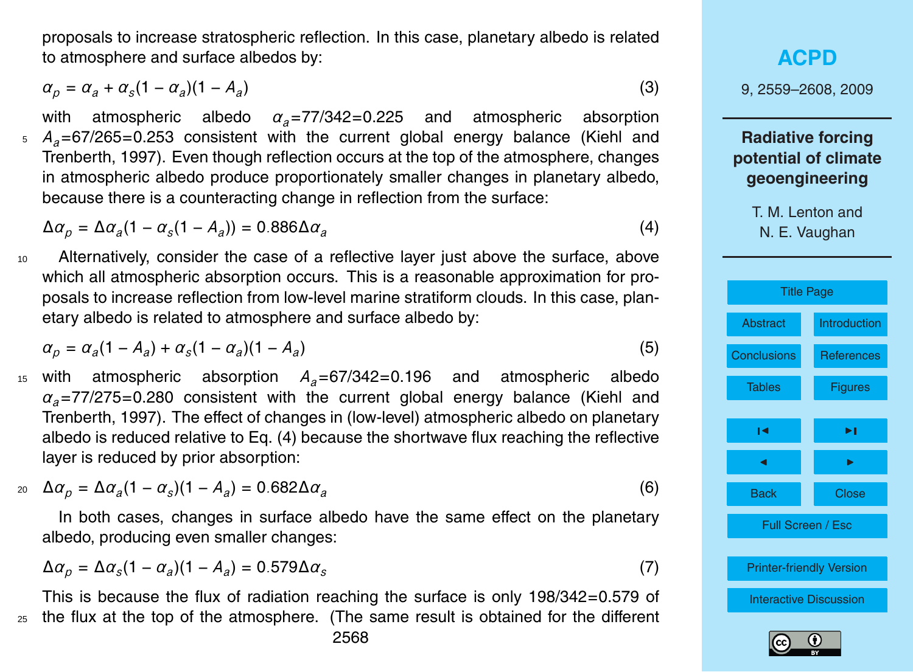proposals to increase stratospheric reflection. In this case, planetary albedo is related to atmosphere and surface albedos by:

$$\alpha_p = \alpha_a + \alpha_s(1 - \alpha_a)(1 - A_a) \tag{3}$$

with atmospheric albedo $\alpha_a$=77/342=0.225 and atmospheric absorption $A_a$=67/265=0.253 consistent with the current global energy balance (Kiehl and Trenberth, 1997). Even though reflection occurs at the top of the atmosphere, changes in atmospheric albedo produce proportionately smaller changes in planetary albedo, because there is a counteracting change in reflection from the surface:

$$\Delta\alpha_p = \Delta\alpha_a(1 - \alpha_s(1 - A_a)) = 0.886\Delta\alpha_a \tag{4}$$

Alternatively, consider the case of a reflective layer just above the surface, above which all atmospheric absorption occurs. This is a reasonable approximation for proposals to increase reflection from low-level marine stratiform clouds. In this case, planetary albedo is related to atmosphere and surface albedo by:

$$\alpha_p = \alpha_a(1 - A_a) + \alpha_s(1 - \alpha_a)(1 - A_a) \tag{5}$$

with atmospheric absorption $A_a$=67/342=0.196 and atmospheric albedo $\alpha_a$=77/275=0.280 consistent with the current global energy balance (Kiehl and Trenberth, 1997). The effect of changes in (low-level) atmospheric albedo on planetary albedo is reduced relative to Eq. (4) because the shortwave flux reaching the reflective layer is reduced by prior absorption:

$$\Delta\alpha_p = \Delta\alpha_a(1 - \alpha_s)(1 - A_a) = 0.682\Delta\alpha_a \tag{6}$$

In both cases, changes in surface albedo have the same effect on the planetary albedo, producing even smaller changes:

$$\Delta\alpha_p = \Delta\alpha_s(1 - \alpha_a)(1 - A_a) = 0.579\Delta\alpha_s \tag{7}$$

This is because the flux of radiation reaching the surface is only 198/342=0.579 of the flux at the top of the atmosphere. (The same result is obtained for the different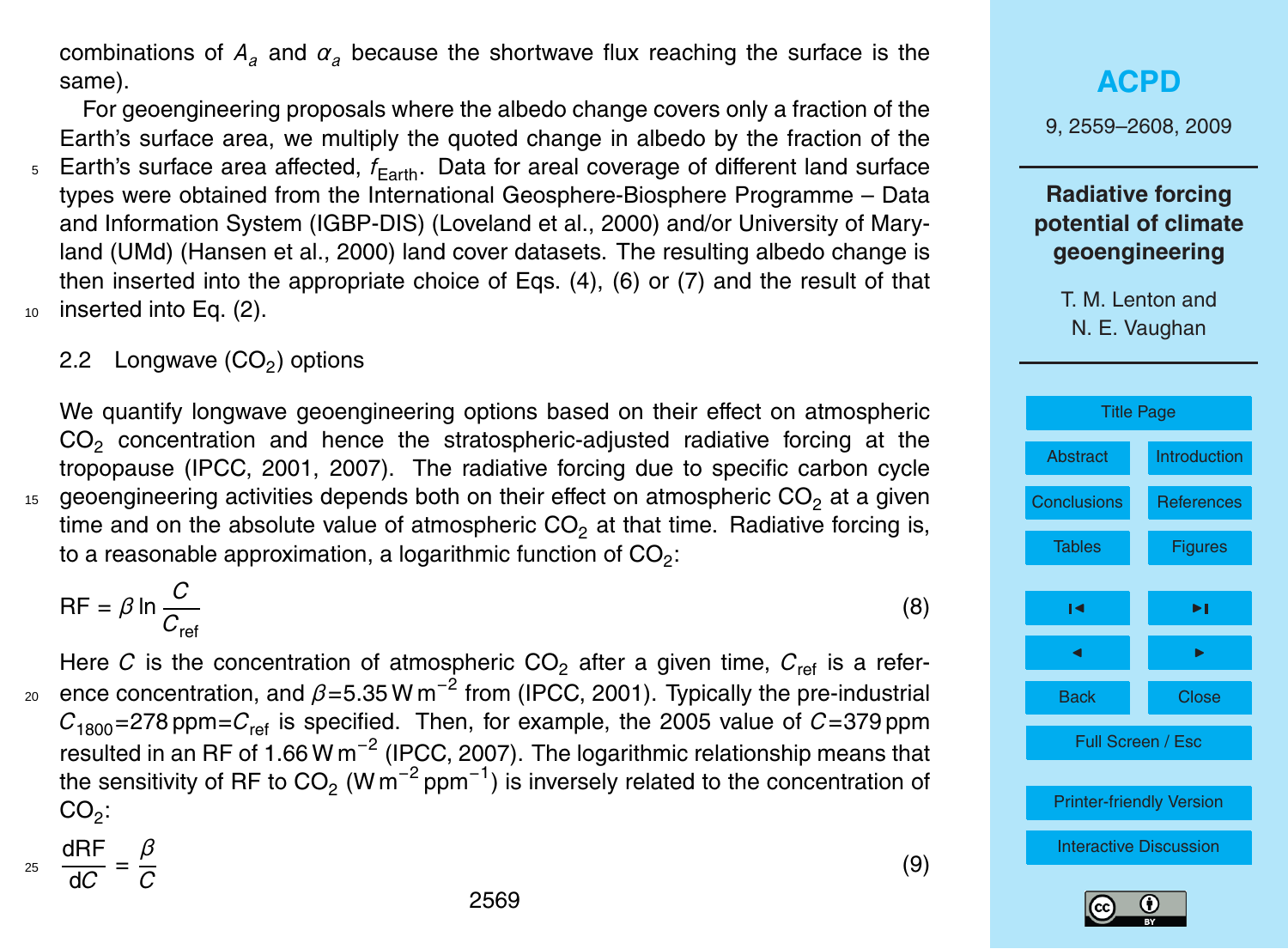combinations of $A_a$ and $\alpha_a$ because the shortwave flux reaching the surface is the same).

For geoengineering proposals where the albedo change covers only a fraction of the Earth's surface area, we multiply the quoted change in albedo by the fraction of the Earth's surface area affected, $f_{\text{Earth}}$. Data for areal coverage of different land surface types were obtained from the International Geosphere-Biosphere Programme – Data and Information System (IGBP-DIS) (Loveland et al., 2000) and/or University of Maryland (UMd) (Hansen et al., 2000) land cover datasets. The resulting albedo change is then inserted into the appropriate choice of Eqs. (4), (6) or (7) and the result of that inserted into Eq. (2).

### 2.2 Longwave ($CO_2$) options

We quantify longwave geoengineering options based on their effect on atmospheric $CO_2$ concentration and hence the stratospheric-adjusted radiative forcing at the tropopause (IPCC, 2001, 2007). The radiative forcing due to specific carbon cycle geoengineering activities depends both on their effect on atmospheric $CO_2$ at a given time and on the absolute value of atmospheric $CO_2$ at that time. Radiative forcing is, to a reasonable approximation, a logarithmic function of $CO_2$:

$$\text{RF} = \beta \ln \frac{C}{C_{\text{ref}}} \tag{8}$$

Here $C$ is the concentration of atmospheric $CO_2$ after a given time, $C_{\text{ref}}$ is a reference concentration, and $\beta$=5.35 W m$^{-2}$ from (IPCC, 2001). Typically the pre-industrial $C_{1800}$=278 ppm=$C_{\text{ref}}$ is specified. Then, for example, the 2005 value of $C$=379 ppm resulted in an RF of 1.66 W m$^{-2}$ (IPCC, 2007). The logarithmic relationship means that the sensitivity of RF to $CO_2$ (W m$^{-2}$ ppm$^{-1}$) is inversely related to the concentration of $CO_2$:

$$\frac{\text{dRF}}{\text{d}C} = \frac{\beta}{C} \tag{9}$$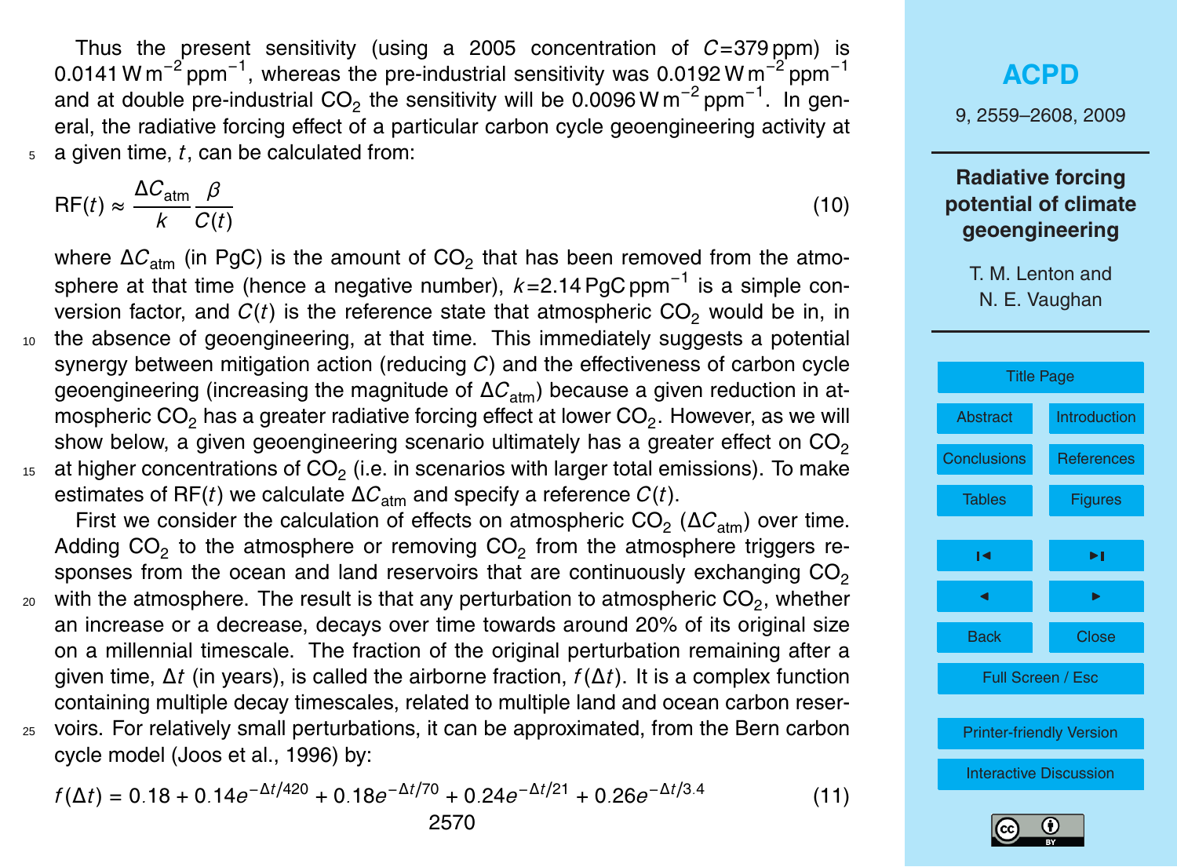Thus the present sensitivity (using a 2005 concentration of $C$=379 ppm) is 0.0141 W m$^{-2}$ ppm$^{-1}$, whereas the pre-industrial sensitivity was 0.0192 W m$^{-2}$ ppm$^{-1}$ and at double pre-industrial $CO_2$ the sensitivity will be 0.0096 W m$^{-2}$ ppm$^{-1}$. In general, the radiative forcing effect of a particular carbon cycle geoengineering activity at a given time, $t$, can be calculated from:

$$\mathrm{RF}(t) \approx \frac{\Delta C_{\mathrm{atm}}}{k} \frac{\beta}{C(t)} \tag{10}$$

where $\Delta C_{\mathrm{atm}}$ (in PgC) is the amount of $CO_2$ that has been removed from the atmosphere at that time (hence a negative number), $k$=2.14 PgC ppm$^{-1}$ is a simple conversion factor, and $C(t)$ is the reference state that atmospheric $CO_2$ would be in, in the absence of geoengineering, at that time. This immediately suggests a potential synergy between mitigation action (reducing $C$) and the effectiveness of carbon cycle geoengineering (increasing the magnitude of $\Delta C_{\mathrm{atm}}$) because a given reduction in atmospheric $CO_2$ has a greater radiative forcing effect at lower $CO_2$. However, as we will show below, a given geoengineering scenario ultimately has a greater effect on $CO_2$ at higher concentrations of $CO_2$ (i.e. in scenarios with larger total emissions). To make estimates of RF($t$) we calculate $\Delta C_{\mathrm{atm}}$ and specify a reference $C(t)$.

First we consider the calculation of effects on atmospheric $CO_2$ ($\Delta C_{\mathrm{atm}}$) over time. Adding $CO_2$ to the atmosphere or removing $CO_2$ from the atmosphere triggers responses from the ocean and land reservoirs that are continuously exchanging $CO_2$ with the atmosphere. The result is that any perturbation to atmospheric $CO_2$, whether an increase or a decrease, decays over time towards around 20% of its original size on a millennial timescale. The fraction of the original perturbation remaining after a given time, $\Delta t$ (in years), is called the airborne fraction, $f(\Delta t)$. It is a complex function containing multiple decay timescales, related to multiple land and ocean carbon reservoirs. For relatively small perturbations, it can be approximated, from the Bern carbon cycle model (Joos et al., 1996) by:

$$f(\Delta t) = 0.18 + 0.14e^{-\Delta t/420} + 0.18e^{-\Delta t/70} + 0.24e^{-\Delta t/21} + 0.26e^{-\Delta t/3.4} \tag{11}$$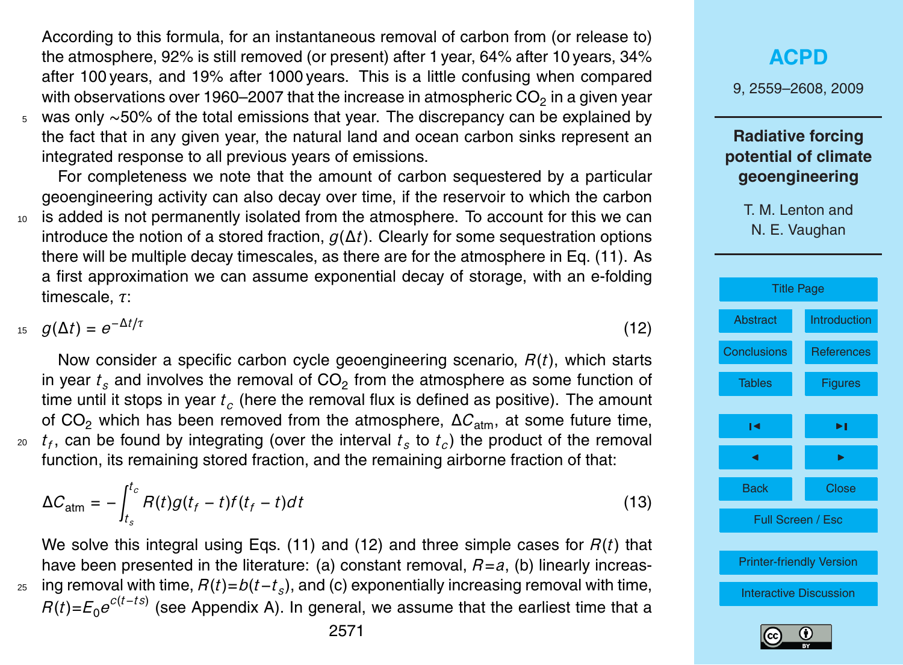According to this formula, for an instantaneous removal of carbon from (or release to) the atmosphere, 92% is still removed (or present) after 1 year, 64% after 10 years, 34% after 100 years, and 19% after 1000 years. This is a little confusing when compared with observations over 1960–2007 that the increase in atmospheric $CO_2$ in a given year was only ~50% of the total emissions that year. The discrepancy can be explained by the fact that in any given year, the natural land and ocean carbon sinks represent an integrated response to all previous years of emissions.

For completeness we note that the amount of carbon sequestered by a particular geoengineering activity can also decay over time, if the reservoir to which the carbon is added is not permanently isolated from the atmosphere. To account for this we can introduce the notion of a stored fraction, $g(\Delta t)$. Clearly for some sequestration options there will be multiple decay timescales, as there are for the atmosphere in Eq. (11). As a first approximation we can assume exponential decay of storage, with an e-folding timescale, $\tau$:

$$g(\Delta t) = e^{-\Delta t/\tau} \tag{12}$$

Now consider a specific carbon cycle geoengineering scenario, $R(t)$, which starts in year $t_s$ and involves the removal of $CO_2$ from the atmosphere as some function of time until it stops in year $t_c$ (here the removal flux is defined as positive). The amount of $CO_2$ which has been removed from the atmosphere, $\Delta C_{\text{atm}}$, at some future time, $t_f$, can be found by integrating (over the interval $t_s$ to $t_c$) the product of the removal function, its remaining stored fraction, and the remaining airborne fraction of that:

$$\Delta C_{\text{atm}} = -\int_{t_s}^{t_c} R(t) g(t_f - t) f(t_f - t) dt \tag{13}$$

We solve this integral using Eqs. (11) and (12) and three simple cases for $R(t)$ that have been presented in the literature: (a) constant removal, $R=a$, (b) linearly increasing removal with time, $R(t)=b(t-t_s)$, and (c) exponentially increasing removal with time, $R(t)=E_0 e^{c(t-ts)}$ (see Appendix A). In general, we assume that the earliest time that a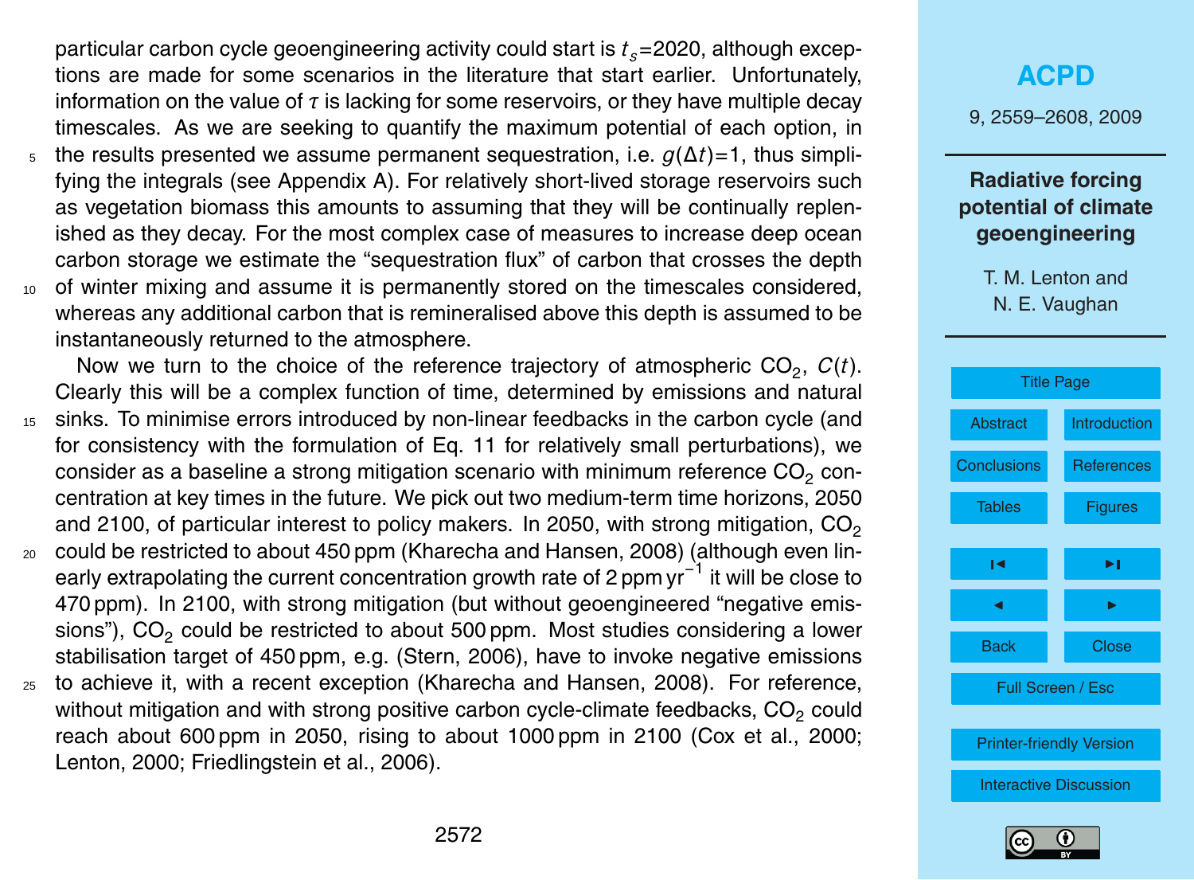particular carbon cycle geoengineering activity could start is $t_s$=2020, although exceptions are made for some scenarios in the literature that start earlier. Unfortunately, information on the value of $\tau$ is lacking for some reservoirs, or they have multiple decay timescales. As we are seeking to quantify the maximum potential of each option, in the results presented we assume permanent sequestration, i.e. $g(\Delta t)=1$, thus simplifying the integrals (see Appendix A). For relatively short-lived storage reservoirs such as vegetation biomass this amounts to assuming that they will be continually replenished as they decay. For the most complex case of measures to increase deep ocean carbon storage we estimate the "sequestration flux" of carbon that crosses the depth of winter mixing and assume it is permanently stored on the timescales considered, whereas any additional carbon that is remineralised above this depth is assumed to be instantaneously returned to the atmosphere.

Now we turn to the choice of the reference trajectory of atmospheric $CO_2$, $C(t)$. Clearly this will be a complex function of time, determined by emissions and natural sinks. To minimise errors introduced by non-linear feedbacks in the carbon cycle (and for consistency with the formulation of Eq. 11 for relatively small perturbations), we consider as a baseline a strong mitigation scenario with minimum reference $CO_2$ concentration at key times in the future. We pick out two medium-term time horizons, 2050 and 2100, of particular interest to policy makers. In 2050, with strong mitigation, $CO_2$ could be restricted to about 450 ppm (Kharecha and Hansen, 2008) (although even linearly extrapolating the current concentration growth rate of 2 ppm $yr^{-1}$ it will be close to 470 ppm). In 2100, with strong mitigation (but without geoengineered "negative emissions"), $CO_2$ could be restricted to about 500 ppm. Most studies considering a lower stabilisation target of 450 ppm, e.g. (Stern, 2006), have to invoke negative emissions to achieve it, with a recent exception (Kharecha and Hansen, 2008). For reference, without mitigation and with strong positive carbon cycle-climate feedbacks, $CO_2$ could reach about 600 ppm in 2050, rising to about 1000 ppm in 2100 (Cox et al., 2000; Lenton, 2000; Friedlingstein et al., 2006).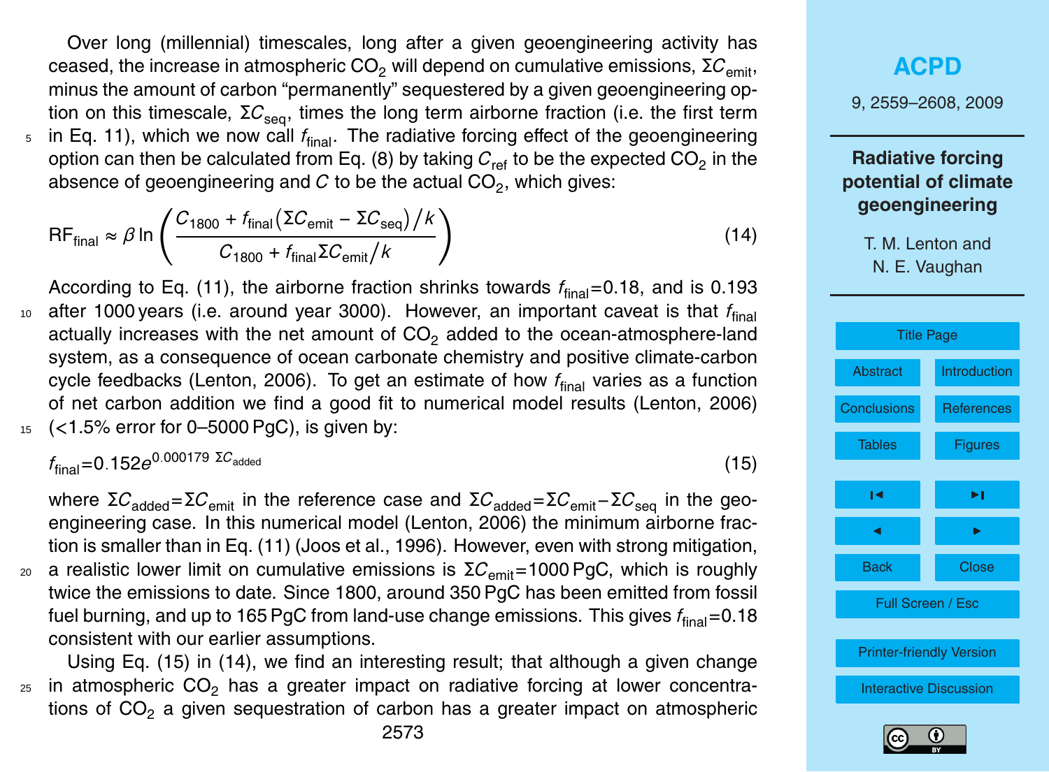Over long (millennial) timescales, long after a given geoengineering activity has ceased, the increase in atmospheric $CO_2$ will depend on cumulative emissions, $\Sigma C_{emit}$, minus the amount of carbon "permanently" sequestered by a given geoengineering option on this timescale, $\Sigma C_{seq}$, times the long term airborne fraction (i.e. the first term in Eq. 11), which we now call $f_{final}$. The radiative forcing effect of the geoengineering option can then be calculated from Eq. (8) by taking $C_{ref}$ to be the expected $CO_2$ in the absence of geoengineering and $C$ to be the actual $CO_2$, which gives:

$$\mathrm{RF}_{final} \approx \beta \ln \left( \frac{C_{1800} + f_{final}(\Sigma C_{emit} - \Sigma C_{seq})/k}{C_{1800} + f_{final}\Sigma C_{emit}/k} \right) \tag{14}$$

According to Eq. (11), the airborne fraction shrinks towards $f_{final}$=0.18, and is 0.193 after 1000 years (i.e. around year 3000). However, an important caveat is that $f_{final}$ actually increases with the net amount of $CO_2$ added to the ocean-atmosphere-land system, as a consequence of ocean carbonate chemistry and positive climate-carbon cycle feedbacks (Lenton, 2006). To get an estimate of how $f_{final}$ varies as a function of net carbon addition we find a good fit to numerical model results (Lenton, 2006) (<1.5% error for 0–5000 PgC), is given by:

$$f_{final} = 0.152e^{0.000179\ \Sigma C_{added}} \tag{15}$$

where $\Sigma C_{added}=\Sigma C_{emit}$ in the reference case and $\Sigma C_{added}=\Sigma C_{emit}-\Sigma C_{seq}$ in the geoengineering case. In this numerical model (Lenton, 2006) the minimum airborne fraction is smaller than in Eq. (11) (Joos et al., 1996). However, even with strong mitigation, a realistic lower limit on cumulative emissions is $\Sigma C_{emit}$=1000 PgC, which is roughly twice the emissions to date. Since 1800, around 350 PgC has been emitted from fossil fuel burning, and up to 165 PgC from land-use change emissions. This gives $f_{final}$=0.18 consistent with our earlier assumptions.

Using Eq. (15) in (14), we find an interesting result; that although a given change in atmospheric $CO_2$ has a greater impact on radiative forcing at lower concentrations of $CO_2$ a given sequestration of carbon has a greater impact on atmospheric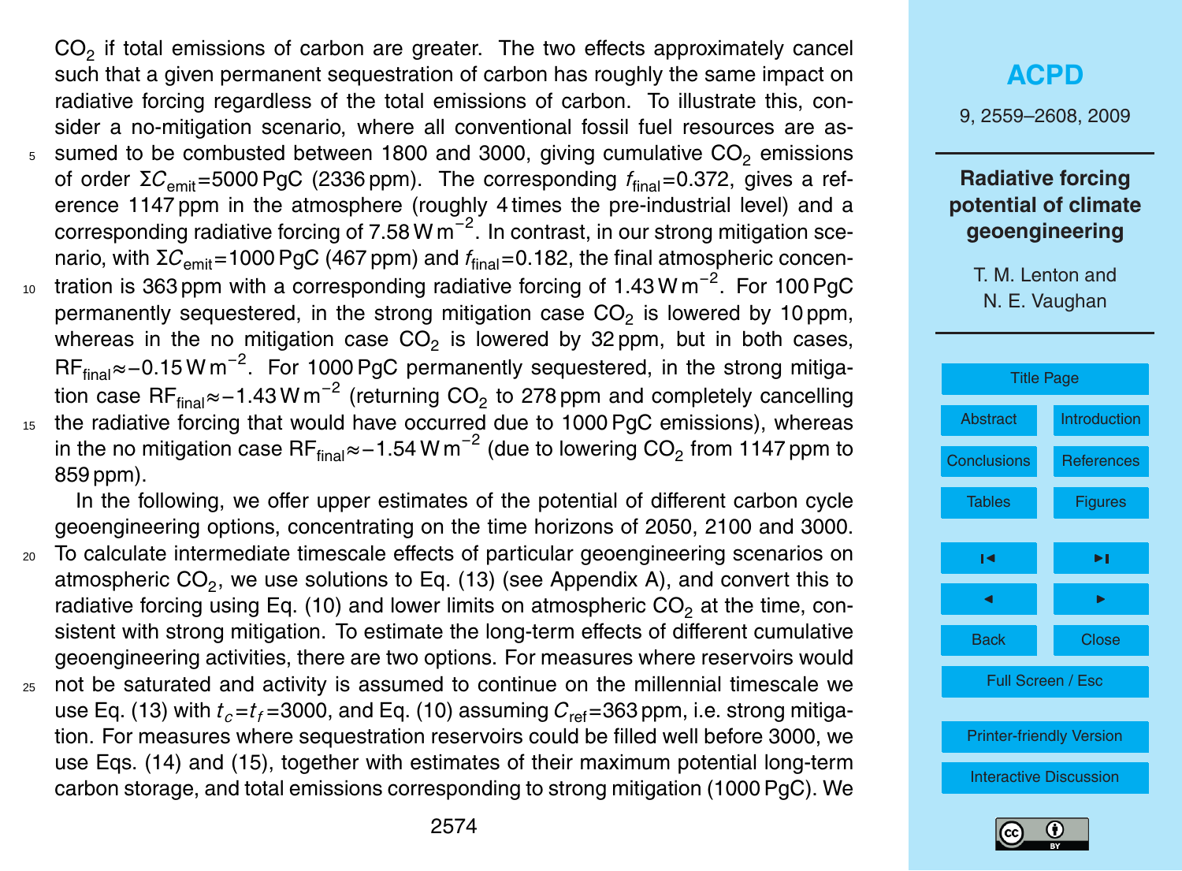$CO_2$ if total emissions of carbon are greater. The two effects approximately cancel such that a given permanent sequestration of carbon has roughly the same impact on radiative forcing regardless of the total emissions of carbon. To illustrate this, consider a no-mitigation scenario, where all conventional fossil fuel resources are assumed to be combusted between 1800 and 3000, giving cumulative $CO_2$ emissions of order $\Sigma C_{emit}$=5000 PgC (2336 ppm). The corresponding $f_{final}$=0.372, gives a reference 1147 ppm in the atmosphere (roughly 4 times the pre-industrial level) and a corresponding radiative forcing of 7.58 W m$^{-2}$. In contrast, in our strong mitigation scenario, with $\Sigma C_{emit}$=1000 PgC (467 ppm) and $f_{final}$=0.182, the final atmospheric concentration is 363 ppm with a corresponding radiative forcing of 1.43 W m$^{-2}$. For 100 PgC permanently sequestered, in the strong mitigation case $CO_2$ is lowered by 10 ppm, whereas in the no mitigation case $CO_2$ is lowered by 32 ppm, but in both cases, $RF_{final} \approx -0.15$ W m$^{-2}$. For 1000 PgC permanently sequestered, in the strong mitigation case $RF_{final} \approx -1.43$ W m$^{-2}$ (returning $CO_2$ to 278 ppm and completely cancelling the radiative forcing that would have occurred due to 1000 PgC emissions), whereas in the no mitigation case $RF_{final} \approx -1.54$ W m$^{-2}$ (due to lowering $CO_2$ from 1147 ppm to 859 ppm).

In the following, we offer upper estimates of the potential of different carbon cycle geoengineering options, concentrating on the time horizons of 2050, 2100 and 3000. To calculate intermediate timescale effects of particular geoengineering scenarios on atmospheric $CO_2$, we use solutions to Eq. (13) (see Appendix A), and convert this to radiative forcing using Eq. (10) and lower limits on atmospheric $CO_2$ at the time, consistent with strong mitigation. To estimate the long-term effects of different cumulative geoengineering activities, there are two options. For measures where reservoirs would not be saturated and activity is assumed to continue on the millennial timescale we use Eq. (13) with $t_c$=$t_f$=3000, and Eq. (10) assuming $C_{ref}$=363 ppm, i.e. strong mitigation. For measures where sequestration reservoirs could be filled well before 3000, we use Eqs. (14) and (15), together with estimates of their maximum potential long-term carbon storage, and total emissions corresponding to strong mitigation (1000 PgC). We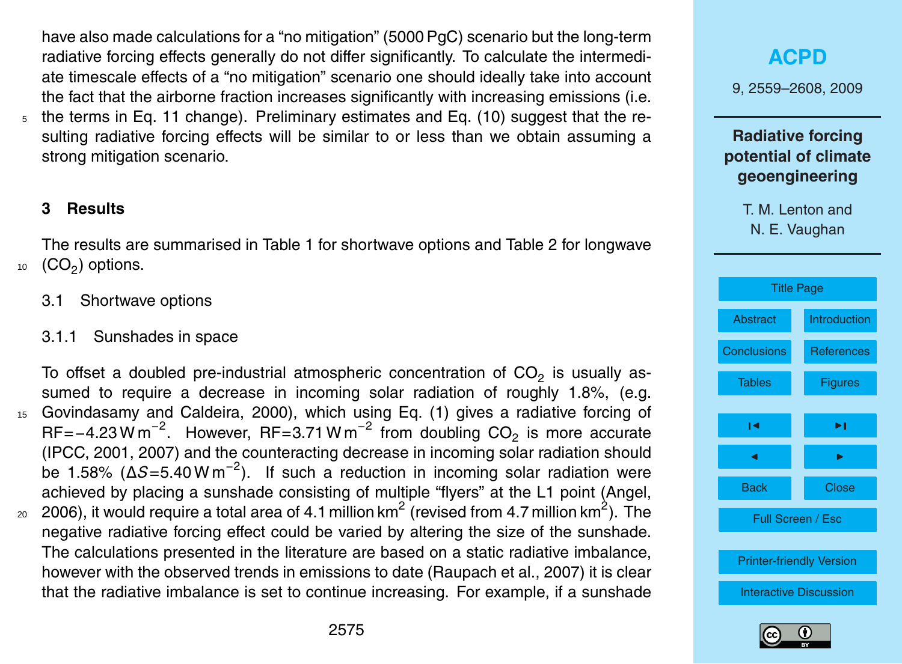have also made calculations for a "no mitigation" (5000 PgC) scenario but the long-term radiative forcing effects generally do not differ significantly. To calculate the intermediate timescale effects of a "no mitigation" scenario one should ideally take into account the fact that the airborne fraction increases significantly with increasing emissions (i.e. the terms in Eq. 11 change). Preliminary estimates and Eq. (10) suggest that the resulting radiative forcing effects will be similar to or less than we obtain assuming a strong mitigation scenario.

## 3 Results

The results are summarised in Table 1 for shortwave options and Table 2 for longwave ($CO_2$) options.

### 3.1 Shortwave options

#### 3.1.1 Sunshades in space

To offset a doubled pre-industrial atmospheric concentration of $CO_2$ is usually assumed to require a decrease in incoming solar radiation of roughly 1.8%, (e.g. Govindasamy and Caldeira, 2000), which using Eq. (1) gives a radiative forcing of $RF=-4.23\,W\,m^{-2}$. However, $RF=3.71\,W\,m^{-2}$ from doubling $CO_2$ is more accurate (IPCC, 2001, 2007) and the counteracting decrease in incoming solar radiation should be 1.58% ($\Delta S=5.40\,W\,m^{-2}$). If such a reduction in incoming solar radiation were achieved by placing a sunshade consisting of multiple "flyers" at the L1 point (Angel, 2006), it would require a total area of 4.1 million $km^2$ (revised from 4.7 million $km^2$). The negative radiative forcing effect could be varied by altering the size of the sunshade. The calculations presented in the literature are based on a static radiative imbalance, however with the observed trends in emissions to date (Raupach et al., 2007) it is clear that the radiative imbalance is set to continue increasing. For example, if a sunshade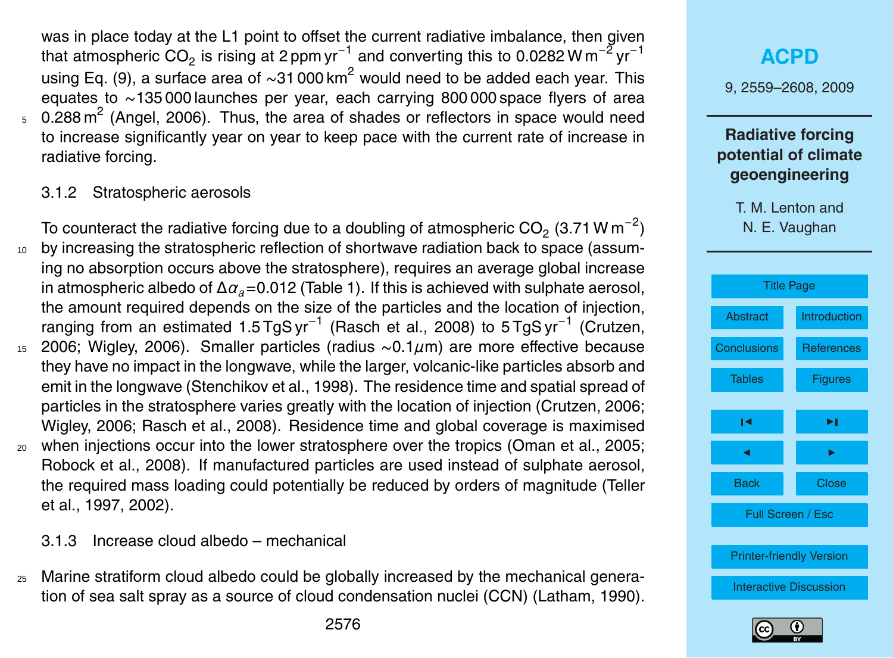was in place today at the L1 point to offset the current radiative imbalance, then given that atmospheric $CO_2$ is rising at 2 ppm yr$^{-1}$ and converting this to 0.0282 W m$^{-2}$ yr$^{-1}$ using Eq. (9), a surface area of ~31 000 km$^2$ would need to be added each year. This equates to ~135 000 launches per year, each carrying 800 000 space flyers of area 0.288 m$^2$ (Angel, 2006). Thus, the area of shades or reflectors in space would need to increase significantly year on year to keep pace with the current rate of increase in radiative forcing.

### 3.1.2 Stratospheric aerosols

To counteract the radiative forcing due to a doubling of atmospheric $CO_2$ (3.71 W m$^{-2}$) by increasing the stratospheric reflection of shortwave radiation back to space (assuming no absorption occurs above the stratosphere), requires an average global increase in atmospheric albedo of $\Delta\alpha_a$=0.012 (Table 1). If this is achieved with sulphate aerosol, the amount required depends on the size of the particles and the location of injection, ranging from an estimated 1.5 TgS yr$^{-1}$ (Rasch et al., 2008) to 5 TgS yr$^{-1}$ (Crutzen, 2006; Wigley, 2006). Smaller particles (radius ~0.1$\mu$m) are more effective because they have no impact in the longwave, while the larger, volcanic-like particles absorb and emit in the longwave (Stenchikov et al., 1998). The residence time and spatial spread of particles in the stratosphere varies greatly with the location of injection (Crutzen, 2006; Wigley, 2006; Rasch et al., 2008). Residence time and global coverage is maximised when injections occur into the lower stratosphere over the tropics (Oman et al., 2005; Robock et al., 2008). If manufactured particles are used instead of sulphate aerosol, the required mass loading could potentially be reduced by orders of magnitude (Teller et al., 1997, 2002).

### 3.1.3 Increase cloud albedo – mechanical

Marine stratiform cloud albedo could be globally increased by the mechanical generation of sea salt spray as a source of cloud condensation nuclei (CCN) (Latham, 1990).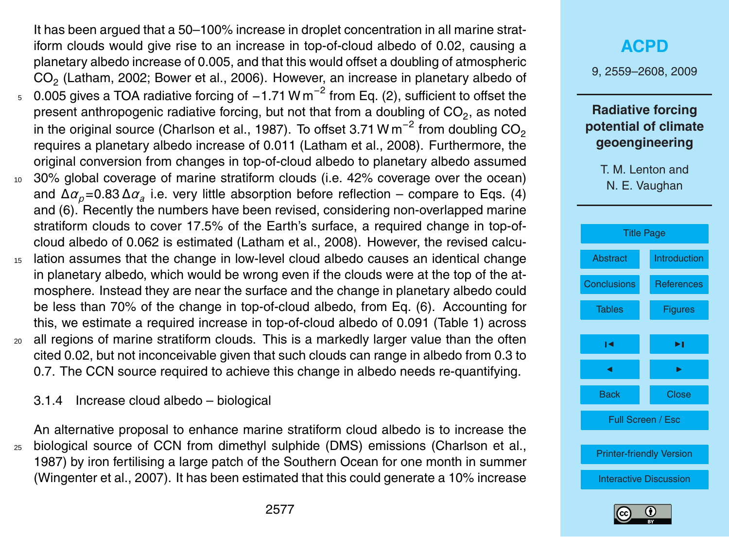It has been argued that a 50–100% increase in droplet concentration in all marine stratiform clouds would give rise to an increase in top-of-cloud albedo of 0.02, causing a planetary albedo increase of 0.005, and that this would offset a doubling of atmospheric $CO_2$ (Latham, 2002; Bower et al., 2006). However, an increase in planetary albedo of 0.005 gives a TOA radiative forcing of $-1.71\,\mathrm{W\,m^{-2}}$ from Eq. (2), sufficient to offset the present anthropogenic radiative forcing, but not that from a doubling of $CO_2$, as noted in the original source (Charlson et al., 1987). To offset $3.71\,\mathrm{W\,m^{-2}}$ from doubling $CO_2$ requires a planetary albedo increase of 0.011 (Latham et al., 2008). Furthermore, the original conversion from changes in top-of-cloud albedo to planetary albedo assumed 30% global coverage of marine stratiform clouds (i.e. 42% coverage over the ocean) and $\Delta\alpha_p$=0.83 $\Delta\alpha_a$ i.e. very little absorption before reflection – compare to Eqs. (4) and (6). Recently the numbers have been revised, considering non-overlapped marine stratiform clouds to cover 17.5% of the Earth's surface, a required change in top-of-cloud albedo of 0.062 is estimated (Latham et al., 2008). However, the revised calculation assumes that the change in low-level cloud albedo causes an identical change in planetary albedo, which would be wrong even if the clouds were at the top of the atmosphere. Instead they are near the surface and the change in planetary albedo could be less than 70% of the change in top-of-cloud albedo, from Eq. (6). Accounting for this, we estimate a required increase in top-of-cloud albedo of 0.091 (Table 1) across all regions of marine stratiform clouds. This is a markedly larger value than the often cited 0.02, but not inconceivable given that such clouds can range in albedo from 0.3 to 0.7. The CCN source required to achieve this change in albedo needs re-quantifying.

#### 3.1.4 Increase cloud albedo – biological

An alternative proposal to enhance marine stratiform cloud albedo is to increase the biological source of CCN from dimethyl sulphide (DMS) emissions (Charlson et al., 1987) by iron fertilising a large patch of the Southern Ocean for one month in summer (Wingenter et al., 2007). It has been estimated that this could generate a 10% increase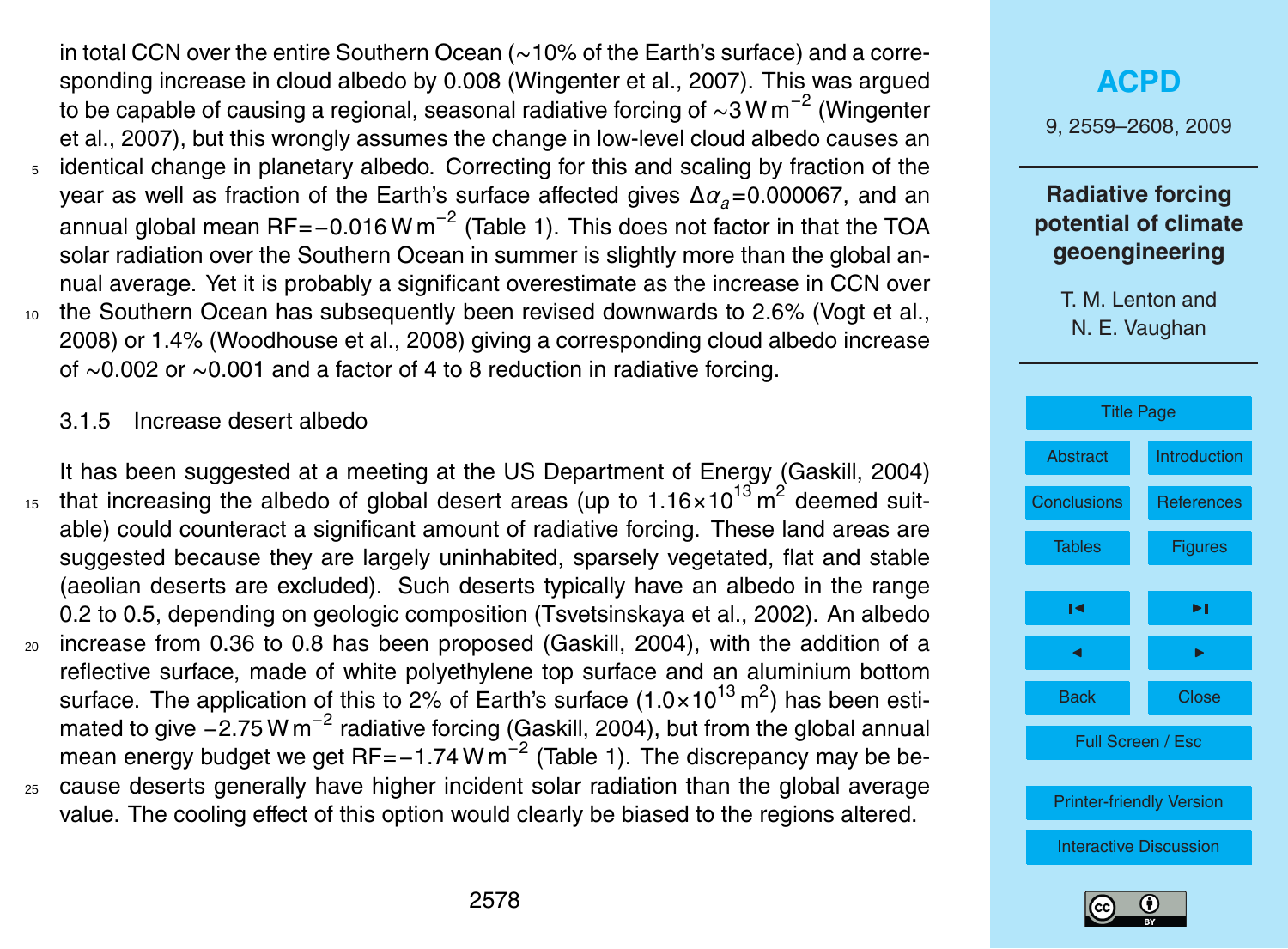in total CCN over the entire Southern Ocean (∼10% of the Earth's surface) and a corresponding increase in cloud albedo by 0.008 (Wingenter et al., 2007). This was argued to be capable of causing a regional, seasonal radiative forcing of ∼3 $W m^{-2}$ (Wingenter et al., 2007), but this wrongly assumes the change in low-level cloud albedo causes an identical change in planetary albedo. Correcting for this and scaling by fraction of the year as well as fraction of the Earth's surface affected gives $\Delta\alpha_a$=0.000067, and an annual global mean RF=−0.016 $W m^{-2}$ (Table 1). This does not factor in that the TOA solar radiation over the Southern Ocean in summer is slightly more than the global annual average. Yet it is probably a significant overestimate as the increase in CCN over the Southern Ocean has subsequently been revised downwards to 2.6% (Vogt et al., 2008) or 1.4% (Woodhouse et al., 2008) giving a corresponding cloud albedo increase of ∼0.002 or ∼0.001 and a factor of 4 to 8 reduction in radiative forcing.

### 3.1.5 Increase desert albedo

It has been suggested at a meeting at the US Department of Energy (Gaskill, 2004) that increasing the albedo of global desert areas (up to $1.16\times10^{13}$ $m^2$ deemed suitable) could counteract a significant amount of radiative forcing. These land areas are suggested because they are largely uninhabited, sparsely vegetated, flat and stable (aeolian deserts are excluded). Such deserts typically have an albedo in the range 0.2 to 0.5, depending on geologic composition (Tsvetsinskaya et al., 2002). An albedo increase from 0.36 to 0.8 has been proposed (Gaskill, 2004), with the addition of a reflective surface, made of white polyethylene top surface and an aluminium bottom surface. The application of this to 2% of Earth's surface ($1.0\times10^{13}$ $m^2$) has been estimated to give −2.75 $W m^{-2}$ radiative forcing (Gaskill, 2004), but from the global annual mean energy budget we get RF=−1.74 $W m^{-2}$ (Table 1). The discrepancy may be because deserts generally have higher incident solar radiation than the global average value. The cooling effect of this option would clearly be biased to the regions altered.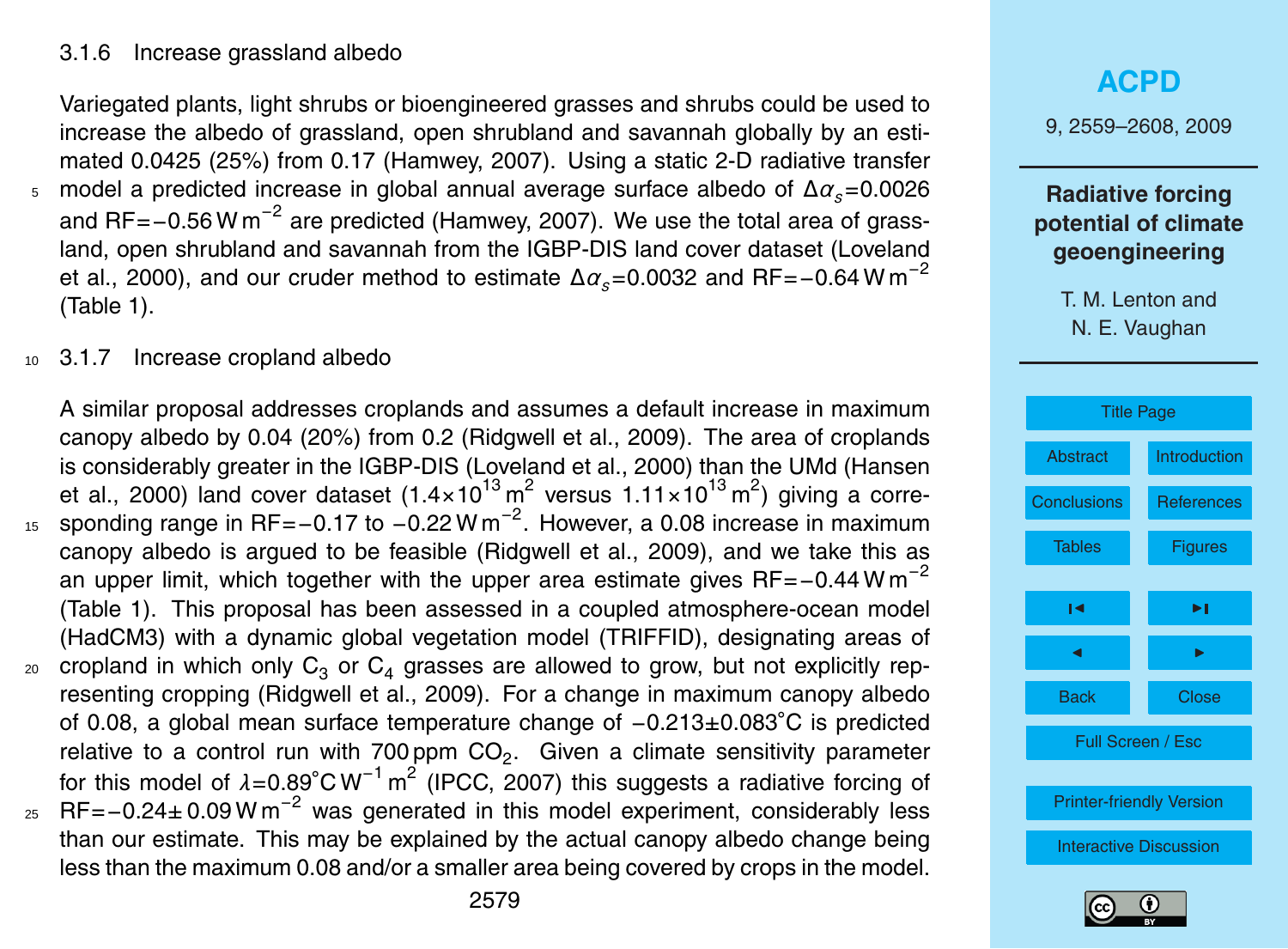### 3.1.6 Increase grassland albedo

Variegated plants, light shrubs or bioengineered grasses and shrubs could be used to increase the albedo of grassland, open shrubland and savannah globally by an estimated 0.0425 (25%) from 0.17 (Hamwey, 2007). Using a static 2-D radiative transfer model a predicted increase in global annual average surface albedo of $\Delta\alpha_s$=0.0026 and RF=−0.56 W m$^{-2}$ are predicted (Hamwey, 2007). We use the total area of grassland, open shrubland and savannah from the IGBP-DIS land cover dataset (Loveland et al., 2000), and our cruder method to estimate $\Delta\alpha_s$=0.0032 and RF=−0.64 W m$^{-2}$ (Table 1).

### 3.1.7 Increase cropland albedo

A similar proposal addresses croplands and assumes a default increase in maximum canopy albedo by 0.04 (20%) from 0.2 (Ridgwell et al., 2009). The area of croplands is considerably greater in the IGBP-DIS (Loveland et al., 2000) than the UMd (Hansen et al., 2000) land cover dataset ($1.4\times10^{13}$ m$^2$ versus $1.11\times10^{13}$ m$^2$) giving a corresponding range in RF=−0.17 to −0.22 W m$^{-2}$. However, a 0.08 increase in maximum canopy albedo is argued to be feasible (Ridgwell et al., 2009), and we take this as an upper limit, which together with the upper area estimate gives RF=−0.44 W m$^{-2}$ (Table 1). This proposal has been assessed in a coupled atmosphere-ocean model (HadCM3) with a dynamic global vegetation model (TRIFFID), designating areas of cropland in which only $C_3$ or $C_4$ grasses are allowed to grow, but not explicitly representing cropping (Ridgwell et al., 2009). For a change in maximum canopy albedo of 0.08, a global mean surface temperature change of −0.213±0.083°C is predicted relative to a control run with 700 ppm $CO_2$. Given a climate sensitivity parameter for this model of $\lambda$=0.89°C W$^{-1}$ m$^2$ (IPCC, 2007) this suggests a radiative forcing of RF=−0.24± 0.09 W m$^{-2}$ was generated in this model experiment, considerably less than our estimate. This may be explained by the actual canopy albedo change being less than the maximum 0.08 and/or a smaller area being covered by crops in the model.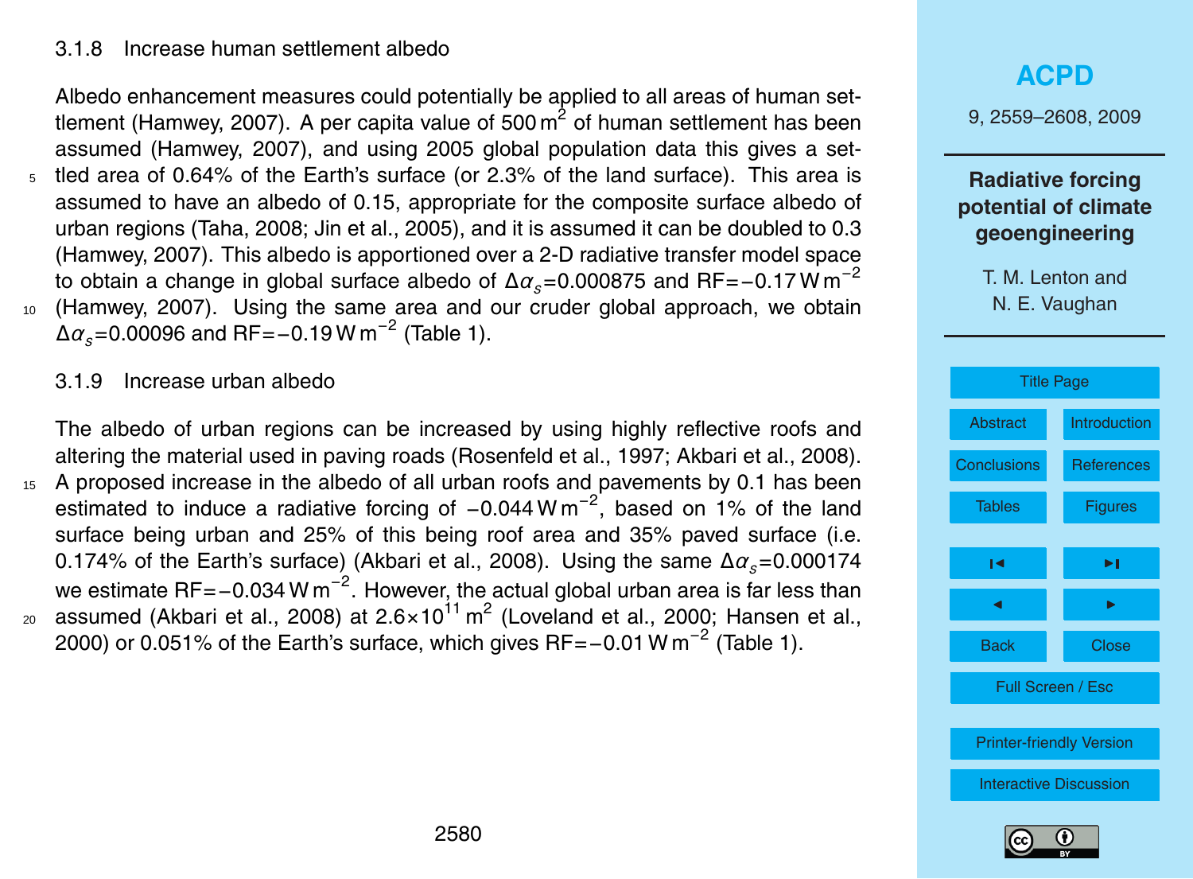### 3.1.8 Increase human settlement albedo

Albedo enhancement measures could potentially be applied to all areas of human settlement (Hamwey, 2007). A per capita value of 500 $m^2$ of human settlement has been assumed (Hamwey, 2007), and using 2005 global population data this gives a settled area of 0.64% of the Earth's surface (or 2.3% of the land surface). This area is assumed to have an albedo of 0.15, appropriate for the composite surface albedo of urban regions (Taha, 2008; Jin et al., 2005), and it is assumed it can be doubled to 0.3 (Hamwey, 2007). This albedo is apportioned over a 2-D radiative transfer model space to obtain a change in global surface albedo of $\Delta\alpha_s$=0.000875 and RF=−0.17 W $m^{-2}$ (Hamwey, 2007). Using the same area and our cruder global approach, we obtain $\Delta\alpha_s$=0.00096 and RF=−0.19 W $m^{-2}$ (Table 1).

### 3.1.9 Increase urban albedo

The albedo of urban regions can be increased by using highly reflective roofs and altering the material used in paving roads (Rosenfeld et al., 1997; Akbari et al., 2008). A proposed increase in the albedo of all urban roofs and pavements by 0.1 has been estimated to induce a radiative forcing of −0.044 W $m^{-2}$, based on 1% of the land surface being urban and 25% of this being roof area and 35% paved surface (i.e. 0.174% of the Earth's surface) (Akbari et al., 2008). Using the same $\Delta\alpha_s$=0.000174 we estimate RF=−0.034 W $m^{-2}$. However, the actual global urban area is far less than assumed (Akbari et al., 2008) at $2.6\times10^{11}$ $m^2$ (Loveland et al., 2000; Hansen et al., 2000) or 0.051% of the Earth's surface, which gives RF=−0.01 W $m^{-2}$ (Table 1).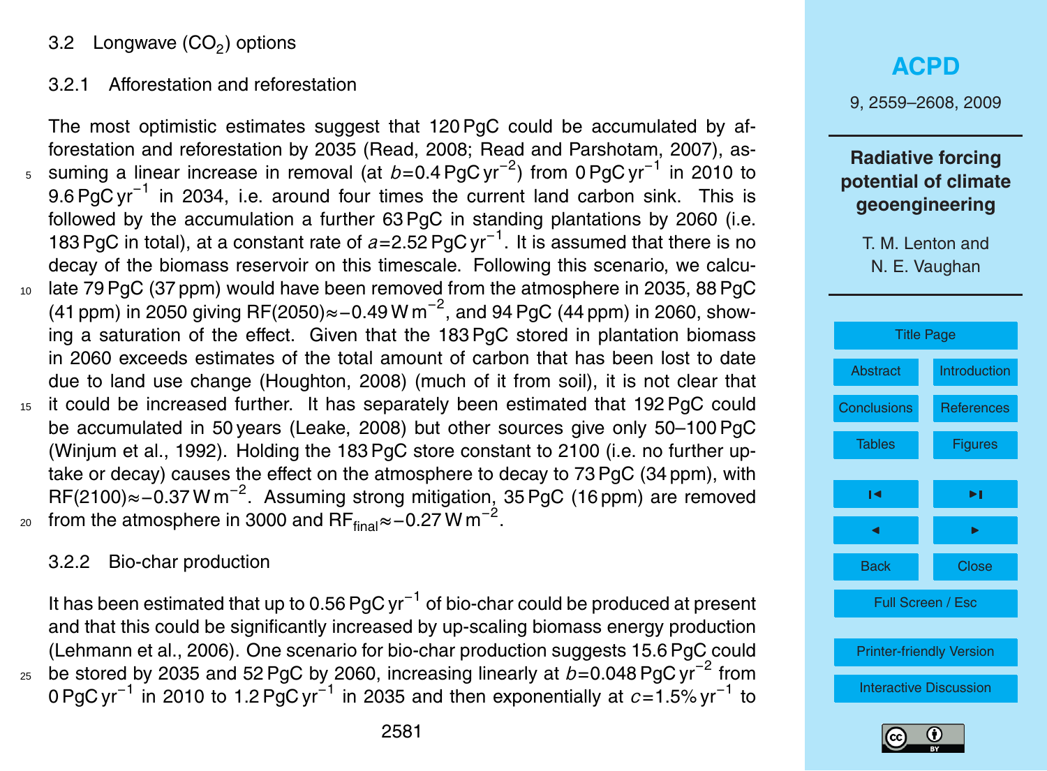### 3.2 Longwave ($CO_2$) options

#### 3.2.1 Afforestation and reforestation

The most optimistic estimates suggest that 120 PgC could be accumulated by afforestation and reforestation by 2035 (Read, 2008; Read and Parshotam, 2007), assuming a linear increase in removal (at $b$=0.4 PgC yr$^{-2}$) from 0 PgC yr$^{-1}$ in 2010 to 9.6 PgC yr$^{-1}$ in 2034, i.e. around four times the current land carbon sink. This is followed by the accumulation a further 63 PgC in standing plantations by 2060 (i.e. 183 PgC in total), at a constant rate of $a$=2.52 PgC yr$^{-1}$. It is assumed that there is no decay of the biomass reservoir on this timescale. Following this scenario, we calculate 79 PgC (37 ppm) would have been removed from the atmosphere in 2035, 88 PgC (41 ppm) in 2050 giving RF(2050)≈−0.49 W m$^{-2}$, and 94 PgC (44 ppm) in 2060, showing a saturation of the effect. Given that the 183 PgC stored in plantation biomass in 2060 exceeds estimates of the total amount of carbon that has been lost to date due to land use change (Houghton, 2008) (much of it from soil), it is not clear that it could be increased further. It has separately been estimated that 192 PgC could be accumulated in 50 years (Leake, 2008) but other sources give only 50–100 PgC (Winjum et al., 1992). Holding the 183 PgC store constant to 2100 (i.e. no further uptake or decay) causes the effect on the atmosphere to decay to 73 PgC (34 ppm), with RF(2100)≈−0.37 W m$^{-2}$. Assuming strong mitigation, 35 PgC (16 ppm) are removed from the atmosphere in 3000 and RF$_{final}$≈−0.27 W m$^{-2}$.

#### 3.2.2 Bio-char production

It has been estimated that up to 0.56 PgC yr$^{-1}$ of bio-char could be produced at present and that this could be significantly increased by up-scaling biomass energy production (Lehmann et al., 2006). One scenario for bio-char production suggests 15.6 PgC could be stored by 2035 and 52 PgC by 2060, increasing linearly at $b$=0.048 PgC yr$^{-2}$ from 0 PgC yr$^{-1}$ in 2010 to 1.2 PgC yr$^{-1}$ in 2035 and then exponentially at $c$=1.5% yr$^{-1}$ to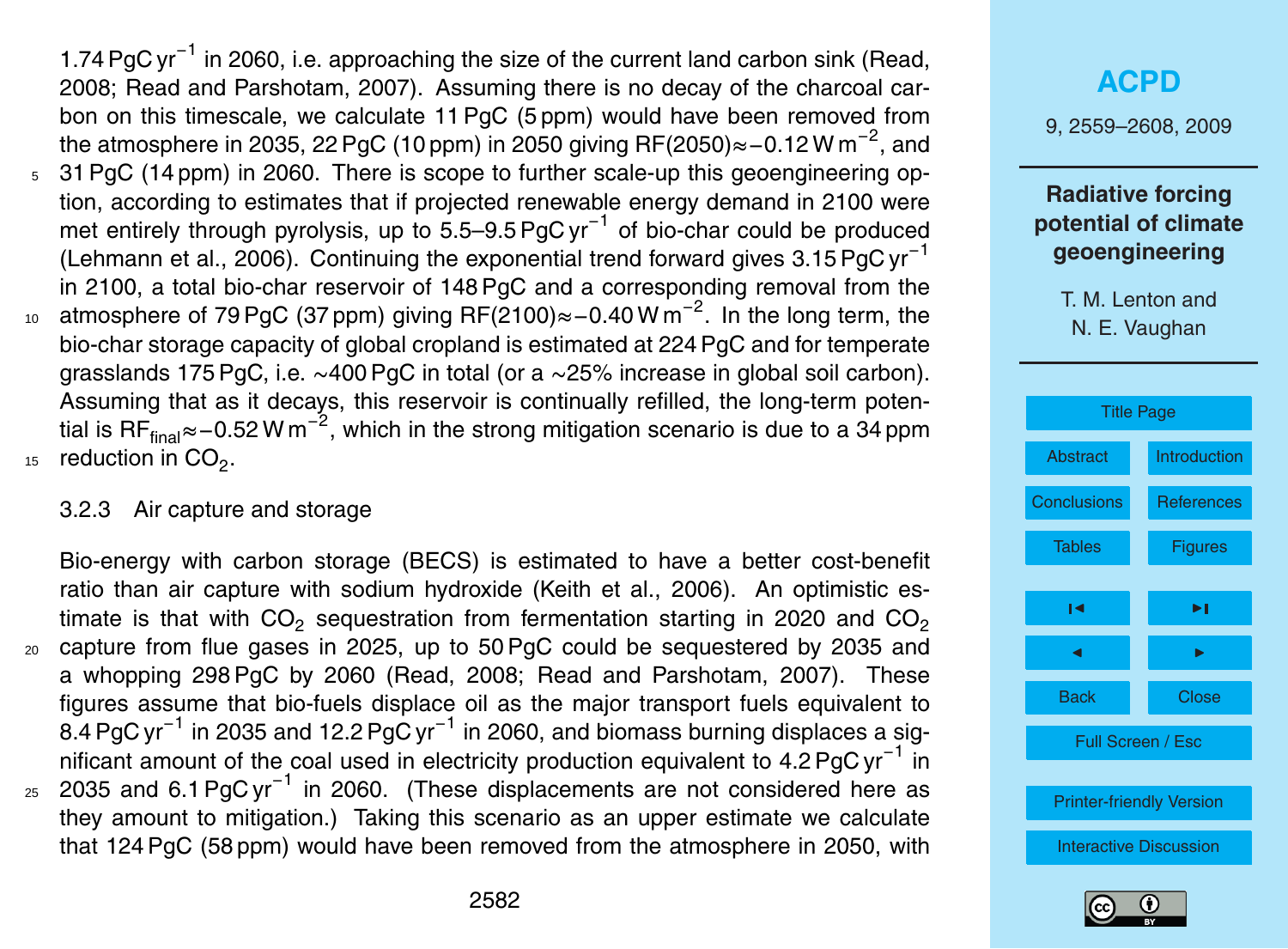1.74 $PgC\,yr^{-1}$ in 2060, i.e. approaching the size of the current land carbon sink (Read, 2008; Read and Parshotam, 2007). Assuming there is no decay of the charcoal carbon on this timescale, we calculate 11 PgC (5 ppm) would have been removed from the atmosphere in 2035, 22 PgC (10 ppm) in 2050 giving RF(2050)≈−0.12 $W\,m^{-2}$, and 31 PgC (14 ppm) in 2060. There is scope to further scale-up this geoengineering option, according to estimates that if projected renewable energy demand in 2100 were met entirely through pyrolysis, up to 5.5–9.5 $PgC\,yr^{-1}$ of bio-char could be produced (Lehmann et al., 2006). Continuing the exponential trend forward gives 3.15 $PgC\,yr^{-1}$ in 2100, a total bio-char reservoir of 148 PgC and a corresponding removal from the atmosphere of 79 PgC (37 ppm) giving RF(2100)≈−0.40 $W\,m^{-2}$. In the long term, the bio-char storage capacity of global cropland is estimated at 224 PgC and for temperate grasslands 175 PgC, i.e. ∼400 PgC in total (or a ∼25% increase in global soil carbon). Assuming that as it decays, this reservoir is continually refilled, the long-term potential is $RF_{final}$≈−0.52 $W\,m^{-2}$, which in the strong mitigation scenario is due to a 34 ppm reduction in $CO_2$.

### 3.2.3 Air capture and storage

Bio-energy with carbon storage (BECS) is estimated to have a better cost-benefit ratio than air capture with sodium hydroxide (Keith et al., 2006). An optimistic estimate is that with $CO_2$ sequestration from fermentation starting in 2020 and $CO_2$ capture from flue gases in 2025, up to 50 PgC could be sequestered by 2035 and a whopping 298 PgC by 2060 (Read, 2008; Read and Parshotam, 2007). These figures assume that bio-fuels displace oil as the major transport fuels equivalent to 8.4 $PgC\,yr^{-1}$ in 2035 and 12.2 $PgC\,yr^{-1}$ in 2060, and biomass burning displaces a significant amount of the coal used in electricity production equivalent to 4.2 $PgC\,yr^{-1}$ in 2035 and 6.1 $PgC\,yr^{-1}$ in 2060. (These displacements are not considered here as they amount to mitigation.) Taking this scenario as an upper estimate we calculate that 124 PgC (58 ppm) would have been removed from the atmosphere in 2050, with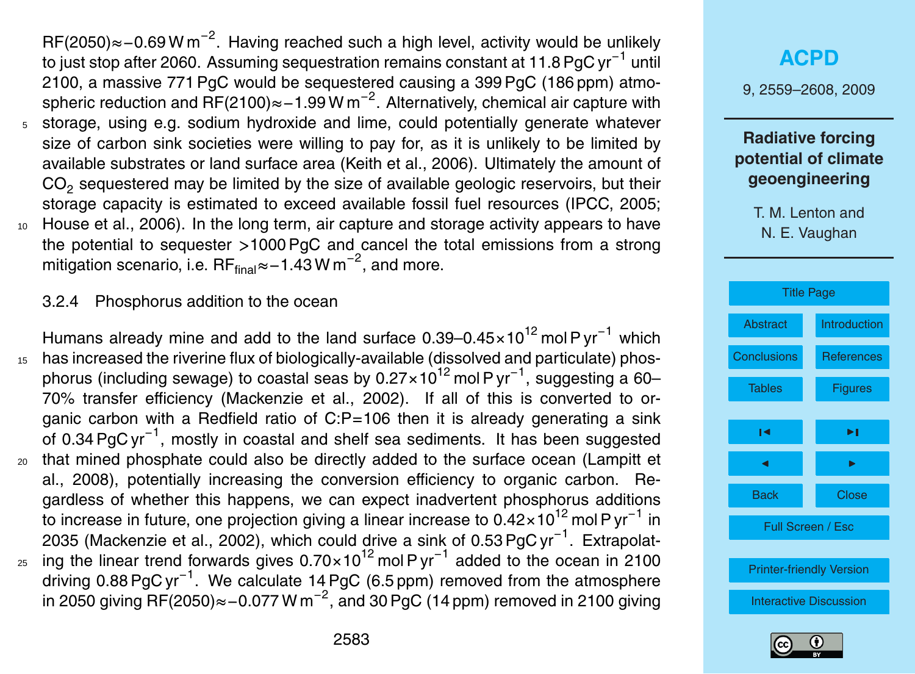RF(2050)≈$-0.69\,\mathrm{W\,m^{-2}}$. Having reached such a high level, activity would be unlikely to just stop after 2060. Assuming sequestration remains constant at $11.8\,\mathrm{PgC\,yr^{-1}}$ until 2100, a massive 771 PgC would be sequestered causing a 399 PgC (186 ppm) atmospheric reduction and RF(2100)≈$-1.99\,\mathrm{W\,m^{-2}}$. Alternatively, chemical air capture with storage, using e.g. sodium hydroxide and lime, could potentially generate whatever size of carbon sink societies were willing to pay for, as it is unlikely to be limited by available substrates or land surface area (Keith et al., 2006). Ultimately the amount of $CO_2$ sequestered may be limited by the size of available geologic reservoirs, but their storage capacity is estimated to exceed available fossil fuel resources (IPCC, 2005; House et al., 2006). In the long term, air capture and storage activity appears to have the potential to sequester >1000 PgC and cancel the total emissions from a strong mitigation scenario, i.e. $\mathrm{RF_{final}}\approx-1.43\,\mathrm{W\,m^{-2}}$, and more.

### 3.2.4 Phosphorus addition to the ocean

Humans already mine and add to the land surface $0.39\text{–}0.45\times10^{12}\,\mathrm{mol\,P\,yr^{-1}}$ which has increased the riverine flux of biologically-available (dissolved and particulate) phosphorus (including sewage) to coastal seas by $0.27\times10^{12}\,\mathrm{mol\,P\,yr^{-1}}$, suggesting a 60–70% transfer efficiency (Mackenzie et al., 2002). If all of this is converted to organic carbon with a Redfield ratio of C:P=106 then it is already generating a sink of $0.34\,\mathrm{PgC\,yr^{-1}}$, mostly in coastal and shelf sea sediments. It has been suggested that mined phosphate could also be directly added to the surface ocean (Lampitt et al., 2008), potentially increasing the conversion efficiency to organic carbon. Regardless of whether this happens, we can expect inadvertent phosphorus additions to increase in future, one projection giving a linear increase to $0.42\times10^{12}\,\mathrm{mol\,P\,yr^{-1}}$ in 2035 (Mackenzie et al., 2002), which could drive a sink of $0.53\,\mathrm{PgC\,yr^{-1}}$. Extrapolating the linear trend forwards gives $0.70\times10^{12}\,\mathrm{mol\,P\,yr^{-1}}$ added to the ocean in 2100 driving $0.88\,\mathrm{PgC\,yr^{-1}}$. We calculate 14 PgC (6.5 ppm) removed from the atmosphere in 2050 giving RF(2050)≈$-0.077\,\mathrm{W\,m^{-2}}$, and 30 PgC (14 ppm) removed in 2100 giving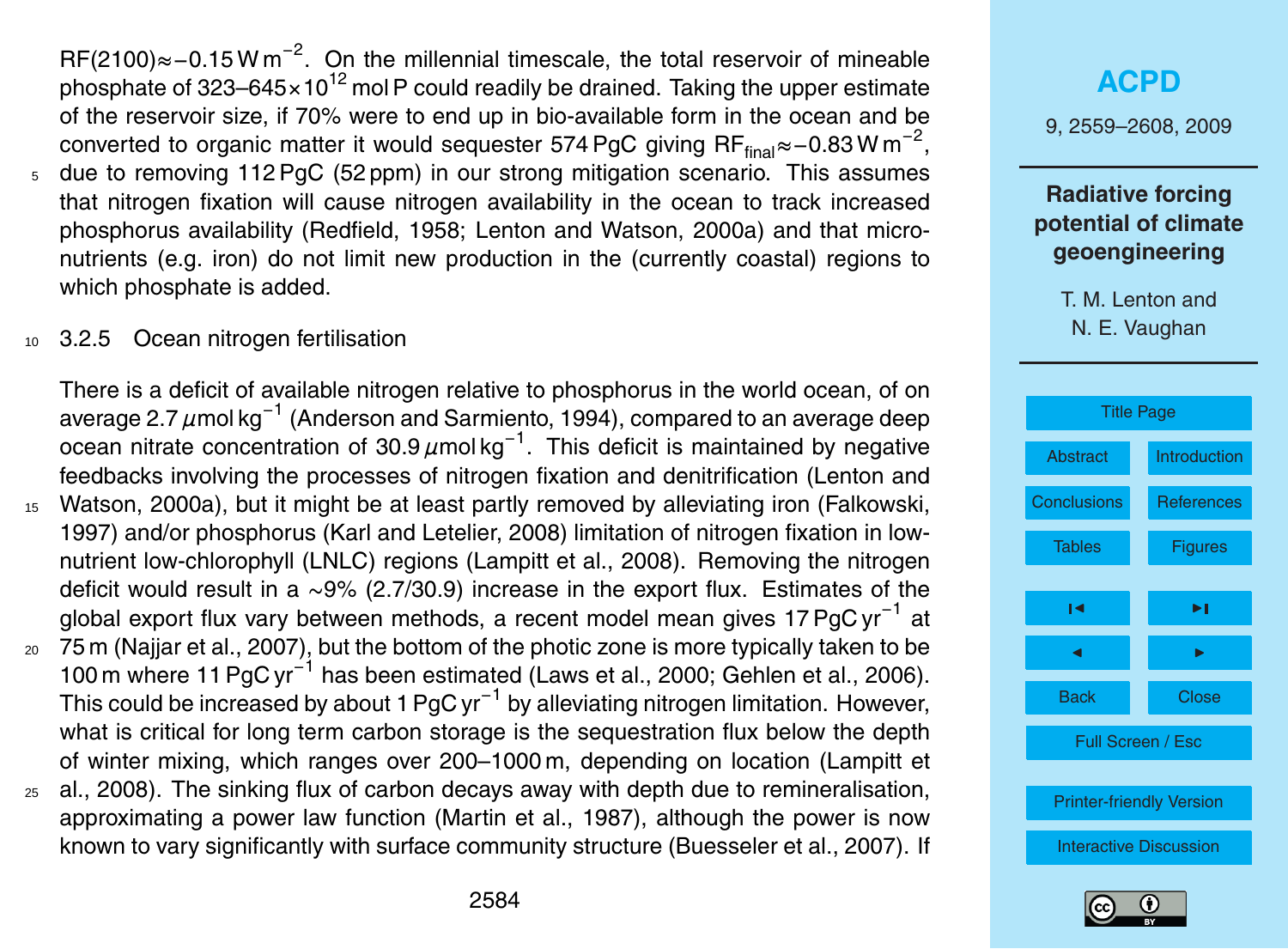$RF(2100) \approx -0.15\,W\,m^{-2}$. On the millennial timescale, the total reservoir of mineable phosphate of $323–645 \times 10^{12}$ mol P could readily be drained. Taking the upper estimate of the reservoir size, if 70% were to end up in bio-available form in the ocean and be converted to organic matter it would sequester 574 PgC giving $RF_{final} \approx -0.83\,W\,m^{-2}$, due to removing 112 PgC (52 ppm) in our strong mitigation scenario. This assumes that nitrogen fixation will cause nitrogen availability in the ocean to track increased phosphorus availability (Redfield, 1958; Lenton and Watson, 2000a) and that micro-nutrients (e.g. iron) do not limit new production in the (currently coastal) regions to which phosphate is added.

### 3.2.5 Ocean nitrogen fertilisation

There is a deficit of available nitrogen relative to phosphorus in the world ocean, of on average $2.7\,\mu mol\,kg^{-1}$ (Anderson and Sarmiento, 1994), compared to an average deep ocean nitrate concentration of $30.9\,\mu mol\,kg^{-1}$. This deficit is maintained by negative feedbacks involving the processes of nitrogen fixation and denitrification (Lenton and Watson, 2000a), but it might be at least partly removed by alleviating iron (Falkowski, 1997) and/or phosphorus (Karl and Letelier, 2008) limitation of nitrogen fixation in low-nutrient low-chlorophyll (LNLC) regions (Lampitt et al., 2008). Removing the nitrogen deficit would result in a ~9% (2.7/30.9) increase in the export flux. Estimates of the global export flux vary between methods, a recent model mean gives $17\,PgC\,yr^{-1}$ at 75 m (Najjar et al., 2007), but the bottom of the photic zone is more typically taken to be 100 m where $11\,PgC\,yr^{-1}$ has been estimated (Laws et al., 2000; Gehlen et al., 2006). This could be increased by about $1\,PgC\,yr^{-1}$ by alleviating nitrogen limitation. However, what is critical for long term carbon storage is the sequestration flux below the depth of winter mixing, which ranges over 200–1000 m, depending on location (Lampitt et al., 2008). The sinking flux of carbon decays away with depth due to remineralisation, approximating a power law function (Martin et al., 1987), although the power is now known to vary significantly with surface community structure (Buesseler et al., 2007). If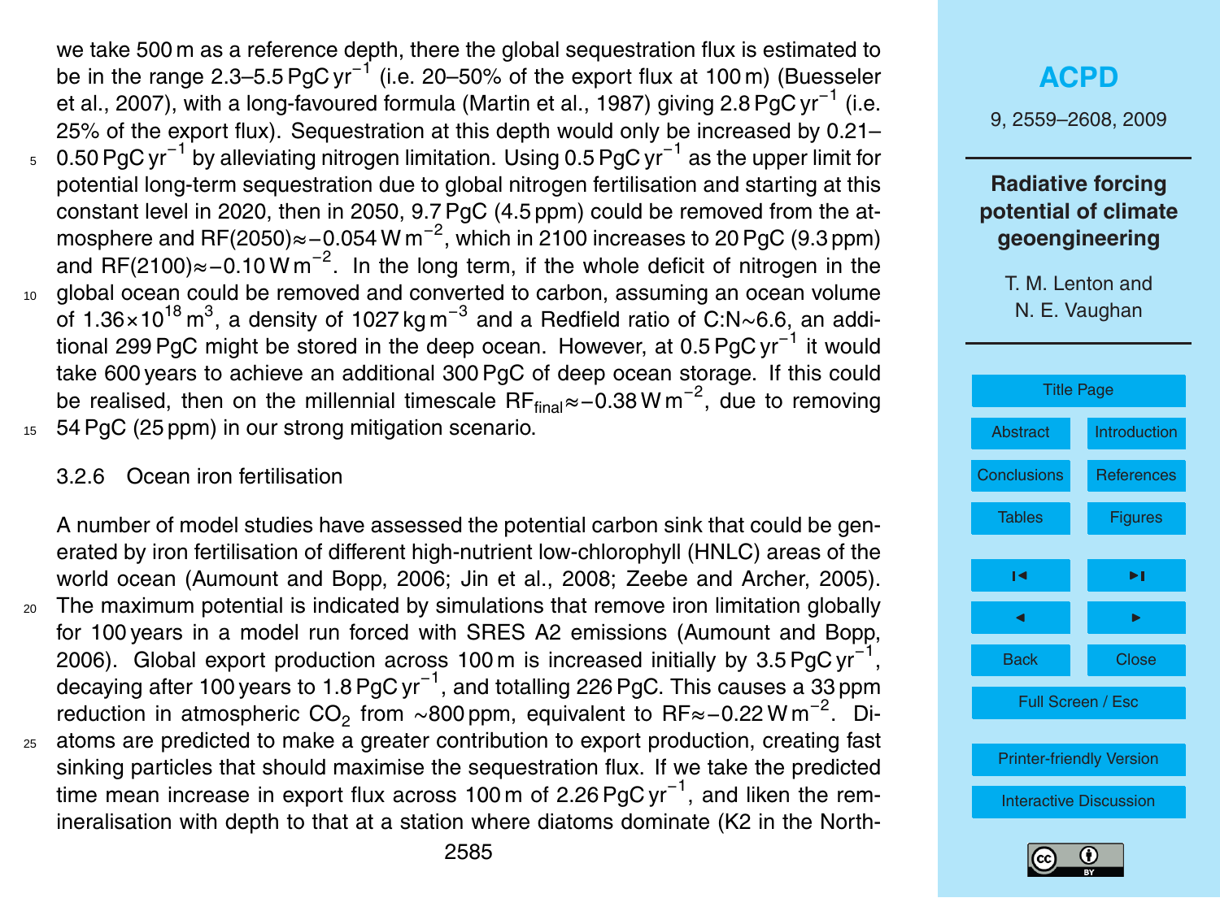we take 500 m as a reference depth, there the global sequestration flux is estimated to be in the range 2.3–5.5 $PgC\,yr^{-1}$ (i.e. 20–50% of the export flux at 100 m) (Buesseler et al., 2007), with a long-favoured formula (Martin et al., 1987) giving 2.8 $PgC\,yr^{-1}$ (i.e. 25% of the export flux). Sequestration at this depth would only be increased by 0.21–0.50 $PgC\,yr^{-1}$ by alleviating nitrogen limitation. Using 0.5 $PgC\,yr^{-1}$ as the upper limit for potential long-term sequestration due to global nitrogen fertilisation and starting at this constant level in 2020, then in 2050, 9.7 PgC (4.5 ppm) could be removed from the atmosphere and $RF(2050) \approx -0.054\,W\,m^{-2}$, which in 2100 increases to 20 PgC (9.3 ppm) and $RF(2100) \approx -0.10\,W\,m^{-2}$. In the long term, if the whole deficit of nitrogen in the global ocean could be removed and converted to carbon, assuming an ocean volume of $1.36 \times 10^{18}\,m^3$, a density of 1027 $kg\,m^{-3}$ and a Redfield ratio of C:N$\sim$6.6, an additional 299 PgC might be stored in the deep ocean. However, at 0.5 $PgC\,yr^{-1}$ it would take 600 years to achieve an additional 300 PgC of deep ocean storage. If this could be realised, then on the millennial timescale $RF_{final} \approx -0.38\,W\,m^{-2}$, due to removing 54 PgC (25 ppm) in our strong mitigation scenario.

#### 3.2.6 Ocean iron fertilisation

A number of model studies have assessed the potential carbon sink that could be generated by iron fertilisation of different high-nutrient low-chlorophyll (HNLC) areas of the world ocean (Aumount and Bopp, 2006; Jin et al., 2008; Zeebe and Archer, 2005). The maximum potential is indicated by simulations that remove iron limitation globally for 100 years in a model run forced with SRES A2 emissions (Aumount and Bopp, 2006). Global export production across 100 m is increased initially by 3.5 $PgC\,yr^{-1}$, decaying after 100 years to 1.8 $PgC\,yr^{-1}$, and totalling 226 PgC. This causes a 33 ppm reduction in atmospheric $CO_2$ from $\sim$800 ppm, equivalent to $RF \approx -0.22\,W\,m^{-2}$. Diatoms are predicted to make a greater contribution to export production, creating fast sinking particles that should maximise the sequestration flux. If we take the predicted time mean increase in export flux across 100 m of 2.26 $PgC\,yr^{-1}$, and liken the remineralisation with depth to that at a station where diatoms dominate (K2 in the North-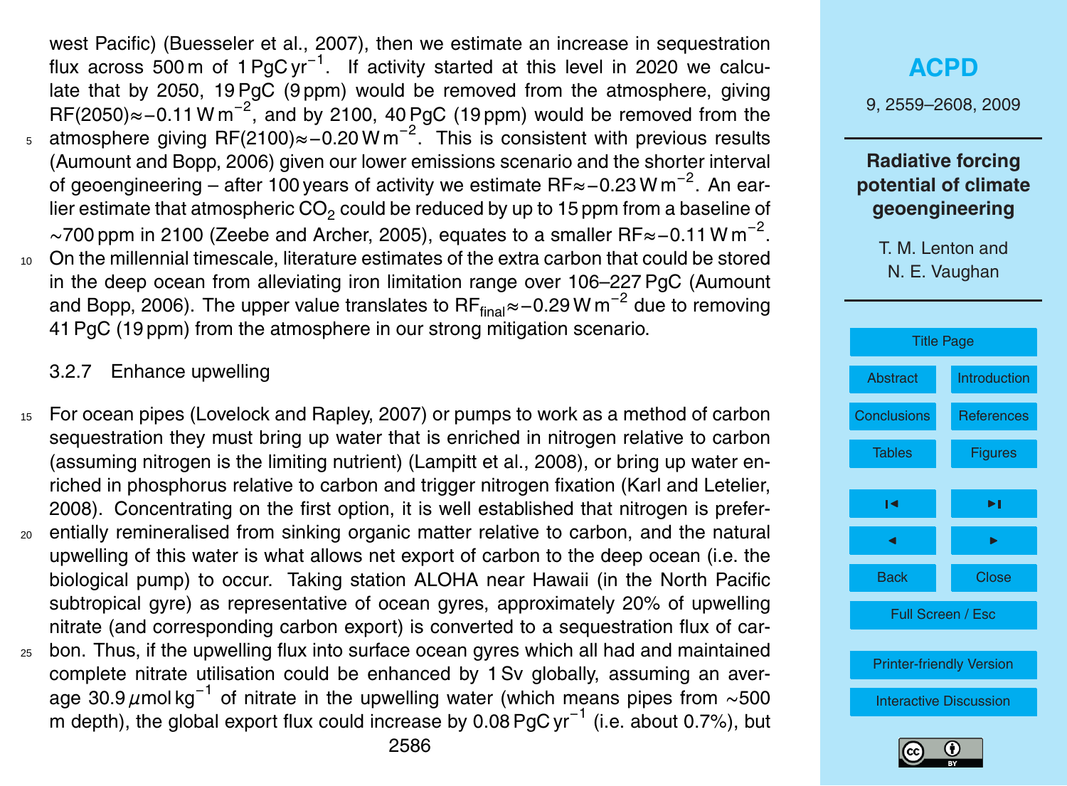west Pacific) (Buesseler et al., 2007), then we estimate an increase in sequestration flux across 500 m of 1 PgC $yr^{-1}$. If activity started at this level in 2020 we calculate that by 2050, 19 PgC (9 ppm) would be removed from the atmosphere, giving RF(2050)≈−0.11 W $m^{-2}$, and by 2100, 40 PgC (19 ppm) would be removed from the atmosphere giving RF(2100)≈−0.20 W $m^{-2}$. This is consistent with previous results (Aumount and Bopp, 2006) given our lower emissions scenario and the shorter interval of geoengineering – after 100 years of activity we estimate RF≈−0.23 W $m^{-2}$. An earlier estimate that atmospheric $CO_2$ could be reduced by up to 15 ppm from a baseline of ∼700 ppm in 2100 (Zeebe and Archer, 2005), equates to a smaller RF≈−0.11 W $m^{-2}$. On the millennial timescale, literature estimates of the extra carbon that could be stored in the deep ocean from alleviating iron limitation range over 106–227 PgC (Aumount and Bopp, 2006). The upper value translates to $RF_{final}$≈−0.29 W $m^{-2}$ due to removing 41 PgC (19 ppm) from the atmosphere in our strong mitigation scenario.

#### 3.2.7 Enhance upwelling

For ocean pipes (Lovelock and Rapley, 2007) or pumps to work as a method of carbon sequestration they must bring up water that is enriched in nitrogen relative to carbon (assuming nitrogen is the limiting nutrient) (Lampitt et al., 2008), or bring up water enriched in phosphorus relative to carbon and trigger nitrogen fixation (Karl and Letelier, 2008). Concentrating on the first option, it is well established that nitrogen is preferentially remineralised from sinking organic matter relative to carbon, and the natural upwelling of this water is what allows net export of carbon to the deep ocean (i.e. the biological pump) to occur. Taking station ALOHA near Hawaii (in the North Pacific subtropical gyre) as representative of ocean gyres, approximately 20% of upwelling nitrate (and corresponding carbon export) is converted to a sequestration flux of carbon. Thus, if the upwelling flux into surface ocean gyres which all had and maintained complete nitrate utilisation could be enhanced by 1 Sv globally, assuming an average 30.9 $\mu$mol $kg^{-1}$ of nitrate in the upwelling water (which means pipes from ∼500 m depth), the global export flux could increase by 0.08 PgC $yr^{-1}$ (i.e. about 0.7%), but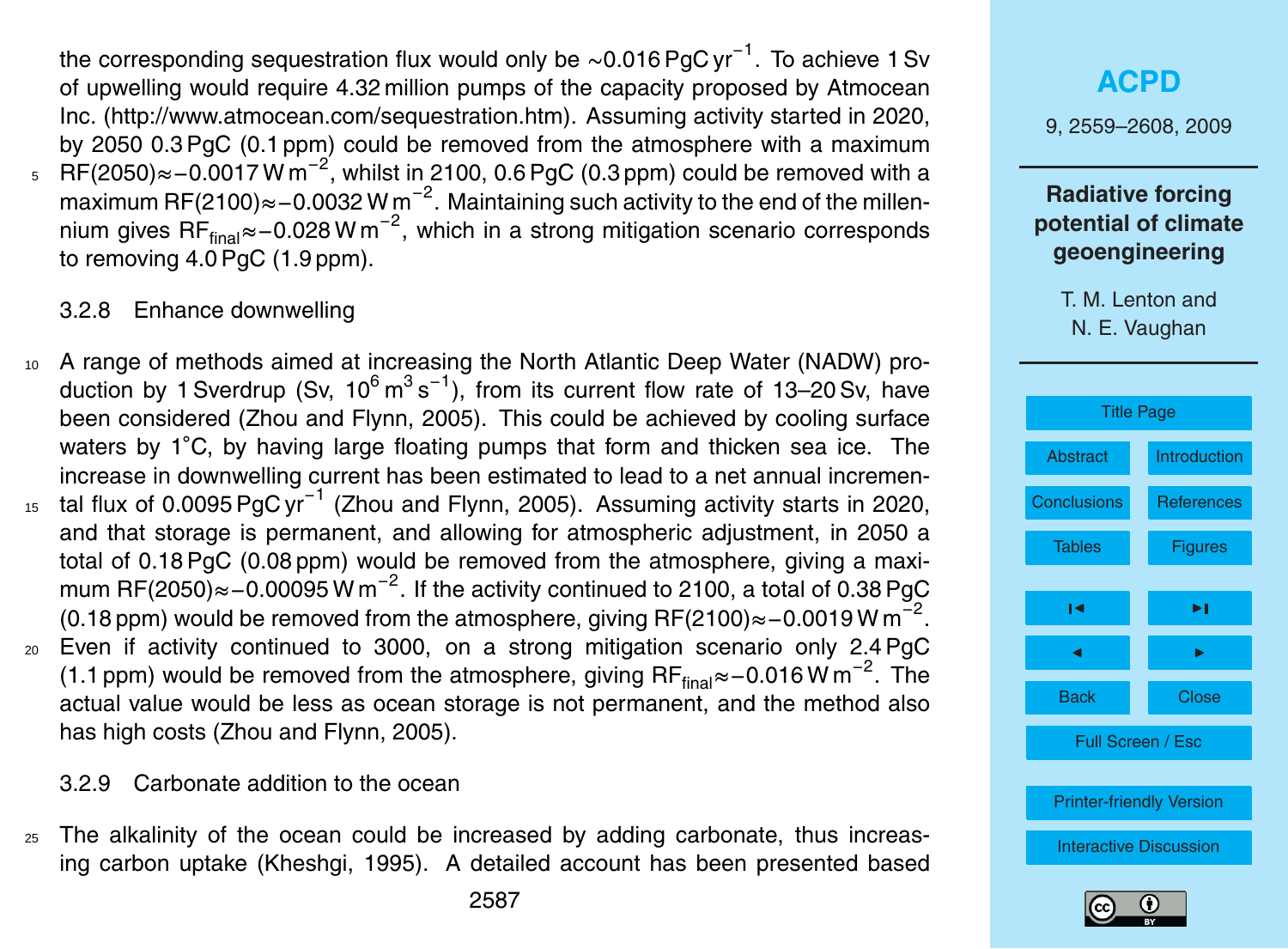the corresponding sequestration flux would only be ∼0.016 PgC $yr^{-1}$. To achieve 1 Sv of upwelling would require 4.32 million pumps of the capacity proposed by Atmocean Inc. (http://www.atmocean.com/sequestration.htm). Assuming activity started in 2020, by 2050 0.3 PgC (0.1 ppm) could be removed from the atmosphere with a maximum RF(2050)≈−0.0017 W $m^{-2}$, whilst in 2100, 0.6 PgC (0.3 ppm) could be removed with a maximum RF(2100)≈−0.0032 W $m^{-2}$. Maintaining such activity to the end of the millennium gives $RF_{final}$≈−0.028 W $m^{-2}$, which in a strong mitigation scenario corresponds to removing 4.0 PgC (1.9 ppm).

#### 3.2.8 Enhance downwelling

A range of methods aimed at increasing the North Atlantic Deep Water (NADW) production by 1 Sverdrup (Sv, $10^6$ $m^3$ $s^{-1}$), from its current flow rate of 13–20 Sv, have been considered (Zhou and Flynn, 2005). This could be achieved by cooling surface waters by 1˚C, by having large floating pumps that form and thicken sea ice. The increase in downwelling current has been estimated to lead to a net annual incremental flux of 0.0095 PgC $yr^{-1}$ (Zhou and Flynn, 2005). Assuming activity starts in 2020, and that storage is permanent, and allowing for atmospheric adjustment, in 2050 a total of 0.18 PgC (0.08 ppm) would be removed from the atmosphere, giving a maximum RF(2050)≈−0.00095 W $m^{-2}$. If the activity continued to 2100, a total of 0.38 PgC (0.18 ppm) would be removed from the atmosphere, giving RF(2100)≈−0.0019 W $m^{-2}$. Even if activity continued to 3000, on a strong mitigation scenario only 2.4 PgC (1.1 ppm) would be removed from the atmosphere, giving $RF_{final}$≈−0.016 W $m^{-2}$. The actual value would be less as ocean storage is not permanent, and the method also has high costs (Zhou and Flynn, 2005).

#### 3.2.9 Carbonate addition to the ocean

The alkalinity of the ocean could be increased by adding carbonate, thus increasing carbon uptake (Kheshgi, 1995). A detailed account has been presented based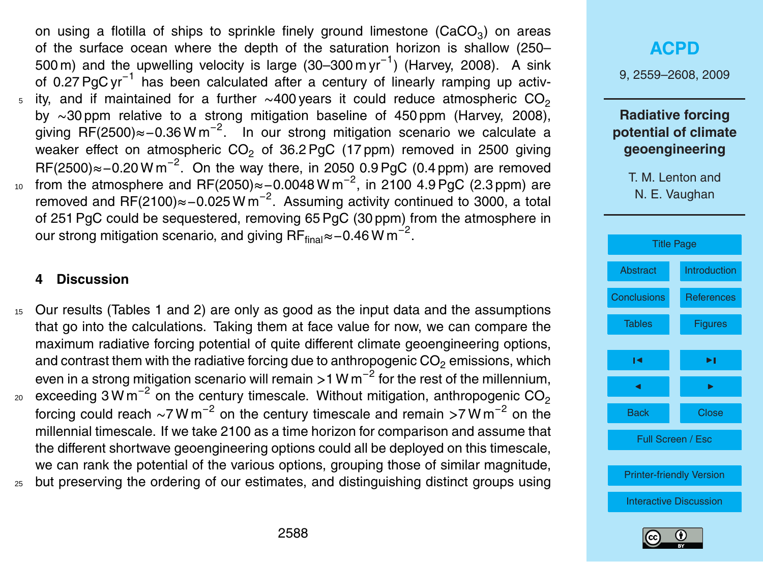on using a flotilla of ships to sprinkle finely ground limestone ($CaCO_3$) on areas of the surface ocean where the depth of the saturation horizon is shallow (250–500 m) and the upwelling velocity is large (30–300 m $yr^{-1}$) (Harvey, 2008). A sink of 0.27 PgC $yr^{-1}$ has been calculated after a century of linearly ramping up activity, and if maintained for a further ~400 years it could reduce atmospheric $CO_2$ by ~30 ppm relative to a strong mitigation baseline of 450 ppm (Harvey, 2008), giving RF(2500)≈−0.36 W $m^{-2}$. In our strong mitigation scenario we calculate a weaker effect on atmospheric $CO_2$ of 36.2 PgC (17 ppm) removed in 2500 giving RF(2500)≈−0.20 W $m^{-2}$. On the way there, in 2050 0.9 PgC (0.4 ppm) are removed from the atmosphere and RF(2050)≈−0.0048 W $m^{-2}$, in 2100 4.9 PgC (2.3 ppm) are removed and RF(2100)≈−0.025 W $m^{-2}$. Assuming activity continued to 3000, a total of 251 PgC could be sequestered, removing 65 PgC (30 ppm) from the atmosphere in our strong mitigation scenario, and giving $RF_{final}$≈−0.46 W $m^{-2}$.

## 4 Discussion

Our results (Tables 1 and 2) are only as good as the input data and the assumptions that go into the calculations. Taking them at face value for now, we can compare the maximum radiative forcing potential of quite different climate geoengineering options, and contrast them with the radiative forcing due to anthropogenic $CO_2$ emissions, which even in a strong mitigation scenario will remain >1 W $m^{-2}$ for the rest of the millennium, exceeding 3 W $m^{-2}$ on the century timescale. Without mitigation, anthropogenic $CO_2$ forcing could reach ~7 W $m^{-2}$ on the century timescale and remain >7 W $m^{-2}$ on the millennial timescale. If we take 2100 as a time horizon for comparison and assume that the different shortwave geoengineering options could all be deployed on this timescale, we can rank the potential of the various options, grouping those of similar magnitude, but preserving the ordering of our estimates, and distinguishing distinct groups using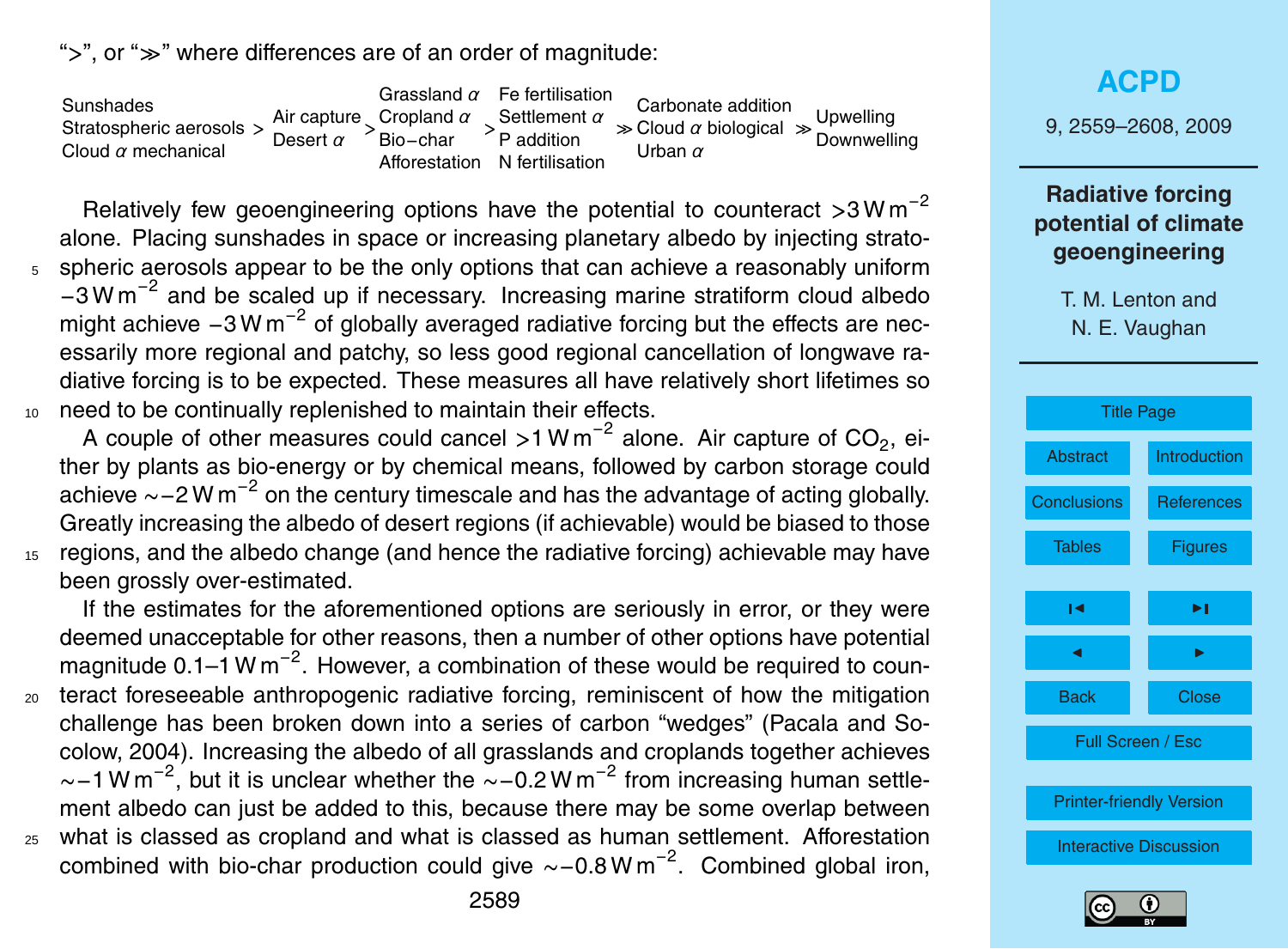">", or "≫" where differences are of an order of magnitude:

| Sunshades<br>Stratospheric aerosols<br>Cloud $\alpha$ mechanical | > | Air capture<br>Desert $\alpha$ | > | Grassland $\alpha$<br>Cropland $\alpha$<br>Bio−char<br>Afforestation | > | Fe fertilisation<br>Settlement $\alpha$<br>P addition<br>N fertilisation | ≫ | Carbonate addition<br>Cloud $\alpha$ biological<br>Urban $\alpha$ | ≫ | Upwelling<br>Downwelling |
|---|---|---|---|---|---|---|---|---|---|---|

Relatively few geoengineering options have the potential to counteract $>3\,\mathrm{W\,m^{-2}}$ alone. Placing sunshades in space or increasing planetary albedo by injecting stratospheric aerosols appear to be the only options that can achieve a reasonably uniform $-3\,\mathrm{W\,m^{-2}}$ and be scaled up if necessary. Increasing marine stratiform cloud albedo might achieve $-3\,\mathrm{W\,m^{-2}}$ of globally averaged radiative forcing but the effects are necessarily more regional and patchy, so less good regional cancellation of longwave radiative forcing is to be expected. These measures all have relatively short lifetimes so need to be continually replenished to maintain their effects.

A couple of other measures could cancel $>1\,\mathrm{W\,m^{-2}}$ alone. Air capture of $CO_2$, either by plants as bio-energy or by chemical means, followed by carbon storage could achieve $\sim -2\,\mathrm{W\,m^{-2}}$ on the century timescale and has the advantage of acting globally. Greatly increasing the albedo of desert regions (if achievable) would be biased to those regions, and the albedo change (and hence the radiative forcing) achievable may have been grossly over-estimated.

If the estimates for the aforementioned options are seriously in error, or they were deemed unacceptable for other reasons, then a number of other options have potential magnitude 0.1–1 $\mathrm{W\,m^{-2}}$. However, a combination of these would be required to counteract foreseeable anthropogenic radiative forcing, reminiscent of how the mitigation challenge has been broken down into a series of carbon "wedges" (Pacala and Socolow, 2004). Increasing the albedo of all grasslands and croplands together achieves $\sim -1\,\mathrm{W\,m^{-2}}$, but it is unclear whether the $\sim -0.2\,\mathrm{W\,m^{-2}}$ from increasing human settlement albedo can just be added to this, because there may be some overlap between what is classed as cropland and what is classed as human settlement. Afforestation combined with bio-char production could give $\sim -0.8\,\mathrm{W\,m^{-2}}$. Combined global iron,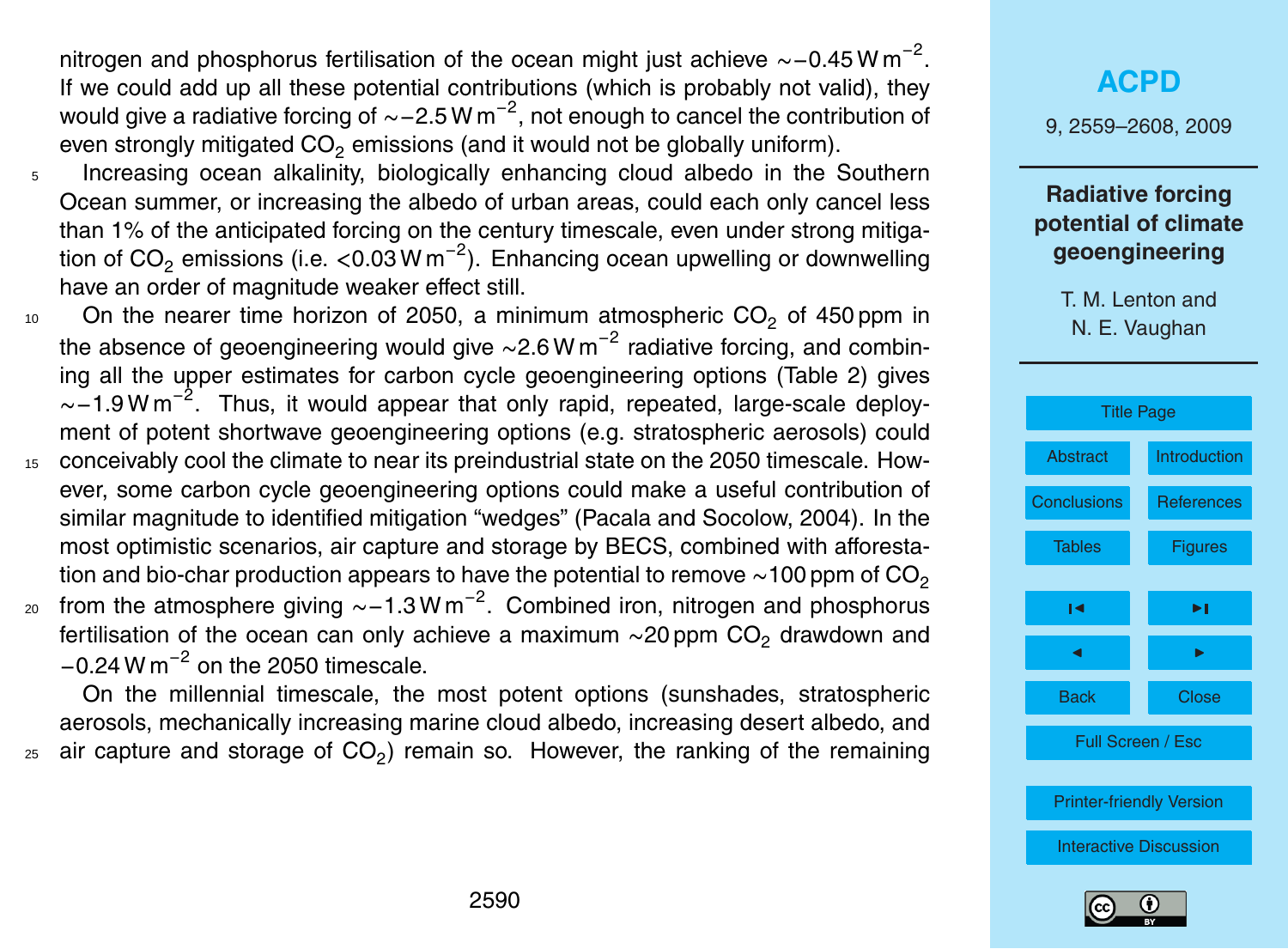nitrogen and phosphorus fertilisation of the ocean might just achieve $\sim -0.45\,\mathrm{W\,m^{-2}}$. If we could add up all these potential contributions (which is probably not valid), they would give a radiative forcing of $\sim -2.5\,\mathrm{W\,m^{-2}}$, not enough to cancel the contribution of even strongly mitigated $CO_2$ emissions (and it would not be globally uniform).

Increasing ocean alkalinity, biologically enhancing cloud albedo in the Southern Ocean summer, or increasing the albedo of urban areas, could each only cancel less than 1% of the anticipated forcing on the century timescale, even under strong mitigation of $CO_2$ emissions (i.e. $<0.03\,\mathrm{W\,m^{-2}}$). Enhancing ocean upwelling or downwelling have an order of magnitude weaker effect still.

On the nearer time horizon of 2050, a minimum atmospheric $CO_2$ of 450 ppm in the absence of geoengineering would give $\sim 2.6\,\mathrm{W\,m^{-2}}$ radiative forcing, and combining all the upper estimates for carbon cycle geoengineering options (Table 2) gives $\sim -1.9\,\mathrm{W\,m^{-2}}$. Thus, it would appear that only rapid, repeated, large-scale deployment of potent shortwave geoengineering options (e.g. stratospheric aerosols) could conceivably cool the climate to near its preindustrial state on the 2050 timescale. However, some carbon cycle geoengineering options could make a useful contribution of similar magnitude to identified mitigation "wedges" (Pacala and Socolow, 2004). In the most optimistic scenarios, air capture and storage by BECS, combined with afforestation and bio-char production appears to have the potential to remove $\sim 100$ ppm of $CO_2$ from the atmosphere giving $\sim -1.3\,\mathrm{W\,m^{-2}}$. Combined iron, nitrogen and phosphorus fertilisation of the ocean can only achieve a maximum $\sim 20$ ppm $CO_2$ drawdown and $-0.24\,\mathrm{W\,m^{-2}}$ on the 2050 timescale.

On the millennial timescale, the most potent options (sunshades, stratospheric aerosols, mechanically increasing marine cloud albedo, increasing desert albedo, and air capture and storage of $CO_2$) remain so. However, the ranking of the remaining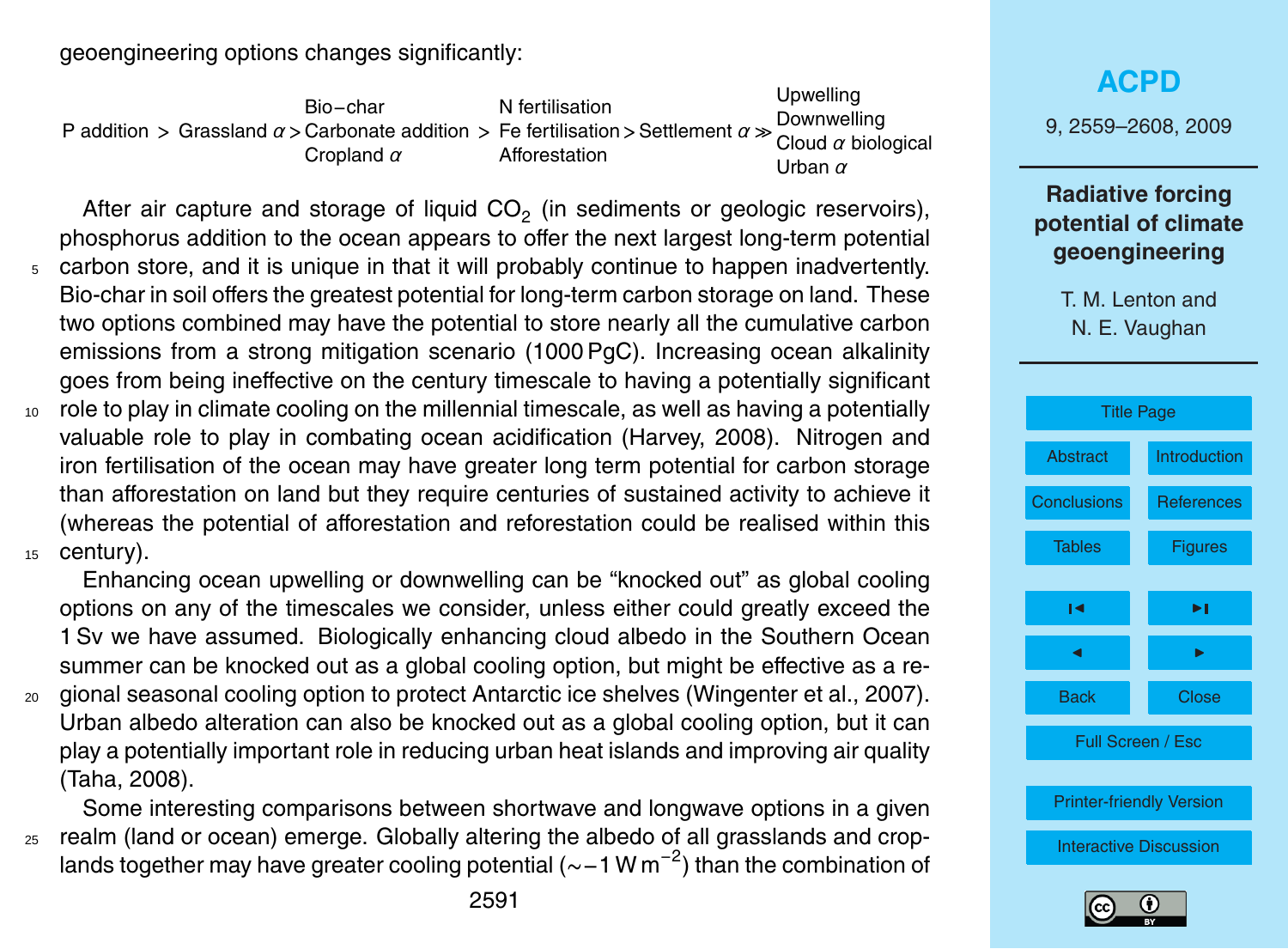geoengineering options changes significantly:

$$\text{P addition} > \text{Grassland } \alpha > \begin{matrix}\text{Bio-char} \\ \text{Carbonate addition} \\ \text{Cropland } \alpha\end{matrix} > \begin{matrix}\text{N fertilisation} \\ \text{Fe fertilisation} \\ \text{Afforestation}\end{matrix} > \text{Settlement } \alpha \gg \begin{matrix}\text{Upwelling} \\ \text{Downwelling} \\ \text{Cloud } \alpha \text{ biological} \\ \text{Urban } \alpha\end{matrix}$$

After air capture and storage of liquid $CO_2$ (in sediments or geologic reservoirs), phosphorus addition to the ocean appears to offer the next largest long-term potential carbon store, and it is unique in that it will probably continue to happen inadvertently. Bio-char in soil offers the greatest potential for long-term carbon storage on land. These two options combined may have the potential to store nearly all the cumulative carbon emissions from a strong mitigation scenario (1000 PgC). Increasing ocean alkalinity goes from being ineffective on the century timescale to having a potentially significant role to play in climate cooling on the millennial timescale, as well as having a potentially valuable role to play in combating ocean acidification (Harvey, 2008). Nitrogen and iron fertilisation of the ocean may have greater long term potential for carbon storage than afforestation on land but they require centuries of sustained activity to achieve it (whereas the potential of afforestation and reforestation could be realised within this century).

Enhancing ocean upwelling or downwelling can be "knocked out" as global cooling options on any of the timescales we consider, unless either could greatly exceed the 1 Sv we have assumed. Biologically enhancing cloud albedo in the Southern Ocean summer can be knocked out as a global cooling option, but might be effective as a regional seasonal cooling option to protect Antarctic ice shelves (Wingenter et al., 2007). Urban albedo alteration can also be knocked out as a global cooling option, but it can play a potentially important role in reducing urban heat islands and improving air quality (Taha, 2008).

Some interesting comparisons between shortwave and longwave options in a given realm (land or ocean) emerge. Globally altering the albedo of all grasslands and croplands together may have greater cooling potential ($\sim -1\,\mathrm{W\,m^{-2}}$) than the combination of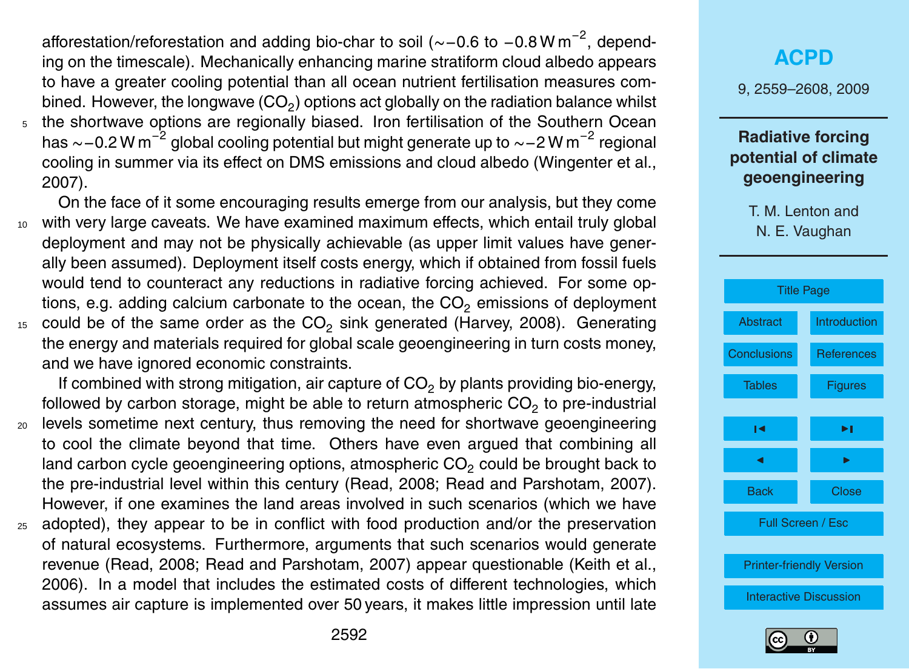afforestation/reforestation and adding bio-char to soil (~$-0.6$ to $-0.8\,\mathrm{W\,m^{-2}}$, depending on the timescale). Mechanically enhancing marine stratiform cloud albedo appears to have a greater cooling potential than all ocean nutrient fertilisation measures combined. However, the longwave ($CO_2$) options act globally on the radiation balance whilst the shortwave options are regionally biased. Iron fertilisation of the Southern Ocean has ~$-0.2\,\mathrm{W\,m^{-2}}$ global cooling potential but might generate up to ~$-2\,\mathrm{W\,m^{-2}}$ regional cooling in summer via its effect on DMS emissions and cloud albedo (Wingenter et al., 2007).

On the face of it some encouraging results emerge from our analysis, but they come with very large caveats. We have examined maximum effects, which entail truly global deployment and may not be physically achievable (as upper limit values have generally been assumed). Deployment itself costs energy, which if obtained from fossil fuels would tend to counteract any reductions in radiative forcing achieved. For some options, e.g. adding calcium carbonate to the ocean, the $CO_2$ emissions of deployment could be of the same order as the $CO_2$ sink generated (Harvey, 2008). Generating the energy and materials required for global scale geoengineering in turn costs money, and we have ignored economic constraints.

If combined with strong mitigation, air capture of $CO_2$ by plants providing bio-energy, followed by carbon storage, might be able to return atmospheric $CO_2$ to pre-industrial levels sometime next century, thus removing the need for shortwave geoengineering to cool the climate beyond that time. Others have even argued that combining all land carbon cycle geoengineering options, atmospheric $CO_2$ could be brought back to the pre-industrial level within this century (Read, 2008; Read and Parshotam, 2007). However, if one examines the land areas involved in such scenarios (which we have adopted), they appear to be in conflict with food production and/or the preservation of natural ecosystems. Furthermore, arguments that such scenarios would generate revenue (Read, 2008; Read and Parshotam, 2007) appear questionable (Keith et al., 2006). In a model that includes the estimated costs of different technologies, which assumes air capture is implemented over 50 years, it makes little impression until late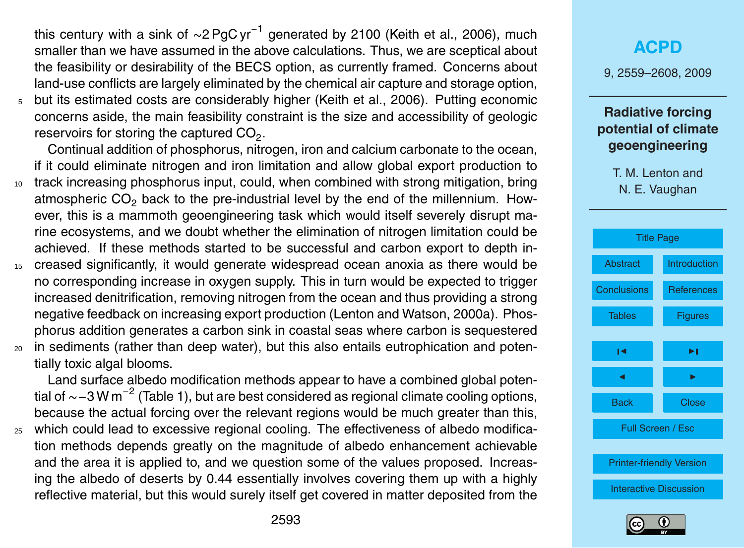this century with a sink of ∼2 PgC $yr^{-1}$ generated by 2100 (Keith et al., 2006), much smaller than we have assumed in the above calculations. Thus, we are sceptical about the feasibility or desirability of the BECS option, as currently framed. Concerns about land-use conflicts are largely eliminated by the chemical air capture and storage option, but its estimated costs are considerably higher (Keith et al., 2006). Putting economic concerns aside, the main feasibility constraint is the size and accessibility of geologic reservoirs for storing the captured $CO_2$.

Continual addition of phosphorus, nitrogen, iron and calcium carbonate to the ocean, if it could eliminate nitrogen and iron limitation and allow global export production to track increasing phosphorus input, could, when combined with strong mitigation, bring atmospheric $CO_2$ back to the pre-industrial level by the end of the millennium. However, this is a mammoth geoengineering task which would itself severely disrupt marine ecosystems, and we doubt whether the elimination of nitrogen limitation could be achieved. If these methods started to be successful and carbon export to depth increased significantly, it would generate widespread ocean anoxia as there would be no corresponding increase in oxygen supply. This in turn would be expected to trigger increased denitrification, removing nitrogen from the ocean and thus providing a strong negative feedback on increasing export production (Lenton and Watson, 2000a). Phosphorus addition generates a carbon sink in coastal seas where carbon is sequestered in sediments (rather than deep water), but this also entails eutrophication and potentially toxic algal blooms.

Land surface albedo modification methods appear to have a combined global potential of ∼−3 W $m^{-2}$ (Table 1), but are best considered as regional climate cooling options, because the actual forcing over the relevant regions would be much greater than this, which could lead to excessive regional cooling. The effectiveness of albedo modification methods depends greatly on the magnitude of albedo enhancement achievable and the area it is applied to, and we question some of the values proposed. Increasing the albedo of deserts by 0.44 essentially involves covering them up with a highly reflective material, but this would surely itself get covered in matter deposited from the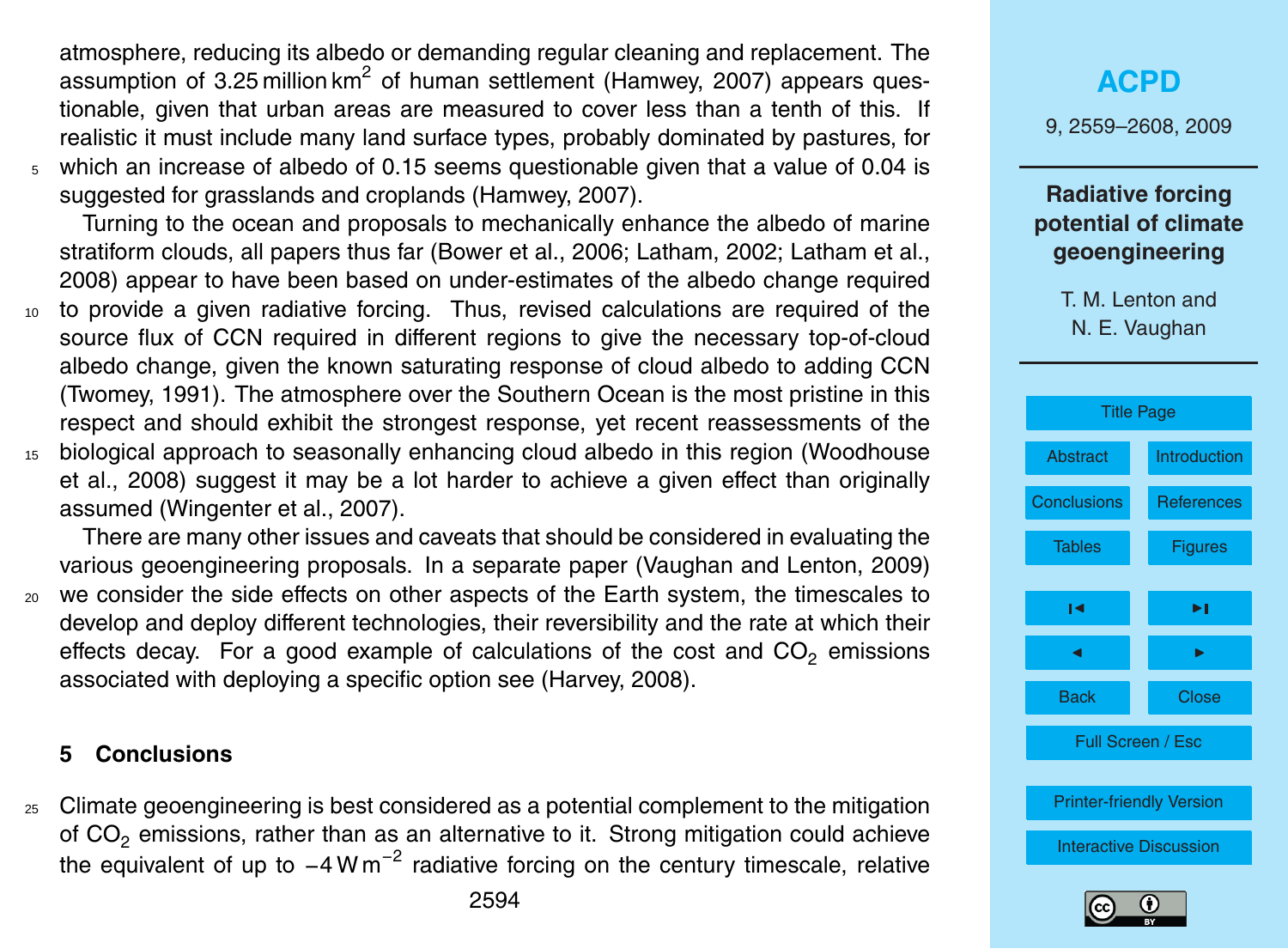atmosphere, reducing its albedo or demanding regular cleaning and replacement. The assumption of 3.25 million $km^2$ of human settlement (Hamwey, 2007) appears questionable, given that urban areas are measured to cover less than a tenth of this. If realistic it must include many land surface types, probably dominated by pastures, for which an increase of albedo of 0.15 seems questionable given that a value of 0.04 is suggested for grasslands and croplands (Hamwey, 2007).

Turning to the ocean and proposals to mechanically enhance the albedo of marine stratiform clouds, all papers thus far (Bower et al., 2006; Latham, 2002; Latham et al., 2008) appear to have been based on under-estimates of the albedo change required to provide a given radiative forcing. Thus, revised calculations are required of the source flux of CCN required in different regions to give the necessary top-of-cloud albedo change, given the known saturating response of cloud albedo to adding CCN (Twomey, 1991). The atmosphere over the Southern Ocean is the most pristine in this respect and should exhibit the strongest response, yet recent reassessments of the biological approach to seasonally enhancing cloud albedo in this region (Woodhouse et al., 2008) suggest it may be a lot harder to achieve a given effect than originally assumed (Wingenter et al., 2007).

There are many other issues and caveats that should be considered in evaluating the various geoengineering proposals. In a separate paper (Vaughan and Lenton, 2009) we consider the side effects on other aspects of the Earth system, the timescales to develop and deploy different technologies, their reversibility and the rate at which their effects decay. For a good example of calculations of the cost and $CO_2$ emissions associated with deploying a specific option see (Harvey, 2008).

## 5 Conclusions

Climate geoengineering is best considered as a potential complement to the mitigation of $CO_2$ emissions, rather than as an alternative to it. Strong mitigation could achieve the equivalent of up to $-4\,W\,m^{-2}$ radiative forcing on the century timescale, relative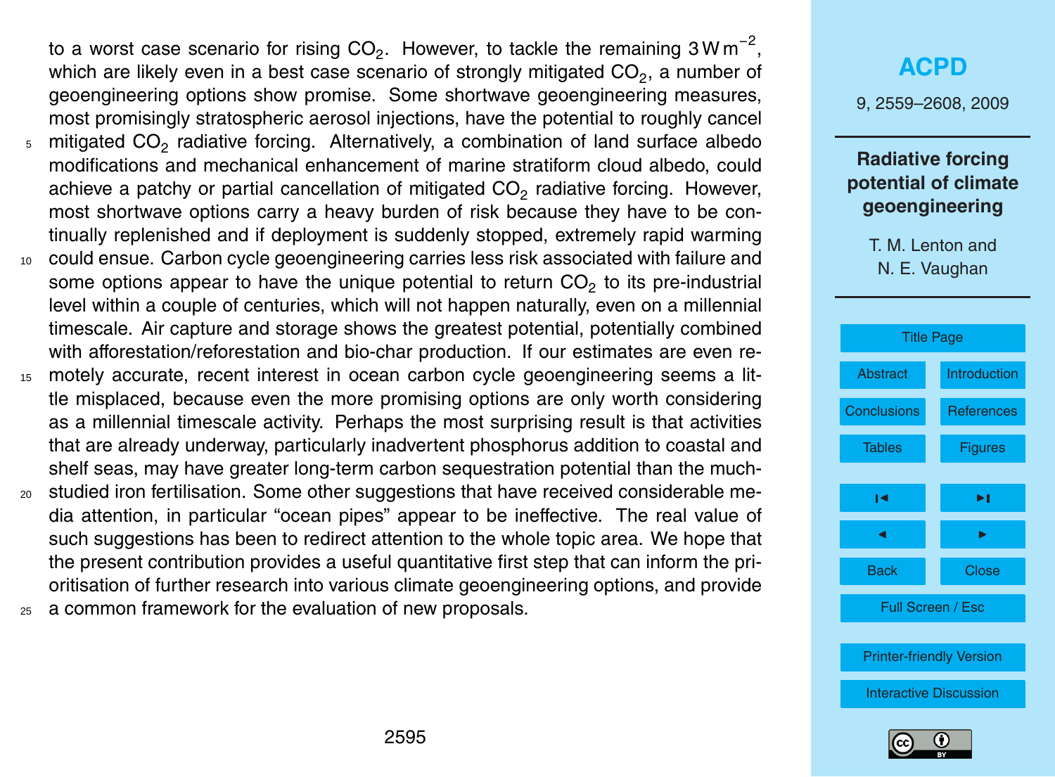to a worst case scenario for rising $CO_2$. However, to tackle the remaining $3\,W\,m^{-2}$, which are likely even in a best case scenario of strongly mitigated $CO_2$, a number of geoengineering options show promise. Some shortwave geoengineering measures, most promisingly stratospheric aerosol injections, have the potential to roughly cancel mitigated $CO_2$ radiative forcing. Alternatively, a combination of land surface albedo modifications and mechanical enhancement of marine stratiform cloud albedo, could achieve a patchy or partial cancellation of mitigated $CO_2$ radiative forcing. However, most shortwave options carry a heavy burden of risk because they have to be continually replenished and if deployment is suddenly stopped, extremely rapid warming could ensue. Carbon cycle geoengineering carries less risk associated with failure and some options appear to have the unique potential to return $CO_2$ to its pre-industrial level within a couple of centuries, which will not happen naturally, even on a millennial timescale. Air capture and storage shows the greatest potential, potentially combined with afforestation/reforestation and bio-char production. If our estimates are even remotely accurate, recent interest in ocean carbon cycle geoengineering seems a little misplaced, because even the more promising options are only worth considering as a millennial timescale activity. Perhaps the most surprising result is that activities that are already underway, particularly inadvertent phosphorus addition to coastal and shelf seas, may have greater long-term carbon sequestration potential than the much-studied iron fertilisation. Some other suggestions that have received considerable media attention, in particular "ocean pipes" appear to be ineffective. The real value of such suggestions has been to redirect attention to the whole topic area. We hope that the present contribution provides a useful quantitative first step that can inform the prioritisation of further research into various climate geoengineering options, and provide a common framework for the evaluation of new proposals.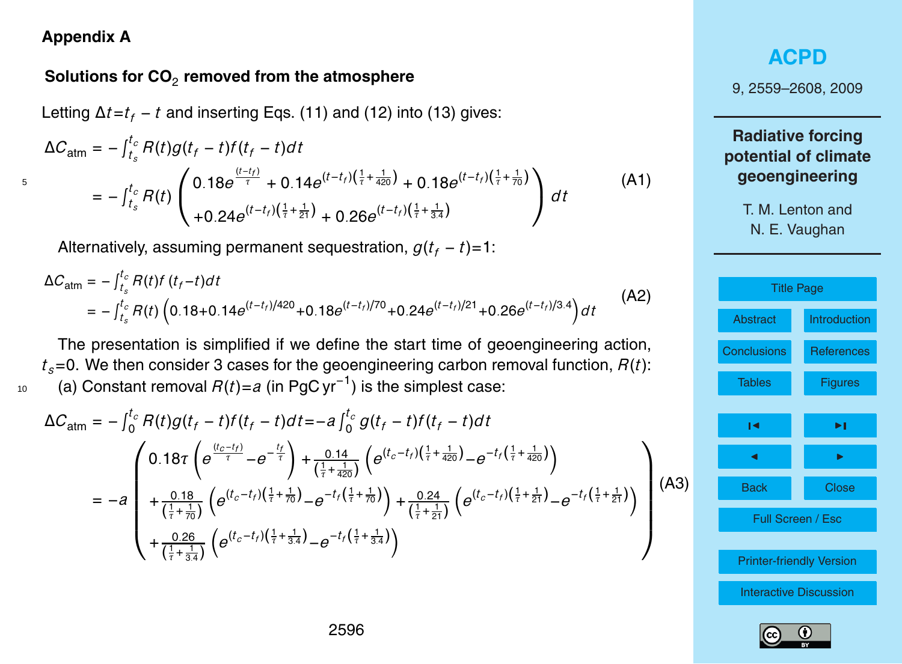## Appendix A

### Solutions for $CO_2$ removed from the atmosphere

Letting $\Delta t = t_f - t$ and inserting Eqs. (11) and (12) into (13) gives:

$$
\begin{aligned}
\Delta C_{\text{atm}} &= -\int_{t_s}^{t_c} R(t)g(t_f - t)f(t_f - t)dt \\
&= -\int_{t_s}^{t_c} R(t) \begin{pmatrix} 0.18e^{\frac{(t-t_f)}{\tau}} + 0.14e^{(t-t_f)\left(\frac{1}{\tau}+\frac{1}{420}\right)} + 0.18e^{(t-t_f)\left(\frac{1}{\tau}+\frac{1}{70}\right)} \\ +0.24e^{(t-t_f)\left(\frac{1}{\tau}+\frac{1}{21}\right)} + 0.26e^{(t-t_f)\left(\frac{1}{\tau}+\frac{1}{3.4}\right)} \end{pmatrix} dt
\end{aligned}
\tag{A1}
$$

Alternatively, assuming permanent sequestration, $g(t_f - t) = 1$:

$$
\begin{aligned}
\Delta C_{\text{atm}} &= -\int_{t_s}^{t_c} R(t)f(t_f - t)dt \\
&= -\int_{t_s}^{t_c} R(t)\left(0.18 + 0.14e^{(t-t_f)/420} + 0.18e^{(t-t_f)/70} + 0.24e^{(t-t_f)/21} + 0.26e^{(t-t_f)/3.4}\right)dt
\end{aligned}
\tag{A2}
$$

The presentation is simplified if we define the start time of geoengineering action, $t_s = 0$. We then consider 3 cases for the geoengineering carbon removal function, $R(t)$:

(a) Constant removal $R(t) = a$ (in PgC $\text{yr}^{-1}$) is the simplest case:

$$
\begin{aligned}
\Delta C_{\text{atm}} &= -\int_0^{t_c} R(t)g(t_f - t)f(t_f - t)dt = -a\int_0^{t_c} g(t_f - t)f(t_f - t)dt \\
&= -a \begin{pmatrix} 0.18\tau\left(e^{\frac{(t_c-t_f)}{\tau}} - e^{-\frac{t_f}{\tau}}\right) + \frac{0.14}{\left(\frac{1}{\tau}+\frac{1}{420}\right)}\left(e^{(t_c-t_f)\left(\frac{1}{\tau}+\frac{1}{420}\right)} - e^{-t_f\left(\frac{1}{\tau}+\frac{1}{420}\right)}\right) \\ +\frac{0.18}{\left(\frac{1}{\tau}+\frac{1}{70}\right)}\left(e^{(t_c-t_f)\left(\frac{1}{\tau}+\frac{1}{70}\right)} - e^{-t_f\left(\frac{1}{\tau}+\frac{1}{70}\right)}\right) + \frac{0.24}{\left(\frac{1}{\tau}+\frac{1}{21}\right)}\left(e^{(t_c-t_f)\left(\frac{1}{\tau}+\frac{1}{21}\right)} - e^{-t_f\left(\frac{1}{\tau}+\frac{1}{21}\right)}\right) \\ +\frac{0.26}{\left(\frac{1}{\tau}+\frac{1}{3.4}\right)}\left(e^{(t_c-t_f)\left(\frac{1}{\tau}+\frac{1}{3.4}\right)} - e^{-t_f\left(\frac{1}{\tau}+\frac{1}{3.4}\right)}\right) \end{pmatrix}
\end{aligned}
\tag{A3}
$$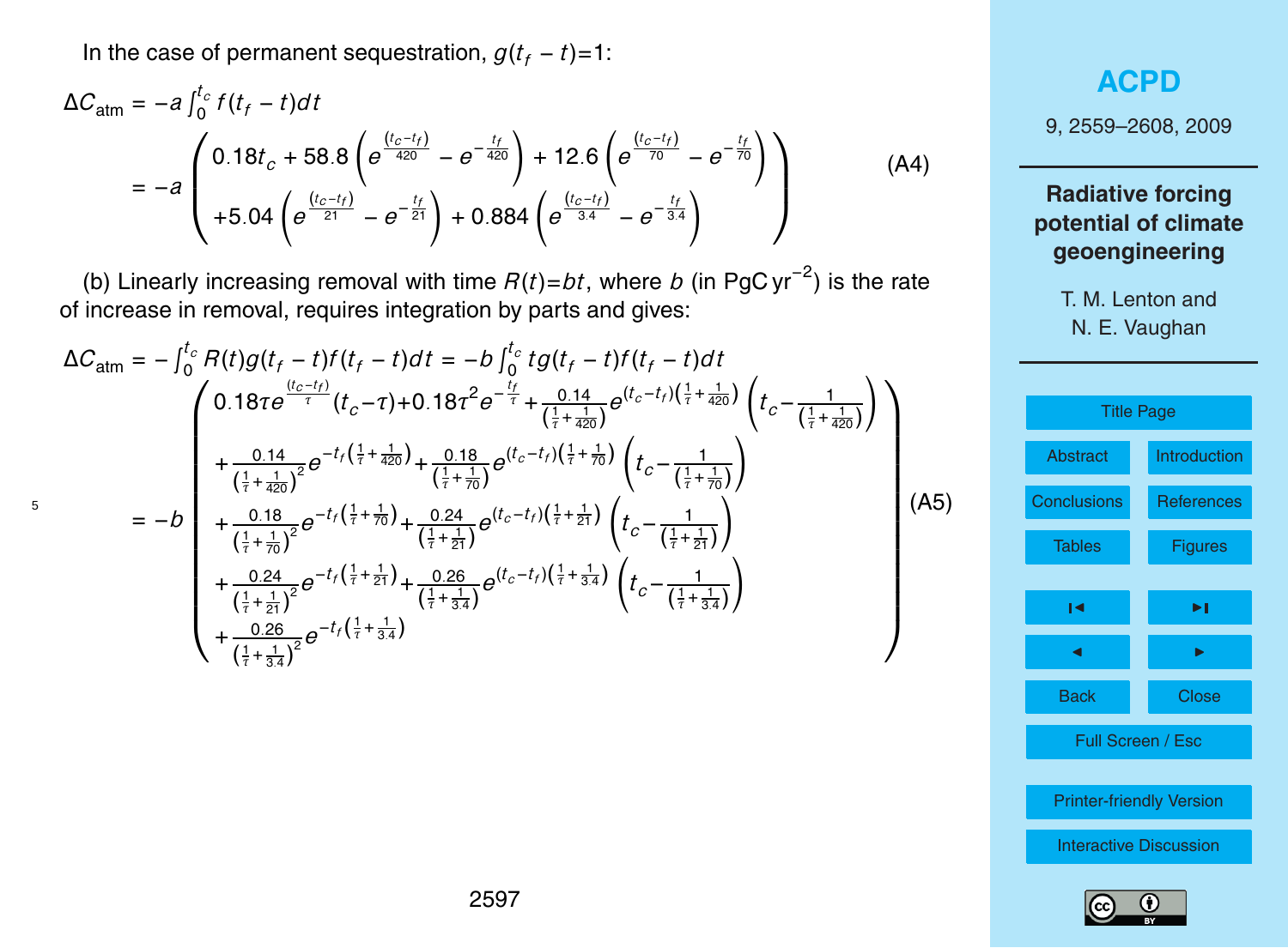In the case of permanent sequestration, $g(t_f - t)$=1:

$$\Delta C_{\text{atm}} = -a \int_0^{t_c} f(t_f - t)dt$$
$$= -a \begin{pmatrix} 0.18t_c + 58.8\left(e^{\frac{(t_c - t_f)}{420}} - e^{-\frac{t_f}{420}}\right) + 12.6\left(e^{\frac{(t_c - t_f)}{70}} - e^{-\frac{t_f}{70}}\right) \\ +5.04\left(e^{\frac{(t_c - t_f)}{21}} - e^{-\frac{t_f}{21}}\right) + 0.884\left(e^{\frac{(t_c - t_f)}{3.4}} - e^{-\frac{t_f}{3.4}}\right) \end{pmatrix} \quad \text{(A4)}$$

(b) Linearly increasing removal with time $R(t)=bt$, where $b$ (in $\text{PgC yr}^{-2}$) is the rate of increase in removal, requires integration by parts and gives:

$$\Delta C_{\text{atm}} = -\int_0^{t_c} R(t)g(t_f - t)f(t_f - t)dt = -b\int_0^{t_c} tg(t_f - t)f(t_f - t)dt$$
$$= -b \begin{pmatrix} 0.18\tau e^{\frac{(t_c - t_f)}{\tau}}(t_c - \tau) + 0.18\tau^2 e^{-\frac{t_f}{\tau}} + \frac{0.14}{\left(\frac{1}{\tau}+\frac{1}{420}\right)} e^{(t_c - t_f)\left(\frac{1}{\tau}+\frac{1}{420}\right)}\left(t_c - \frac{1}{\left(\frac{1}{\tau}+\frac{1}{420}\right)}\right) \\ + \frac{0.14}{\left(\frac{1}{\tau}+\frac{1}{420}\right)^2} e^{-t_f\left(\frac{1}{\tau}+\frac{1}{420}\right)} + \frac{0.18}{\left(\frac{1}{\tau}+\frac{1}{70}\right)} e^{(t_c - t_f)\left(\frac{1}{\tau}+\frac{1}{70}\right)}\left(t_c - \frac{1}{\left(\frac{1}{\tau}+\frac{1}{70}\right)}\right) \\ + \frac{0.18}{\left(\frac{1}{\tau}+\frac{1}{70}\right)^2} e^{-t_f\left(\frac{1}{\tau}+\frac{1}{70}\right)} + \frac{0.24}{\left(\frac{1}{\tau}+\frac{1}{21}\right)} e^{(t_c - t_f)\left(\frac{1}{\tau}+\frac{1}{21}\right)}\left(t_c - \frac{1}{\left(\frac{1}{\tau}+\frac{1}{21}\right)}\right) \\ + \frac{0.24}{\left(\frac{1}{\tau}+\frac{1}{21}\right)^2} e^{-t_f\left(\frac{1}{\tau}+\frac{1}{21}\right)} + \frac{0.26}{\left(\frac{1}{\tau}+\frac{1}{3.4}\right)} e^{(t_c - t_f)\left(\frac{1}{\tau}+\frac{1}{3.4}\right)}\left(t_c - \frac{1}{\left(\frac{1}{\tau}+\frac{1}{3.4}\right)}\right) \\ + \frac{0.26}{\left(\frac{1}{\tau}+\frac{1}{3.4}\right)^2} e^{-t_f\left(\frac{1}{\tau}+\frac{1}{3.4}\right)} \end{pmatrix} \quad \text{(A5)}$$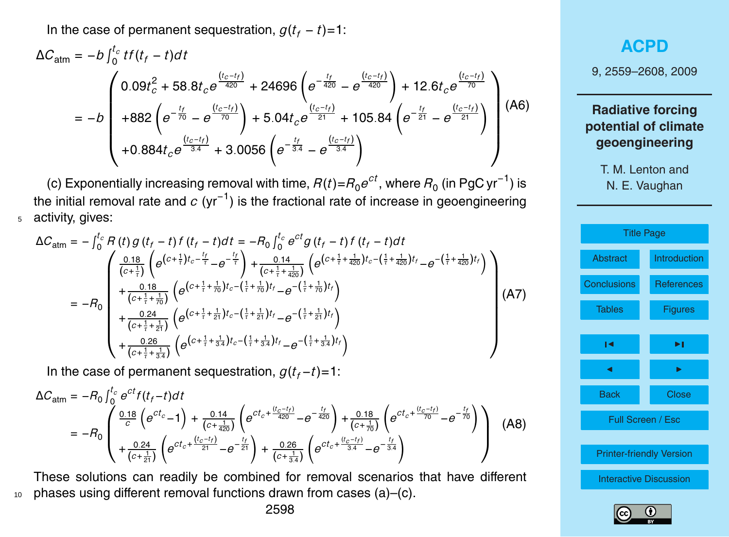In the case of permanent sequestration, $g(t_f - t)$=1:

$$\Delta C_{\text{atm}} = -b\int_0^{t_c} t f(t_f - t)dt$$

$$= -b\left(\begin{array}{l} 0.09t_c^2 + 58.8t_c e^{\frac{(t_c-t_f)}{420}} + 24696\left(e^{-\frac{t_f}{420}} - e^{\frac{(t_c-t_f)}{420}}\right) + 12.6t_c e^{\frac{(t_c-t_f)}{70}} \\ +882\left(e^{-\frac{t_f}{70}} - e^{\frac{(t_c-t_f)}{70}}\right) + 5.04t_c e^{\frac{(t_c-t_f)}{21}} + 105.84\left(e^{-\frac{t_f}{21}} - e^{\frac{(t_c-t_f)}{21}}\right) \\ +0.884t_c e^{\frac{(t_c-t_f)}{3.4}} + 3.0056\left(e^{-\frac{t_f}{3.4}} - e^{\frac{(t_c-t_f)}{3.4}}\right) \end{array}\right) \quad \text{(A6)}$$

(c) Exponentially increasing removal with time, $R(t)=R_0e^{ct}$, where $R_0$ (in PgC yr$^{-1}$) is the initial removal rate and $c$ (yr$^{-1}$) is the fractional rate of increase in geoengineering activity, gives:

$$\Delta C_{\text{atm}} = -\int_0^{t_c} R(t)\, g(t_f - t)\, f(t_f - t)dt = -R_0\int_0^{t_c} e^{ct} g(t_f - t) f(t_f - t)dt$$

$$= -R_0\left(\begin{array}{l} \frac{0.18}{\left(c+\frac{1}{\tau}\right)}\left(e^{\left(c+\frac{1}{\tau}\right)t_c-\frac{t_f}{\tau}} - e^{-\frac{t_f}{\tau}}\right) + \frac{0.14}{\left(c+\frac{1}{\tau}+\frac{1}{420}\right)}\left(e^{\left(c+\frac{1}{\tau}+\frac{1}{420}\right)t_c-\left(\frac{1}{\tau}+\frac{1}{420}\right)t_f} - e^{-\left(\frac{1}{\tau}+\frac{1}{420}\right)t_f}\right) \\ +\frac{0.18}{\left(c+\frac{1}{\tau}+\frac{1}{70}\right)}\left(e^{\left(c+\frac{1}{\tau}+\frac{1}{70}\right)t_c-\left(\frac{1}{\tau}+\frac{1}{70}\right)t_f} - e^{-\left(\frac{1}{\tau}+\frac{1}{70}\right)t_f}\right) \\ +\frac{0.24}{\left(c+\frac{1}{\tau}+\frac{1}{21}\right)}\left(e^{\left(c+\frac{1}{\tau}+\frac{1}{21}\right)t_c-\left(\frac{1}{\tau}+\frac{1}{21}\right)t_f} - e^{-\left(\frac{1}{\tau}+\frac{1}{21}\right)t_f}\right) \\ +\frac{0.26}{\left(c+\frac{1}{\tau}+\frac{1}{3.4}\right)}\left(e^{\left(c+\frac{1}{\tau}+\frac{1}{3.4}\right)t_c-\left(\frac{1}{\tau}+\frac{1}{3.4}\right)t_f} - e^{-\left(\frac{1}{\tau}+\frac{1}{3.4}\right)t_f}\right) \end{array}\right) \quad \text{(A7)}$$

In the case of permanent sequestration, $g(t_f - t)$=1:

$$\Delta C_{\text{atm}} = -R_0\int_0^{t_c} e^{ct} f(t_f - t)dt$$

$$= -R_0\left(\begin{array}{l} \frac{0.18}{c}\left(e^{ct_c}-1\right) + \frac{0.14}{\left(c+\frac{1}{420}\right)}\left(e^{ct_c+\frac{(t_c-t_f)}{420}} - e^{-\frac{t_f}{420}}\right) + \frac{0.18}{\left(c+\frac{1}{70}\right)}\left(e^{ct_c+\frac{(t_c-t_f)}{70}} - e^{-\frac{t_f}{70}}\right) \\ +\frac{0.24}{\left(c+\frac{1}{21}\right)}\left(e^{ct_c+\frac{(t_c-t_f)}{21}} - e^{-\frac{t_f}{21}}\right) + \frac{0.26}{\left(c+\frac{1}{3.4}\right)}\left(e^{ct_c+\frac{(t_c-t_f)}{3.4}} - e^{-\frac{t_f}{3.4}}\right) \end{array}\right) \quad \text{(A8)}$$

These solutions can readily be combined for removal scenarios that have different phases using different removal functions drawn from cases (a)–(c).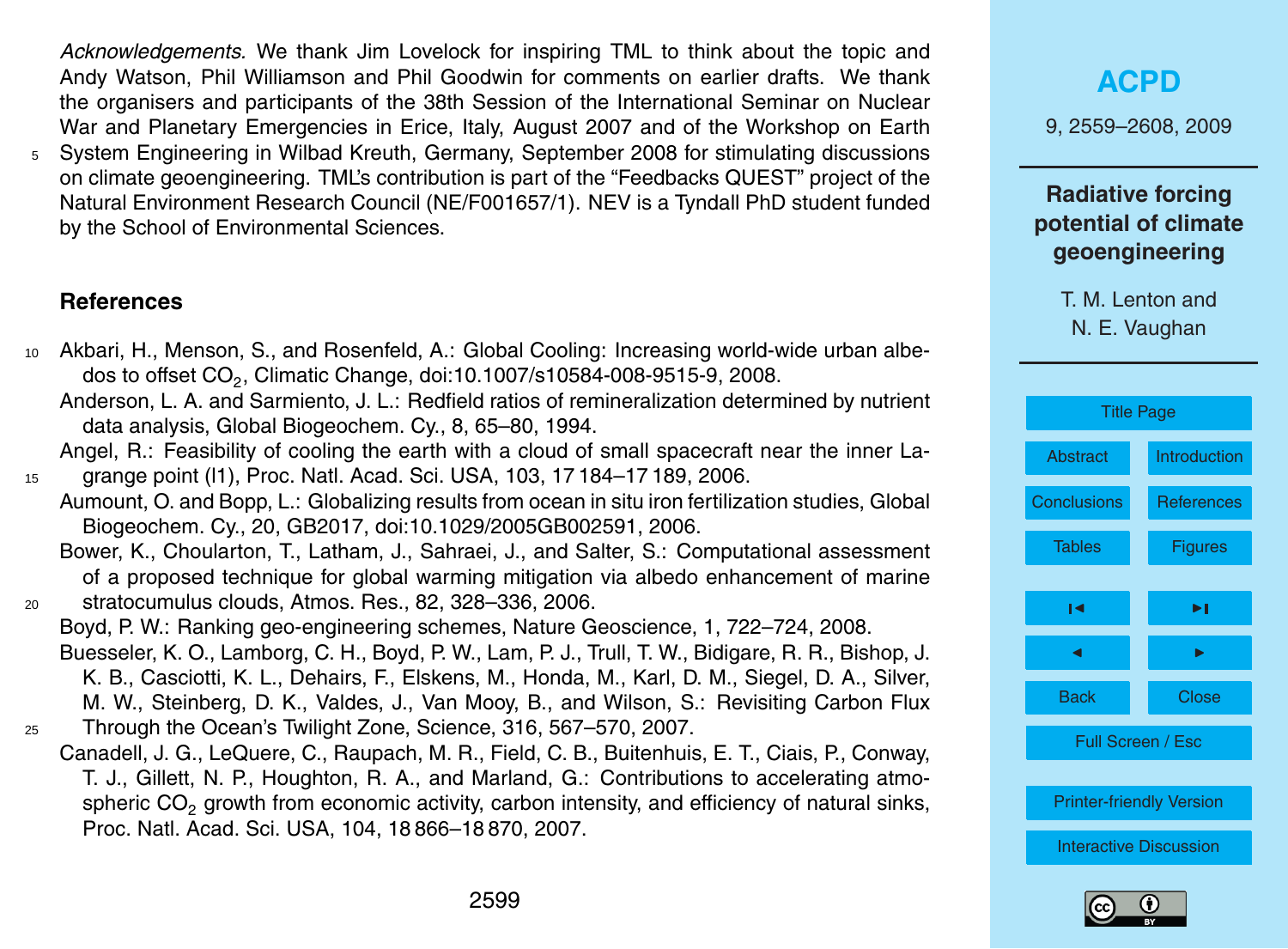*Acknowledgements.* We thank Jim Lovelock for inspiring TML to think about the topic and Andy Watson, Phil Williamson and Phil Goodwin for comments on earlier drafts. We thank the organisers and participants of the 38th Session of the International Seminar on Nuclear War and Planetary Emergencies in Erice, Italy, August 2007 and of the Workshop on Earth System Engineering in Wilbad Kreuth, Germany, September 2008 for stimulating discussions on climate geoengineering. TML's contribution is part of the "Feedbacks QUEST" project of the Natural Environment Research Council (NE/F001657/1). NEV is a Tyndall PhD student funded by the School of Environmental Sciences.

## References

Akbari, H., Menson, S., and Rosenfeld, A.: Global Cooling: Increasing world-wide urban albedos to offset $CO_2$, Climatic Change, doi:10.1007/s10584-008-9515-9, 2008.

Anderson, L. A. and Sarmiento, J. L.: Redfield ratios of remineralization determined by nutrient data analysis, Global Biogeochem. Cy., 8, 65–80, 1994.

Angel, R.: Feasibility of cooling the earth with a cloud of small spacecraft near the inner Lagrange point (l1), Proc. Natl. Acad. Sci. USA, 103, 17 184–17 189, 2006.

Aumount, O. and Bopp, L.: Globalizing results from ocean in situ iron fertilization studies, Global Biogeochem. Cy., 20, GB2017, doi:10.1029/2005GB002591, 2006.

Bower, K., Choularton, T., Latham, J., Sahraei, J., and Salter, S.: Computational assessment of a proposed technique for global warming mitigation via albedo enhancement of marine stratocumulus clouds, Atmos. Res., 82, 328–336, 2006.

Boyd, P. W.: Ranking geo-engineering schemes, Nature Geoscience, 1, 722–724, 2008.

Buesseler, K. O., Lamborg, C. H., Boyd, P. W., Lam, P. J., Trull, T. W., Bidigare, R. R., Bishop, J. K. B., Casciotti, K. L., Dehairs, F., Elskens, M., Honda, M., Karl, D. M., Siegel, D. A., Silver, M. W., Steinberg, D. K., Valdes, J., Van Mooy, B., and Wilson, S.: Revisiting Carbon Flux Through the Ocean's Twilight Zone, Science, 316, 567–570, 2007.

Canadell, J. G., LeQuere, C., Raupach, M. R., Field, C. B., Buitenhuis, E. T., Ciais, P., Conway, T. J., Gillett, N. P., Houghton, R. A., and Marland, G.: Contributions to accelerating atmospheric $CO_2$ growth from economic activity, carbon intensity, and efficiency of natural sinks, Proc. Natl. Acad. Sci. USA, 104, 18 866–18 870, 2007.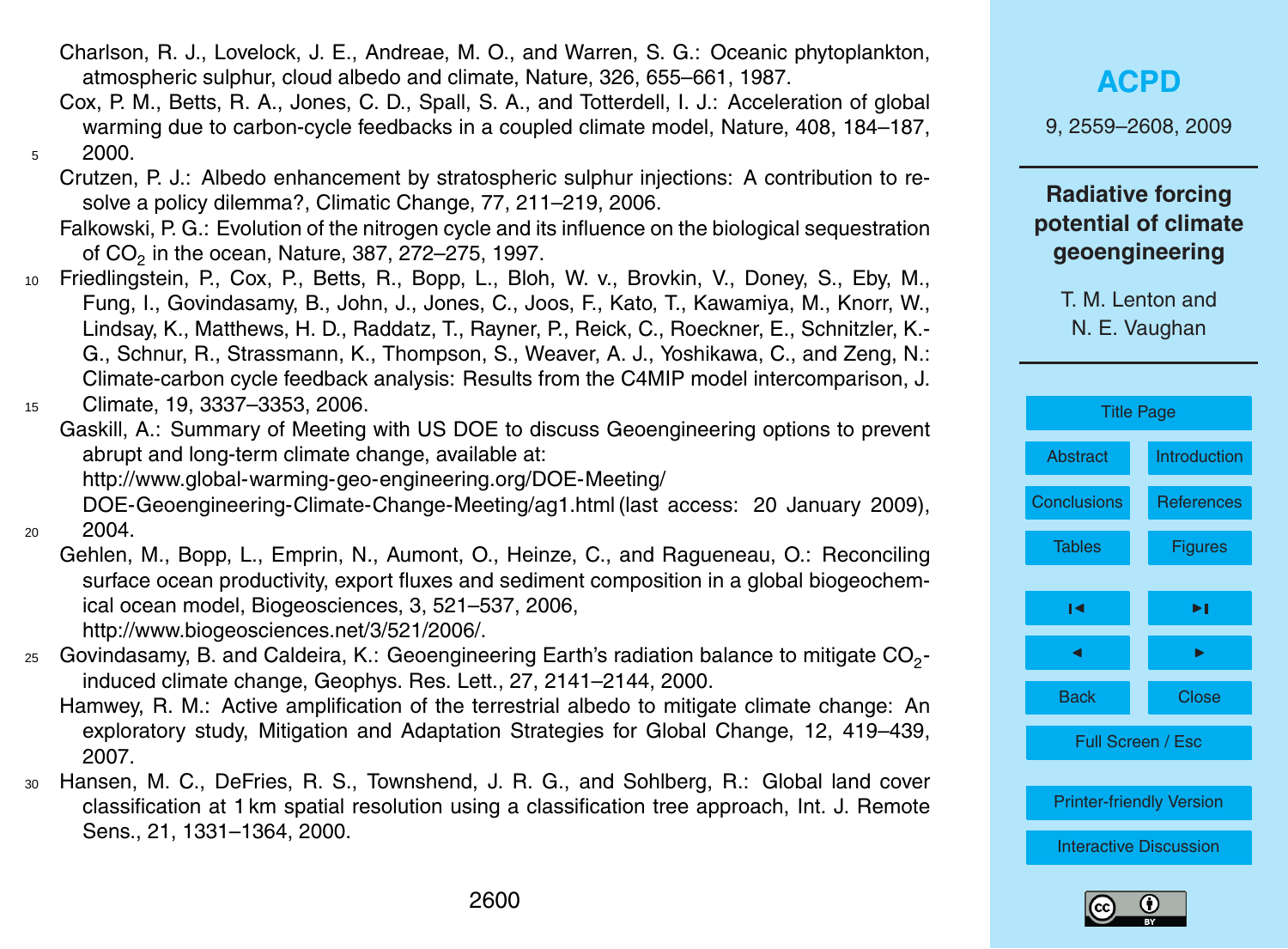Charlson, R. J., Lovelock, J. E., Andreae, M. O., and Warren, S. G.: Oceanic phytoplankton, atmospheric sulphur, cloud albedo and climate, Nature, 326, 655–661, 1987.

Cox, P. M., Betts, R. A., Jones, C. D., Spall, S. A., and Totterdell, I. J.: Acceleration of global warming due to carbon-cycle feedbacks in a coupled climate model, Nature, 408, 184–187, 2000.

Crutzen, P. J.: Albedo enhancement by stratospheric sulphur injections: A contribution to resolve a policy dilemma?, Climatic Change, 77, 211–219, 2006.

Falkowski, P. G.: Evolution of the nitrogen cycle and its influence on the biological sequestration of $CO_2$ in the ocean, Nature, 387, 272–275, 1997.

Friedlingstein, P., Cox, P., Betts, R., Bopp, L., Bloh, W. v., Brovkin, V., Doney, S., Eby, M., Fung, I., Govindasamy, B., John, J., Jones, C., Joos, F., Kato, T., Kawamiya, M., Knorr, W., Lindsay, K., Matthews, H. D., Raddatz, T., Rayner, P., Reick, C., Roeckner, E., Schnitzler, K.-G., Schnur, R., Strassmann, K., Thompson, S., Weaver, A. J., Yoshikawa, C., and Zeng, N.: Climate-carbon cycle feedback analysis: Results from the C4MIP model intercomparison, J. Climate, 19, 3337–3353, 2006.

Gaskill, A.: Summary of Meeting with US DOE to discuss Geoengineering options to prevent abrupt and long-term climate change, available at: http://www.global-warming-geo-engineering.org/DOE-Meeting/DOE-Geoengineering-Climate-Change-Meeting/ag1.html (last access: 20 January 2009), 2004.

Gehlen, M., Bopp, L., Emprin, N., Aumont, O., Heinze, C., and Ragueneau, O.: Reconciling surface ocean productivity, export fluxes and sediment composition in a global biogeochemical ocean model, Biogeosciences, 3, 521–537, 2006, http://www.biogeosciences.net/3/521/2006/.

Govindasamy, B. and Caldeira, K.: Geoengineering Earth's radiation balance to mitigate $CO_2$-induced climate change, Geophys. Res. Lett., 27, 2141–2144, 2000.

Hamwey, R. M.: Active amplification of the terrestrial albedo to mitigate climate change: An exploratory study, Mitigation and Adaptation Strategies for Global Change, 12, 419–439, 2007.

Hansen, M. C., DeFries, R. S., Townshend, J. R. G., and Sohlberg, R.: Global land cover classification at 1 km spatial resolution using a classification tree approach, Int. J. Remote Sens., 21, 1331–1364, 2000.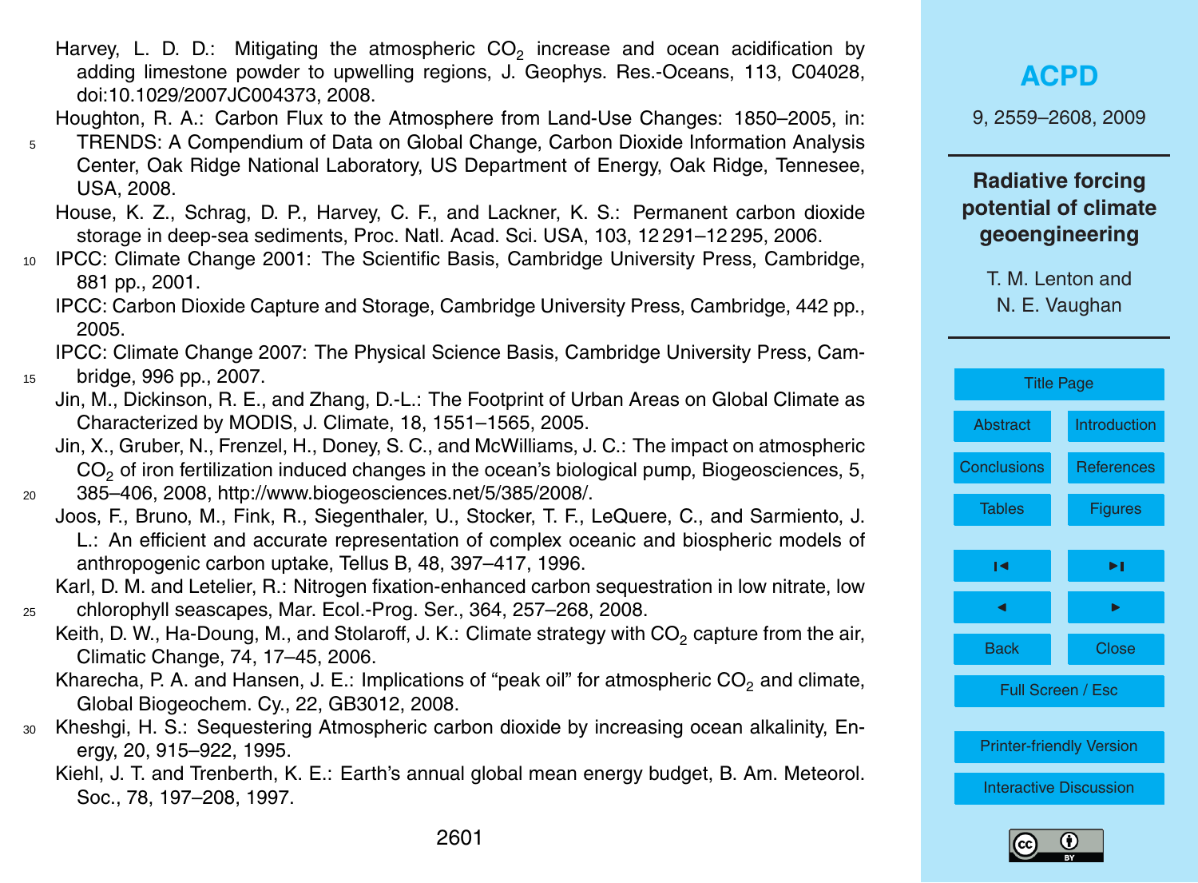Harvey, L. D. D.: Mitigating the atmospheric $CO_2$ increase and ocean acidification by adding limestone powder to upwelling regions, J. Geophys. Res.-Oceans, 113, C04028, doi:10.1029/2007JC004373, 2008.

Houghton, R. A.: Carbon Flux to the Atmosphere from Land-Use Changes: 1850–2005, in: TRENDS: A Compendium of Data on Global Change, Carbon Dioxide Information Analysis Center, Oak Ridge National Laboratory, US Department of Energy, Oak Ridge, Tennesee, USA, 2008.

House, K. Z., Schrag, D. P., Harvey, C. F., and Lackner, K. S.: Permanent carbon dioxide storage in deep-sea sediments, Proc. Natl. Acad. Sci. USA, 103, 12 291–12 295, 2006.

IPCC: Climate Change 2001: The Scientific Basis, Cambridge University Press, Cambridge, 881 pp., 2001.

IPCC: Carbon Dioxide Capture and Storage, Cambridge University Press, Cambridge, 442 pp., 2005.

IPCC: Climate Change 2007: The Physical Science Basis, Cambridge University Press, Cambridge, 996 pp., 2007.

Jin, M., Dickinson, R. E., and Zhang, D.-L.: The Footprint of Urban Areas on Global Climate as Characterized by MODIS, J. Climate, 18, 1551–1565, 2005.

Jin, X., Gruber, N., Frenzel, H., Doney, S. C., and McWilliams, J. C.: The impact on atmospheric $CO_2$ of iron fertilization induced changes in the ocean's biological pump, Biogeosciences, 5, 385–406, 2008, http://www.biogeosciences.net/5/385/2008/.

Joos, F., Bruno, M., Fink, R., Siegenthaler, U., Stocker, T. F., LeQuere, C., and Sarmiento, J. L.: An efficient and accurate representation of complex oceanic and biospheric models of anthropogenic carbon uptake, Tellus B, 48, 397–417, 1996.

Karl, D. M. and Letelier, R.: Nitrogen fixation-enhanced carbon sequestration in low nitrate, low chlorophyll seascapes, Mar. Ecol.-Prog. Ser., 364, 257–268, 2008.

Keith, D. W., Ha-Doung, M., and Stolaroff, J. K.: Climate strategy with $CO_2$ capture from the air, Climatic Change, 74, 17–45, 2006.

Kharecha, P. A. and Hansen, J. E.: Implications of "peak oil" for atmospheric $CO_2$ and climate, Global Biogeochem. Cy., 22, GB3012, 2008.

Kheshgi, H. S.: Sequestering Atmospheric carbon dioxide by increasing ocean alkalinity, Energy, 20, 915–922, 1995.

Kiehl, J. T. and Trenberth, K. E.: Earth's annual global mean energy budget, B. Am. Meteorol. Soc., 78, 197–208, 1997.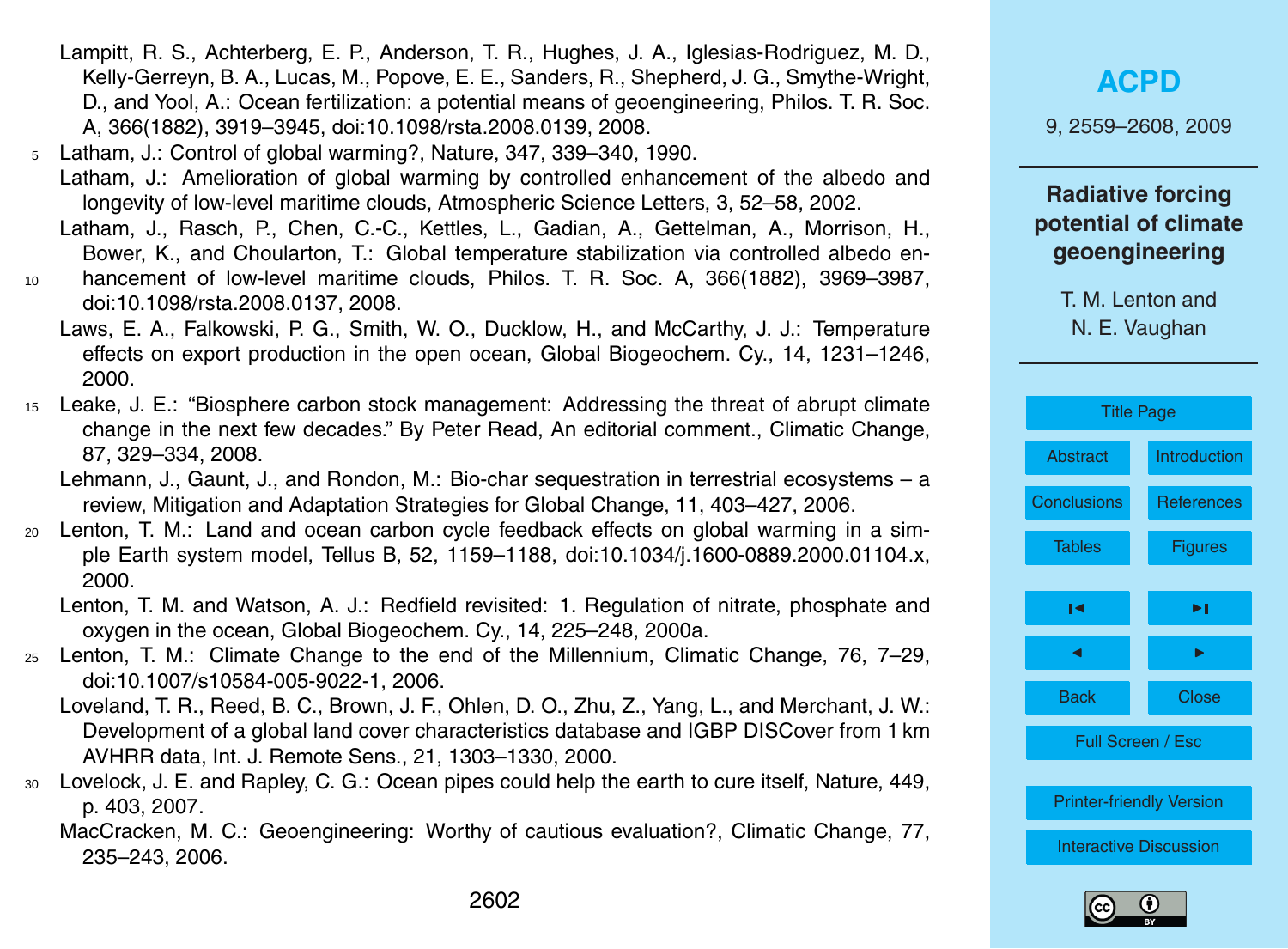Lampitt, R. S., Achterberg, E. P., Anderson, T. R., Hughes, J. A., Iglesias-Rodriguez, M. D., Kelly-Gerreyn, B. A., Lucas, M., Popove, E. E., Sanders, R., Shepherd, J. G., Smythe-Wright, D., and Yool, A.: Ocean fertilization: a potential means of geoengineering, Philos. T. R. Soc. A, 366(1882), 3919–3945, doi:10.1098/rsta.2008.0139, 2008.

Latham, J.: Control of global warming?, Nature, 347, 339–340, 1990.

Latham, J.: Amelioration of global warming by controlled enhancement of the albedo and longevity of low-level maritime clouds, Atmospheric Science Letters, 3, 52–58, 2002.

Latham, J., Rasch, P., Chen, C.-C., Kettles, L., Gadian, A., Gettelman, A., Morrison, H., Bower, K., and Choularton, T.: Global temperature stabilization via controlled albedo enhancement of low-level maritime clouds, Philos. T. R. Soc. A, 366(1882), 3969–3987, doi:10.1098/rsta.2008.0137, 2008.

Laws, E. A., Falkowski, P. G., Smith, W. O., Ducklow, H., and McCarthy, J. J.: Temperature effects on export production in the open ocean, Global Biogeochem. Cy., 14, 1231–1246, 2000.

Leake, J. E.: "Biosphere carbon stock management: Addressing the threat of abrupt climate change in the next few decades." By Peter Read, An editorial comment., Climatic Change, 87, 329–334, 2008.

Lehmann, J., Gaunt, J., and Rondon, M.: Bio-char sequestration in terrestrial ecosystems – a review, Mitigation and Adaptation Strategies for Global Change, 11, 403–427, 2006.

Lenton, T. M.: Land and ocean carbon cycle feedback effects on global warming in a simple Earth system model, Tellus B, 52, 1159–1188, doi:10.1034/j.1600-0889.2000.01104.x, 2000.

Lenton, T. M. and Watson, A. J.: Redfield revisited: 1. Regulation of nitrate, phosphate and oxygen in the ocean, Global Biogeochem. Cy., 14, 225–248, 2000a.

Lenton, T. M.: Climate Change to the end of the Millennium, Climatic Change, 76, 7–29, doi:10.1007/s10584-005-9022-1, 2006.

Loveland, T. R., Reed, B. C., Brown, J. F., Ohlen, D. O., Zhu, Z., Yang, L., and Merchant, J. W.: Development of a global land cover characteristics database and IGBP DISCover from 1 km AVHRR data, Int. J. Remote Sens., 21, 1303–1330, 2000.

Lovelock, J. E. and Rapley, C. G.: Ocean pipes could help the earth to cure itself, Nature, 449, p. 403, 2007.

MacCracken, M. C.: Geoengineering: Worthy of cautious evaluation?, Climatic Change, 77, 235–243, 2006.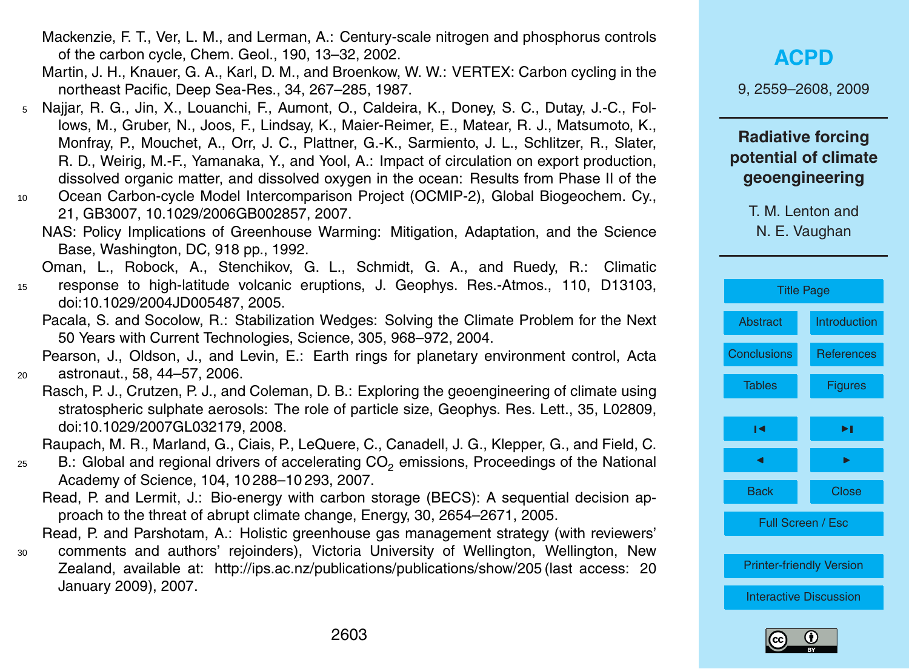Mackenzie, F. T., Ver, L. M., and Lerman, A.: Century-scale nitrogen and phosphorus controls of the carbon cycle, Chem. Geol., 190, 13–32, 2002.

Martin, J. H., Knauer, G. A., Karl, D. M., and Broenkow, W. W.: VERTEX: Carbon cycling in the northeast Pacific, Deep Sea-Res., 34, 267–285, 1987.

Najjar, R. G., Jin, X., Louanchi, F., Aumont, O., Caldeira, K., Doney, S. C., Dutay, J.-C., Follows, M., Gruber, N., Joos, F., Lindsay, K., Maier-Reimer, E., Matear, R. J., Matsumoto, K., Monfray, P., Mouchet, A., Orr, J. C., Plattner, G.-K., Sarmiento, J. L., Schlitzer, R., Slater, R. D., Weirig, M.-F., Yamanaka, Y., and Yool, A.: Impact of circulation on export production, dissolved organic matter, and dissolved oxygen in the ocean: Results from Phase II of the Ocean Carbon-cycle Model Intercomparison Project (OCMIP-2), Global Biogeochem. Cy., 21, GB3007, 10.1029/2006GB002857, 2007.

NAS: Policy Implications of Greenhouse Warming: Mitigation, Adaptation, and the Science Base, Washington, DC, 918 pp., 1992.

Oman, L., Robock, A., Stenchikov, G. L., Schmidt, G. A., and Ruedy, R.: Climatic response to high-latitude volcanic eruptions, J. Geophys. Res.-Atmos., 110, D13103, doi:10.1029/2004JD005487, 2005.

Pacala, S. and Socolow, R.: Stabilization Wedges: Solving the Climate Problem for the Next 50 Years with Current Technologies, Science, 305, 968–972, 2004.

Pearson, J., Oldson, J., and Levin, E.: Earth rings for planetary environment control, Acta astronaut., 58, 44–57, 2006.

Rasch, P. J., Crutzen, P. J., and Coleman, D. B.: Exploring the geoengineering of climate using stratospheric sulphate aerosols: The role of particle size, Geophys. Res. Lett., 35, L02809, doi:10.1029/2007GL032179, 2008.

Raupach, M. R., Marland, G., Ciais, P., LeQuere, C., Canadell, J. G., Klepper, G., and Field, C. B.: Global and regional drivers of accelerating $CO_2$ emissions, Proceedings of the National Academy of Science, 104, 10 288–10 293, 2007.

Read, P. and Lermit, J.: Bio-energy with carbon storage (BECS): A sequential decision approach to the threat of abrupt climate change, Energy, 30, 2654–2671, 2005.

Read, P. and Parshotam, A.: Holistic greenhouse gas management strategy (with reviewers' comments and authors' rejoinders), Victoria University of Wellington, Wellington, New Zealand, available at: http://ips.ac.nz/publications/publications/show/205 (last access: 20 January 2009), 2007.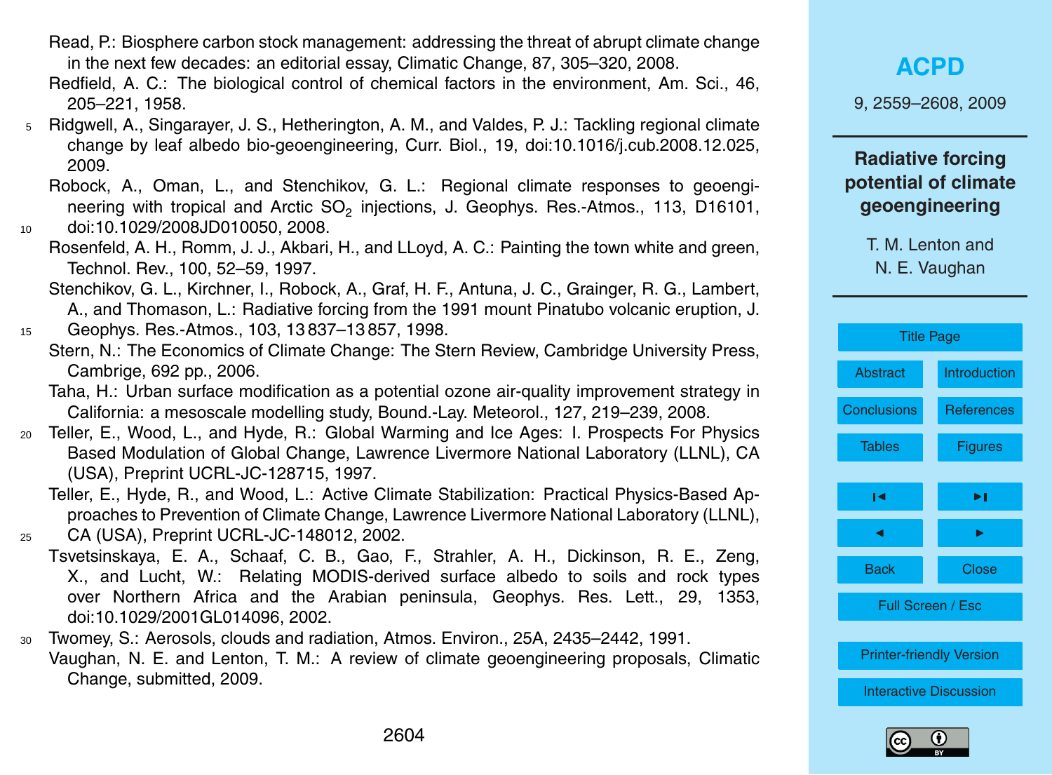Read, P.: Biosphere carbon stock management: addressing the threat of abrupt climate change in the next few decades: an editorial essay, Climatic Change, 87, 305–320, 2008.

Redfield, A. C.: The biological control of chemical factors in the environment, Am. Sci., 46, 205–221, 1958.

Ridgwell, A., Singarayer, J. S., Hetherington, A. M., and Valdes, P. J.: Tackling regional climate change by leaf albedo bio-geoengineering, Curr. Biol., 19, doi:10.1016/j.cub.2008.12.025, 2009.

Robock, A., Oman, L., and Stenchikov, G. L.: Regional climate responses to geoengineering with tropical and Arctic $SO_2$ injections, J. Geophys. Res.-Atmos., 113, D16101, doi:10.1029/2008JD010050, 2008.

Rosenfeld, A. H., Romm, J. J., Akbari, H., and LLoyd, A. C.: Painting the town white and green, Technol. Rev., 100, 52–59, 1997.

Stenchikov, G. L., Kirchner, I., Robock, A., Graf, H. F., Antuna, J. C., Grainger, R. G., Lambert, A., and Thomason, L.: Radiative forcing from the 1991 mount Pinatubo volcanic eruption, J. Geophys. Res.-Atmos., 103, 13 837–13 857, 1998.

Stern, N.: The Economics of Climate Change: The Stern Review, Cambridge University Press, Cambrige, 692 pp., 2006.

Taha, H.: Urban surface modification as a potential ozone air-quality improvement strategy in California: a mesoscale modelling study, Bound.-Lay. Meteorol., 127, 219–239, 2008.

Teller, E., Wood, L., and Hyde, R.: Global Warming and Ice Ages: I. Prospects For Physics Based Modulation of Global Change, Lawrence Livermore National Laboratory (LLNL), CA (USA), Preprint UCRL-JC-128715, 1997.

Teller, E., Hyde, R., and Wood, L.: Active Climate Stabilization: Practical Physics-Based Approaches to Prevention of Climate Change, Lawrence Livermore National Laboratory (LLNL), CA (USA), Preprint UCRL-JC-148012, 2002.

Tsvetsinskaya, E. A., Schaaf, C. B., Gao, F., Strahler, A. H., Dickinson, R. E., Zeng, X., and Lucht, W.: Relating MODIS-derived surface albedo to soils and rock types over Northern Africa and the Arabian peninsula, Geophys. Res. Lett., 29, 1353, doi:10.1029/2001GL014096, 2002.

Twomey, S.: Aerosols, clouds and radiation, Atmos. Environ., 25A, 2435–2442, 1991.

Vaughan, N. E. and Lenton, T. M.: A review of climate geoengineering proposals, Climatic Change, submitted, 2009.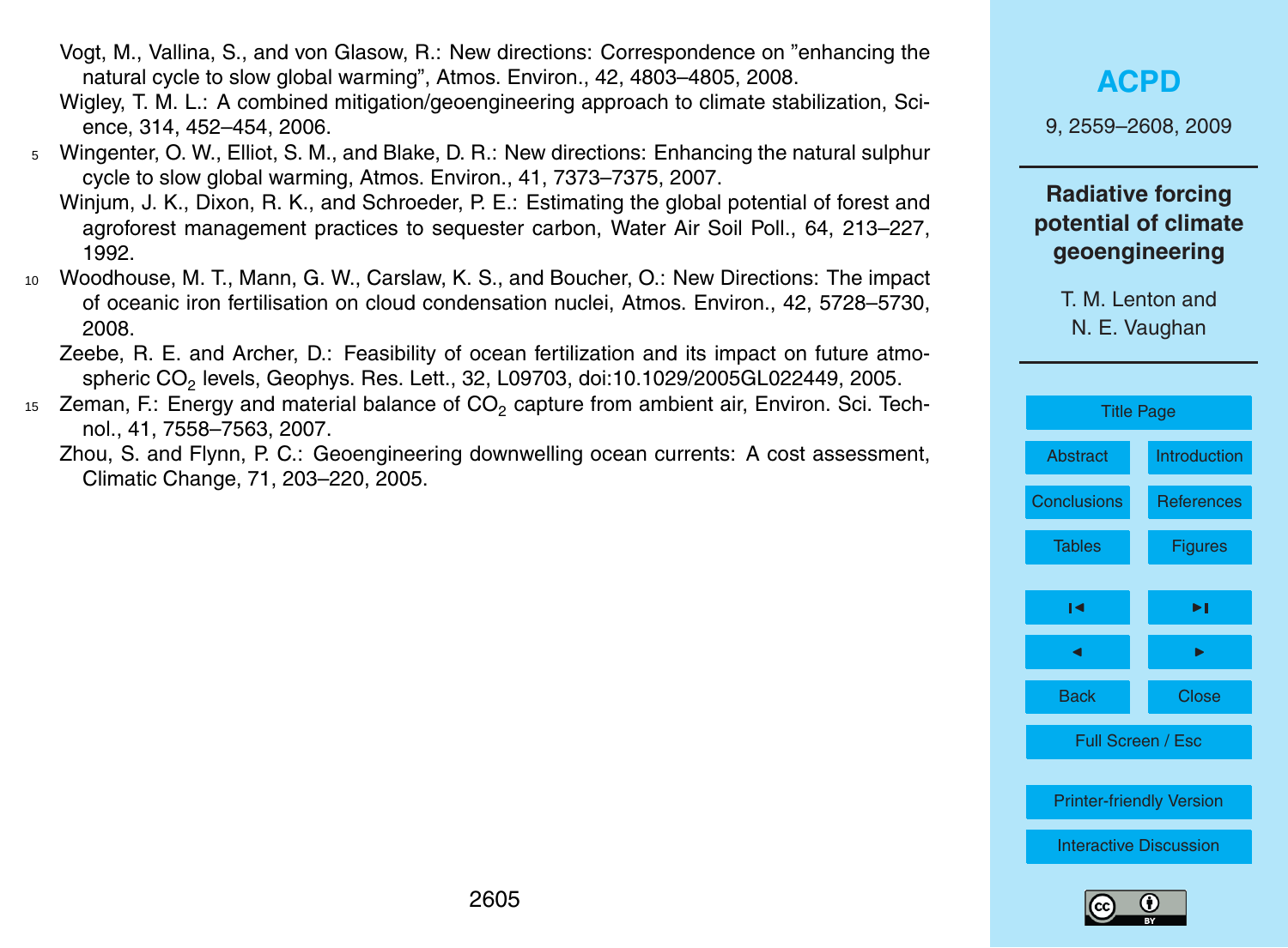Vogt, M., Vallina, S., and von Glasow, R.: New directions: Correspondence on "enhancing the natural cycle to slow global warming", Atmos. Environ., 42, 4803–4805, 2008.

Wigley, T. M. L.: A combined mitigation/geoengineering approach to climate stabilization, Science, 314, 452–454, 2006.

Wingenter, O. W., Elliot, S. M., and Blake, D. R.: New directions: Enhancing the natural sulphur cycle to slow global warming, Atmos. Environ., 41, 7373–7375, 2007.

Winjum, J. K., Dixon, R. K., and Schroeder, P. E.: Estimating the global potential of forest and agroforest management practices to sequester carbon, Water Air Soil Poll., 64, 213–227, 1992.

Woodhouse, M. T., Mann, G. W., Carslaw, K. S., and Boucher, O.: New Directions: The impact of oceanic iron fertilisation on cloud condensation nuclei, Atmos. Environ., 42, 5728–5730, 2008.

Zeebe, R. E. and Archer, D.: Feasibility of ocean fertilization and its impact on future atmospheric $CO_2$ levels, Geophys. Res. Lett., 32, L09703, doi:10.1029/2005GL022449, 2005.

Zeman, F.: Energy and material balance of $CO_2$ capture from ambient air, Environ. Sci. Technol., 41, 7558–7563, 2007.

Zhou, S. and Flynn, P. C.: Geoengineering downwelling ocean currents: A cost assessment, Climatic Change, 71, 203–220, 2005.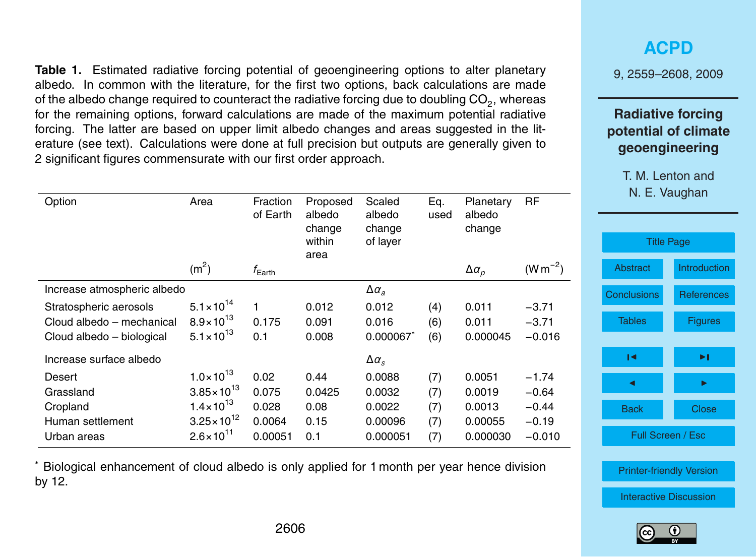**Table 1.** Estimated radiative forcing potential of geoengineering options to alter planetary albedo. In common with the literature, for the first two options, back calculations are made of the albedo change required to counteract the radiative forcing due to doubling $CO_2$, whereas for the remaining options, forward calculations are made of the maximum potential radiative forcing. The latter are based on upper limit albedo changes and areas suggested in the literature (see text). Calculations were done at full precision but outputs are generally given to 2 significant figures commensurate with our first order approach.

| Option | Area ($m^2$) | Fraction of Earth $f_{Earth}$ | Proposed albedo change within area | Scaled albedo change of layer | Eq. used | Planetary albedo change $\Delta\alpha_p$ | RF ($W\,m^{-2}$) |
|---|---|---|---|---|---|---|---|
| Increase atmospheric albedo | | | | $\Delta\alpha_a$ | | | |
| Stratospheric aerosols | $5.1\times10^{14}$ | 1 | 0.012 | 0.012 | (4) | 0.011 | −3.71 |
| Cloud albedo – mechanical | $8.9\times10^{13}$ | 0.175 | 0.091 | 0.016 | (6) | 0.011 | −3.71 |
| Cloud albedo – biological | $5.1\times10^{13}$ | 0.1 | 0.008 | 0.000067* | (6) | 0.000045 | −0.016 |
| Increase surface albedo | | | | $\Delta\alpha_s$ | | | |
| Desert | $1.0\times10^{13}$ | 0.02 | 0.44 | 0.0088 | (7) | 0.0051 | −1.74 |
| Grassland | $3.85\times10^{13}$ | 0.075 | 0.0425 | 0.0032 | (7) | 0.0019 | −0.64 |
| Cropland | $1.4\times10^{13}$ | 0.028 | 0.08 | 0.0022 | (7) | 0.0013 | −0.44 |
| Human settlement | $3.25\times10^{12}$ | 0.0064 | 0.15 | 0.00096 | (7) | 0.00055 | −0.19 |
| Urban areas | $2.6\times10^{11}$ | 0.00051 | 0.1 | 0.000051 | (7) | 0.000030 | −0.010 |

* Biological enhancement of cloud albedo is only applied for 1 month per year hence division by 12.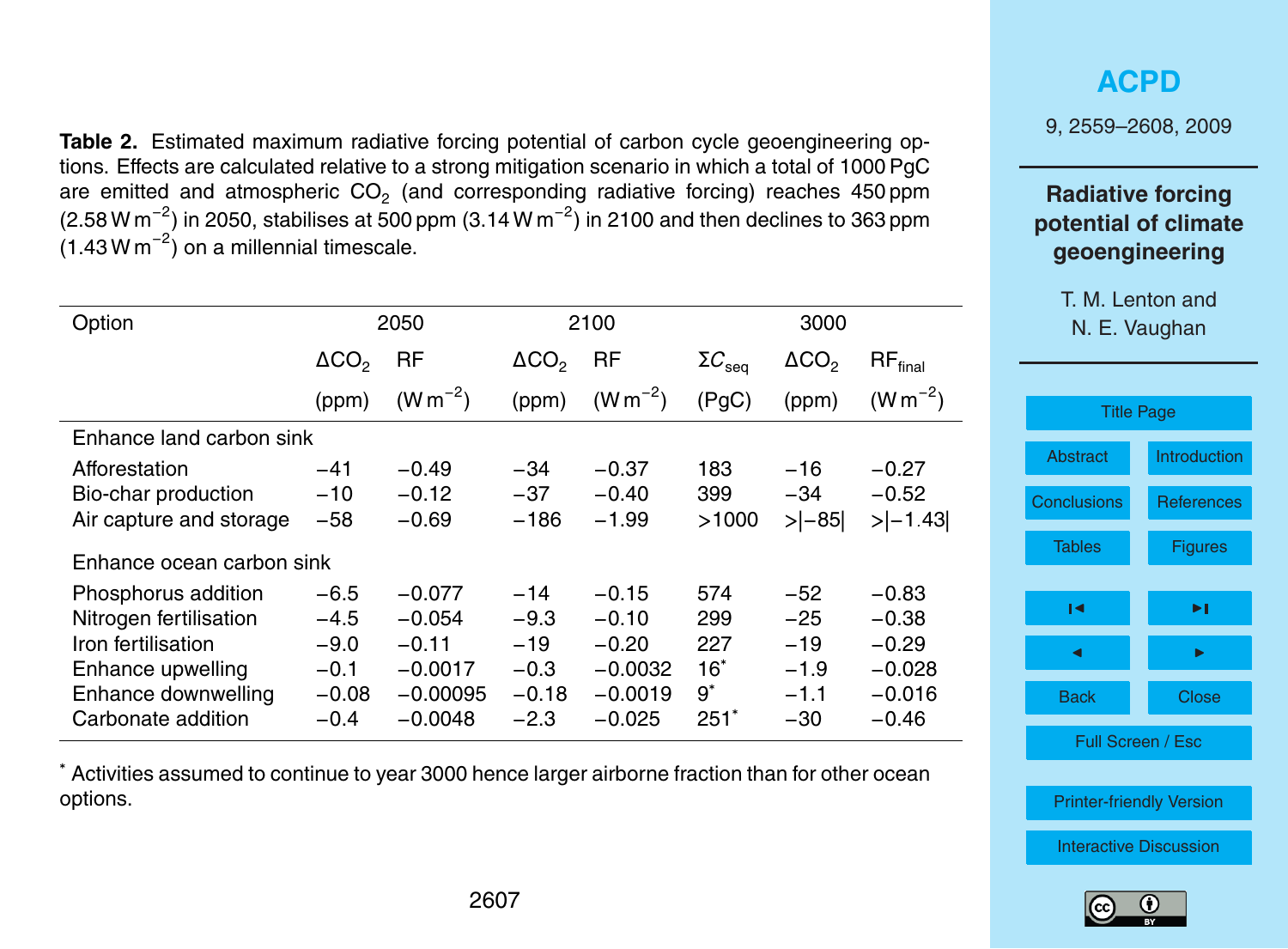**Table 2.** Estimated maximum radiative forcing potential of carbon cycle geoengineering options. Effects are calculated relative to a strong mitigation scenario in which a total of 1000 PgC are emitted and atmospheric $CO_2$ (and corresponding radiative forcing) reaches 450 ppm (2.58 $W m^{-2}$) in 2050, stabilises at 500 ppm (3.14 $W m^{-2}$) in 2100 and then declines to 363 ppm (1.43 $W m^{-2}$) on a millennial timescale.

| Option | 2050 | | 2100 | | 3000 | | |
|---|---|---|---|---|---|---|---|
| | $\Delta CO_2$ | RF | $\Delta CO_2$ | RF | $\Sigma C_{seq}$ | $\Delta CO_2$ | $RF_{final}$ |
| | (ppm) | ($W m^{-2}$) | (ppm) | ($W m^{-2}$) | (PgC) | (ppm) | ($W m^{-2}$) |
| Enhance land carbon sink | | | | | | | |
| Afforestation | −41 | −0.49 | −34 | −0.37 | 183 | −16 | −0.27 |
| Bio-char production | −10 | −0.12 | −37 | −0.40 | 399 | −34 | −0.52 |
| Air capture and storage | −58 | −0.69 | −186 | −1.99 | >1000 | >\|−85\| | >\|−1.43\| |
| Enhance ocean carbon sink | | | | | | | |
| Phosphorus addition | −6.5 | −0.077 | −14 | −0.15 | 574 | −52 | −0.83 |
| Nitrogen fertilisation | −4.5 | −0.054 | −9.3 | −0.10 | 299 | −25 | −0.38 |
| Iron fertilisation | −9.0 | −0.11 | −19 | −0.20 | 227 | −19 | −0.29 |
| Enhance upwelling | −0.1 | −0.0017 | −0.3 | −0.0032 | 16* | −1.9 | −0.028 |
| Enhance downwelling | −0.08 | −0.00095 | −0.18 | −0.0019 | 9* | −1.1 | −0.016 |
| Carbonate addition | −0.4 | −0.0048 | −2.3 | −0.025 | 251* | −30 | −0.46 |

* Activities assumed to continue to year 3000 hence larger airborne fraction than for other ocean options.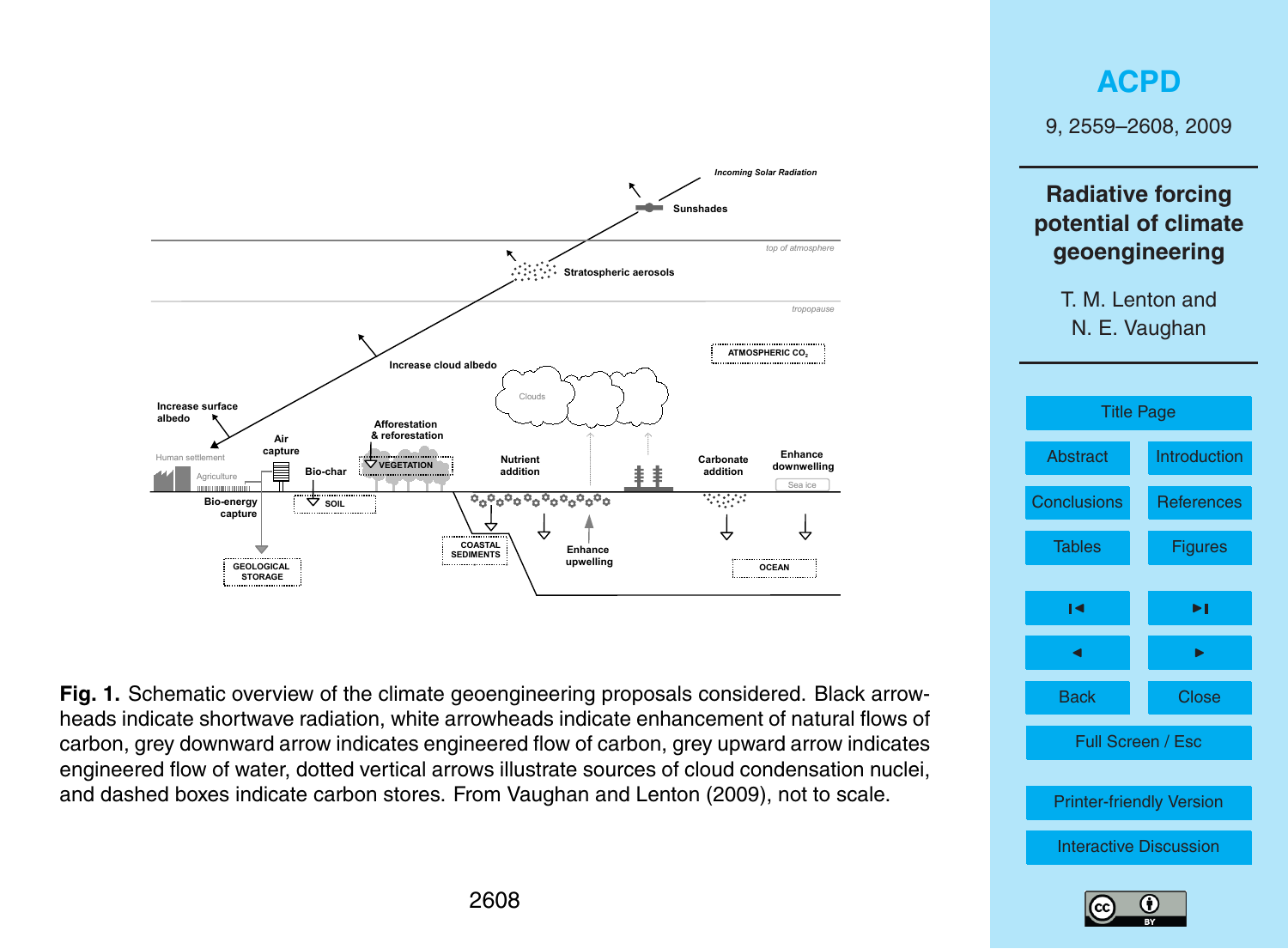Incoming Solar Radiation

Sunshades

top of atmosphere

Stratospheric aerosols

tropopause

ATMOSPHERIC $CO_2$

Increase cloud albedo

Clouds

Increase surface albedo

Human settlement

Agriculture

Air capture

Afforestation & reforestation

VEGETATION

Bio-char

Nutrient addition

Carbonate addition

Enhance downwelling

Sea ice

Bio-energy capture

SOIL

COASTAL SEDIMENTS

Enhance upwelling

OCEAN

GEOLOGICAL STORAGE

**Fig. 1.** Schematic overview of the climate geoengineering proposals considered. Black arrowheads indicate shortwave radiation, white arrowheads indicate enhancement of natural flows of carbon, grey downward arrow indicates engineered flow of carbon, grey upward arrow indicates engineered flow of water, dotted vertical arrows illustrate sources of cloud condensation nuclei, and dashed boxes indicate carbon stores. From Vaughan and Lenton (2009), not to scale.